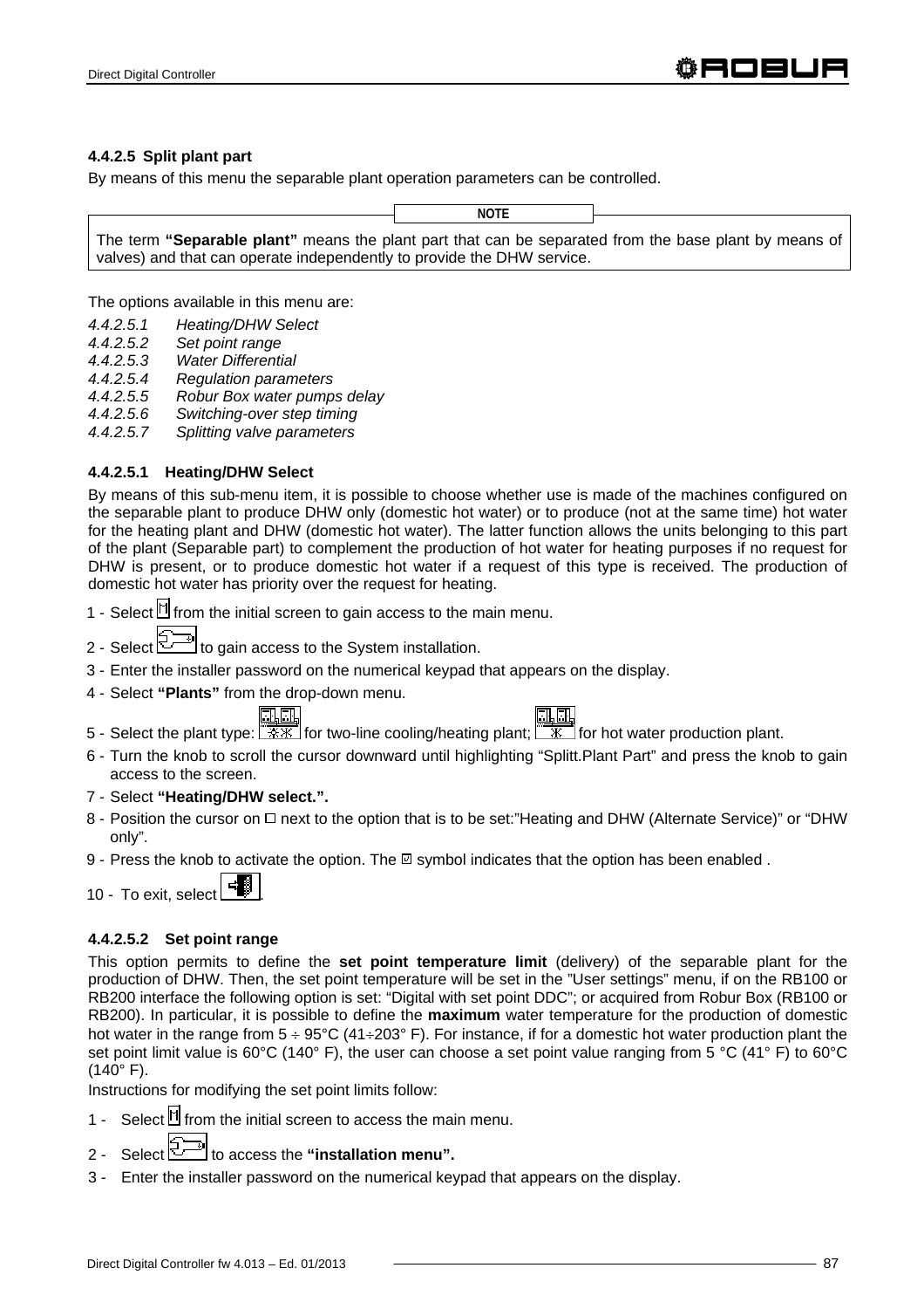#### 4.4.2.5 Split plant part

By means of this menu the separable plant operation parameters can be controlled.

> **NOTE**
>
> The term **"Separable plant"** means the plant part that can be separated from the base plant by means of valves) and that can operate independently to provide the DHW service.

The options available in this menu are:

*4.4.2.5.1 Heating/DHW Select*
*4.4.2.5.2 Set point range*
*4.4.2.5.3 Water Differential*
*4.4.2.5.4 Regulation parameters*
*4.4.2.5.5 Robur Box water pumps delay*
*4.4.2.5.6 Switching-over step timing*
*4.4.2.5.7 Splitting valve parameters*

##### 4.4.2.5.1 Heating/DHW Select

By means of this sub-menu item, it is possible to choose whether use is made of the machines configured on the separable plant to produce DHW only (domestic hot water) or to produce (not at the same time) hot water for the heating plant and DHW (domestic hot water). The latter function allows the units belonging to this part of the plant (Separable part) to complement the production of hot water for heating purposes if no request for DHW is present, or to produce domestic hot water if a request of this type is received. The production of domestic hot water has priority over the request for heating.

1 - Select from the initial screen to gain access to the main menu.
2 - Select to gain access to the System installation.
3 - Enter the installer password on the numerical keypad that appears on the display.
4 - Select **"Plants"** from the drop-down menu.
5 - Select the plant type: for two-line cooling/heating plant; for hot water production plant.
6 - Turn the knob to scroll the cursor downward until highlighting "Splitt.Plant Part" and press the knob to gain access to the screen.
7 - Select **"Heating/DHW select."**.
8 - Position the cursor on ☐ next to the option that is to be set:"Heating and DHW (Alternate Service)" or "DHW only".
9 - Press the knob to activate the option. The ☑ symbol indicates that the option has been enabled .
10 - To exit, select .

##### 4.4.2.5.2 Set point range

This option permits to define the **set point temperature limit** (delivery) of the separable plant for the production of DHW. Then, the set point temperature will be set in the "User settings" menu, if on the RB100 or RB200 interface the following option is set: "Digital with set point DDC"; or acquired from Robur Box (RB100 or RB200). In particular, it is possible to define the **maximum** water temperature for the production of domestic hot water in the range from 5 ÷ 95°C (41÷203° F). For instance, if for a domestic hot water production plant the set point limit value is 60°C (140° F), the user can choose a set point value ranging from 5 °C (41° F) to 60°C (140° F).

Instructions for modifying the set point limits follow:

1 - Select from the initial screen to access the main menu.
2 - Select to access the **"installation menu".**
3 - Enter the installer password on the numerical keypad that appears on the display.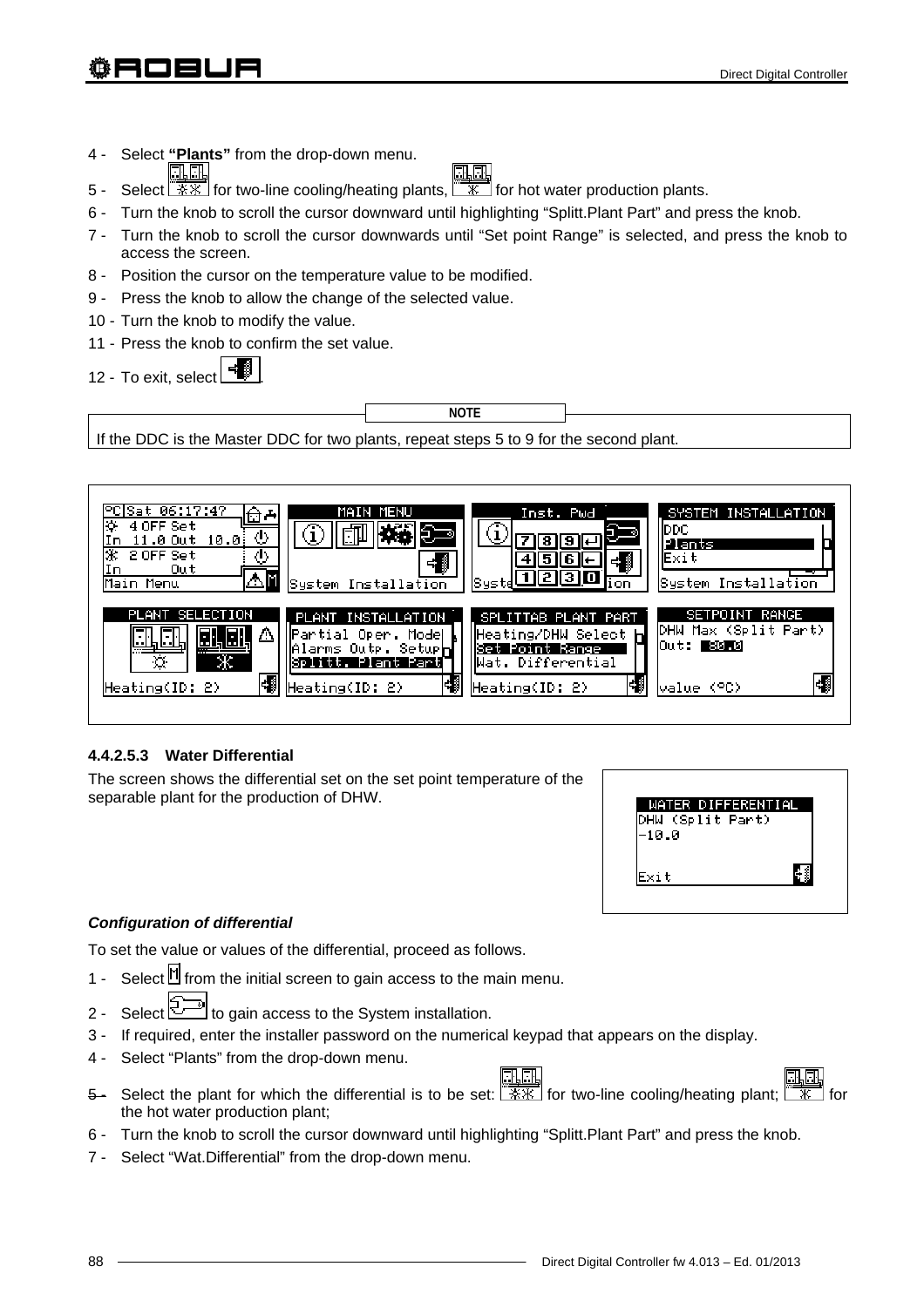4 - Select **"Plants"** from the drop-down menu.

5 - Select  for two-line cooling/heating plants,  for hot water production plants.

6 - Turn the knob to scroll the cursor downward until highlighting "Splitt.Plant Part" and press the knob.

7 - Turn the knob to scroll the cursor downwards until "Set point Range" is selected, and press the knob to access the screen.

8 - Position the cursor on the temperature value to be modified.

9 - Press the knob to allow the change of the selected value.

10 - Turn the knob to modify the value.

11 - Press the knob to confirm the set value.

12 - To exit, select .

**NOTE**

If the DDC is the Master DDC for two plants, repeat steps 5 to 9 for the second plant.

#### 4.4.2.5.3 Water Differential

The screen shows the differential set on the set point temperature of the separable plant for the production of DHW.

***Configuration of differential***

To set the value or values of the differential, proceed as follows.

1 - Select  from the initial screen to gain access to the main menu.

2 - Select  to gain access to the System installation.

3 - If required, enter the installer password on the numerical keypad that appears on the display.

4 - Select "Plants" from the drop-down menu.

5 - Select the plant for which the differential is to be set:  for two-line cooling/heating plant;  for the hot water production plant;

6 - Turn the knob to scroll the cursor downward until highlighting "Splitt.Plant Part" and press the knob.

7 - Select "Wat.Differential" from the drop-down menu.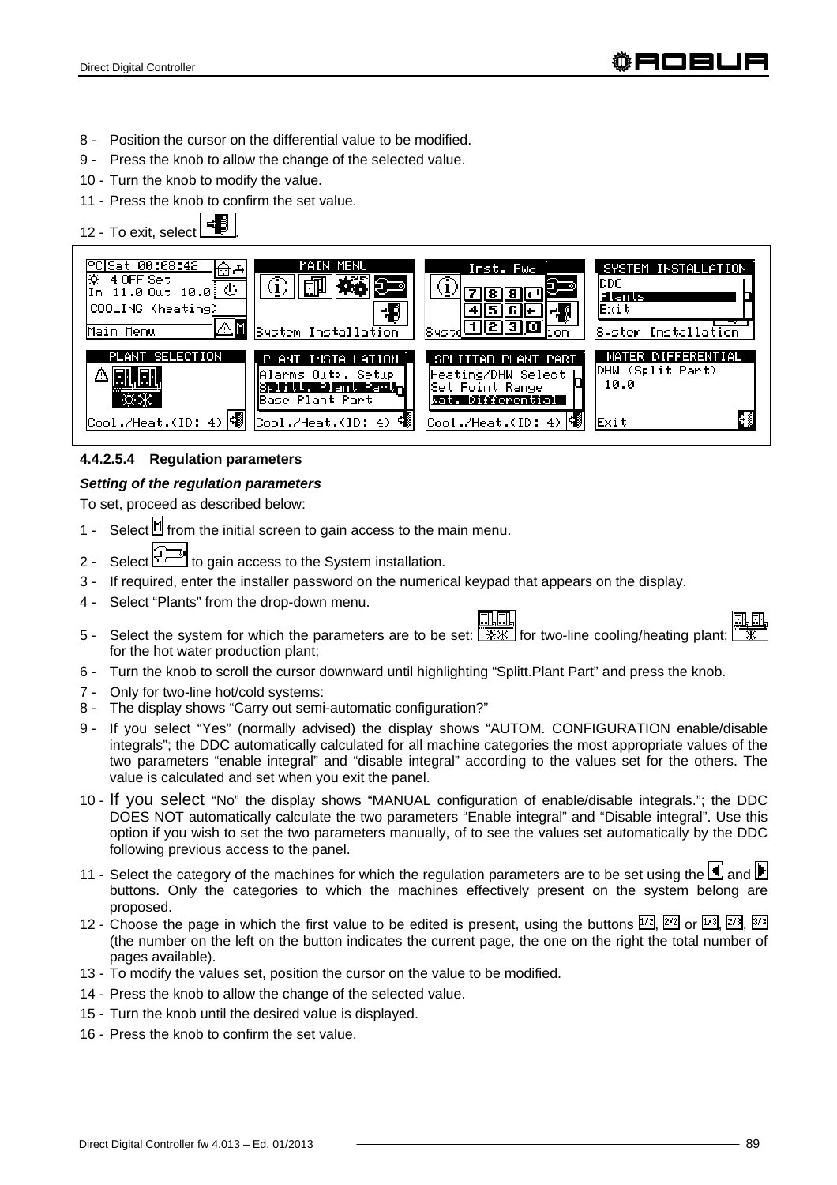8 - Position the cursor on the differential value to be modified.
9 - Press the knob to allow the change of the selected value.
10 - Turn the knob to modify the value.
11 - Press the knob to confirm the set value.
12 - To exit, select .

#### 4.4.2.5.4 Regulation parameters

***Setting of the regulation parameters***

To set, proceed as described below:

1 - Select  from the initial screen to gain access to the main menu.
2 - Select  to gain access to the System installation.
3 - If required, enter the installer password on the numerical keypad that appears on the display.
4 - Select "Plants" from the drop-down menu.
5 - Select the system for which the parameters are to be set:  for two-line cooling/heating plant;  for the hot water production plant;
6 - Turn the knob to scroll the cursor downward until highlighting "Splitt.Plant Part" and press the knob.
7 - Only for two-line hot/cold systems:
8 - The display shows "Carry out semi-automatic configuration?"
9 - If you select "Yes" (normally advised) the display shows "AUTOM. CONFIGURATION enable/disable integrals"; the DDC automatically calculated for all machine categories the most appropriate values of the two parameters "enable integral" and "disable integral" according to the values set for the others. The value is calculated and set when you exit the panel.
10 - If you select "No" the display shows "MANUAL configuration of enable/disable integrals."; the DDC DOES NOT automatically calculate the two parameters "Enable integral" and "Disable integral". Use this option if you wish to set the two parameters manually, of to see the values set automatically by the DDC following previous access to the panel.
11 - Select the category of the machines for which the regulation parameters are to be set using the  and  buttons. Only the categories to which the machines effectively present on the system belong are proposed.
12 - Choose the page in which the first value to be edited is present, using the buttons 1/2, 2/2 or 1/3, 2/3, 3/3 (the number on the left on the button indicates the current page, the one on the right the total number of pages available).
13 - To modify the values set, position the cursor on the value to be modified.
14 - Press the knob to allow the change of the selected value.
15 - Turn the knob until the desired value is displayed.
16 - Press the knob to confirm the set value.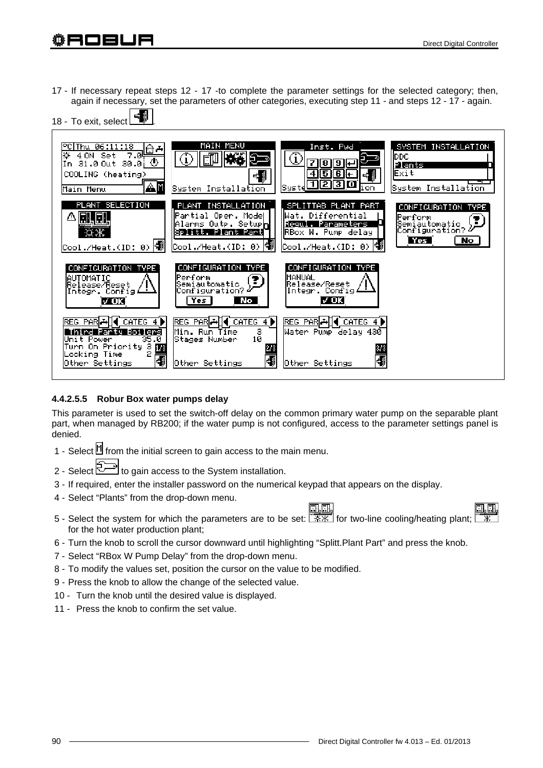17 - If necessary repeat steps 12 - 17 -to complete the parameter settings for the selected category; then, again if necessary, set the parameters of other categories, executing step 11 - and steps 12 - 17 - again.

18 - To exit, select .

#### 4.4.2.5.5 Robur Box water pumps delay

This parameter is used to set the switch-off delay on the common primary water pump on the separable plant part, when managed by RB200; if the water pump is not configured, access to the parameter settings panel is denied.

1 - Select  from the initial screen to gain access to the main menu.

2 - Select  to gain access to the System installation.

3 - If required, enter the installer password on the numerical keypad that appears on the display.

4 - Select “Plants” from the drop-down menu.

5 - Select the system for which the parameters are to be set:  for two-line cooling/heating plant;  for the hot water production plant;

6 - Turn the knob to scroll the cursor downward until highlighting “Splitt.Plant Part” and press the knob.

7 - Select “RBox W Pump Delay” from the drop-down menu.

8 - To modify the values set, position the cursor on the value to be modified.

9 - Press the knob to allow the change of the selected value.

10 - Turn the knob until the desired value is displayed.

11 - Press the knob to confirm the set value.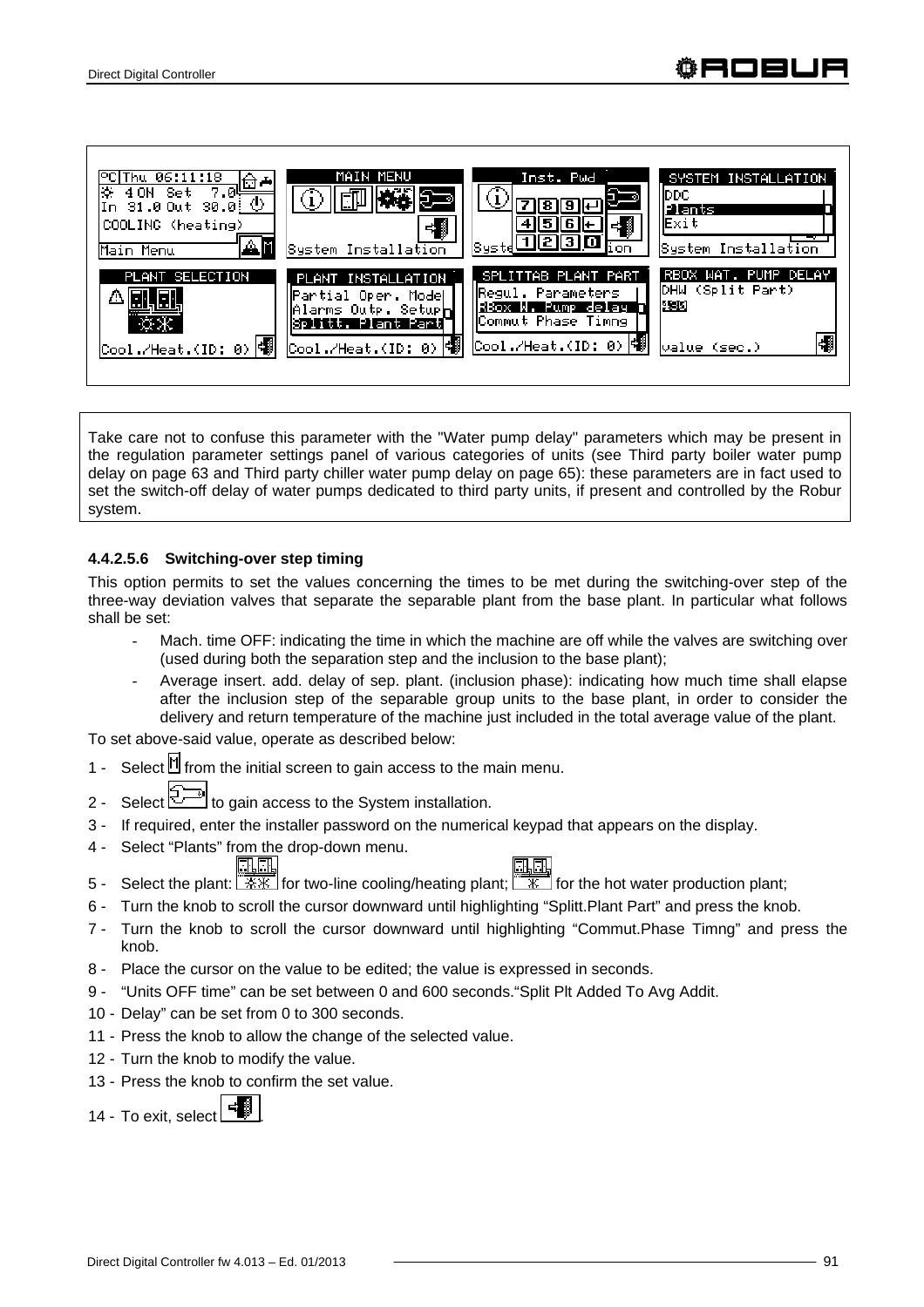Take care not to confuse this parameter with the "Water pump delay" parameters which may be present in the regulation parameter settings panel of various categories of units (see Third party boiler water pump delay on page 63 and Third party chiller water pump delay on page 65): these parameters are in fact used to set the switch-off delay of water pumps dedicated to third party units, if present and controlled by the Robur system.

#### 4.4.2.5.6 Switching-over step timing

This option permits to set the values concerning the times to be met during the switching-over step of the three-way deviation valves that separate the separable plant from the base plant. In particular what follows shall be set:

- Mach. time OFF: indicating the time in which the machine are off while the valves are switching over (used during both the separation step and the inclusion to the base plant);
- Average insert. add. delay of sep. plant. (inclusion phase): indicating how much time shall elapse after the inclusion step of the separable group units to the base plant, in order to consider the delivery and return temperature of the machine just included in the total average value of the plant.

To set above-said value, operate as described below:

1 - Select M from the initial screen to gain access to the main menu.
2 - Select [icon] to gain access to the System installation.
3 - If required, enter the installer password on the numerical keypad that appears on the display.
4 - Select "Plants" from the drop-down menu.
5 - Select the plant: [icon] for two-line cooling/heating plant; [icon] for the hot water production plant;
6 - Turn the knob to scroll the cursor downward until highlighting "Splitt.Plant Part" and press the knob.
7 - Turn the knob to scroll the cursor downward until highlighting "Commut.Phase Timng" and press the knob.
8 - Place the cursor on the value to be edited; the value is expressed in seconds.
9 - "Units OFF time" can be set between 0 and 600 seconds."Split Plt Added To Avg Addit.
10 - Delay" can be set from 0 to 300 seconds.
11 - Press the knob to allow the change of the selected value.
12 - Turn the knob to modify the value.
13 - Press the knob to confirm the set value.
14 - To exit, select [icon].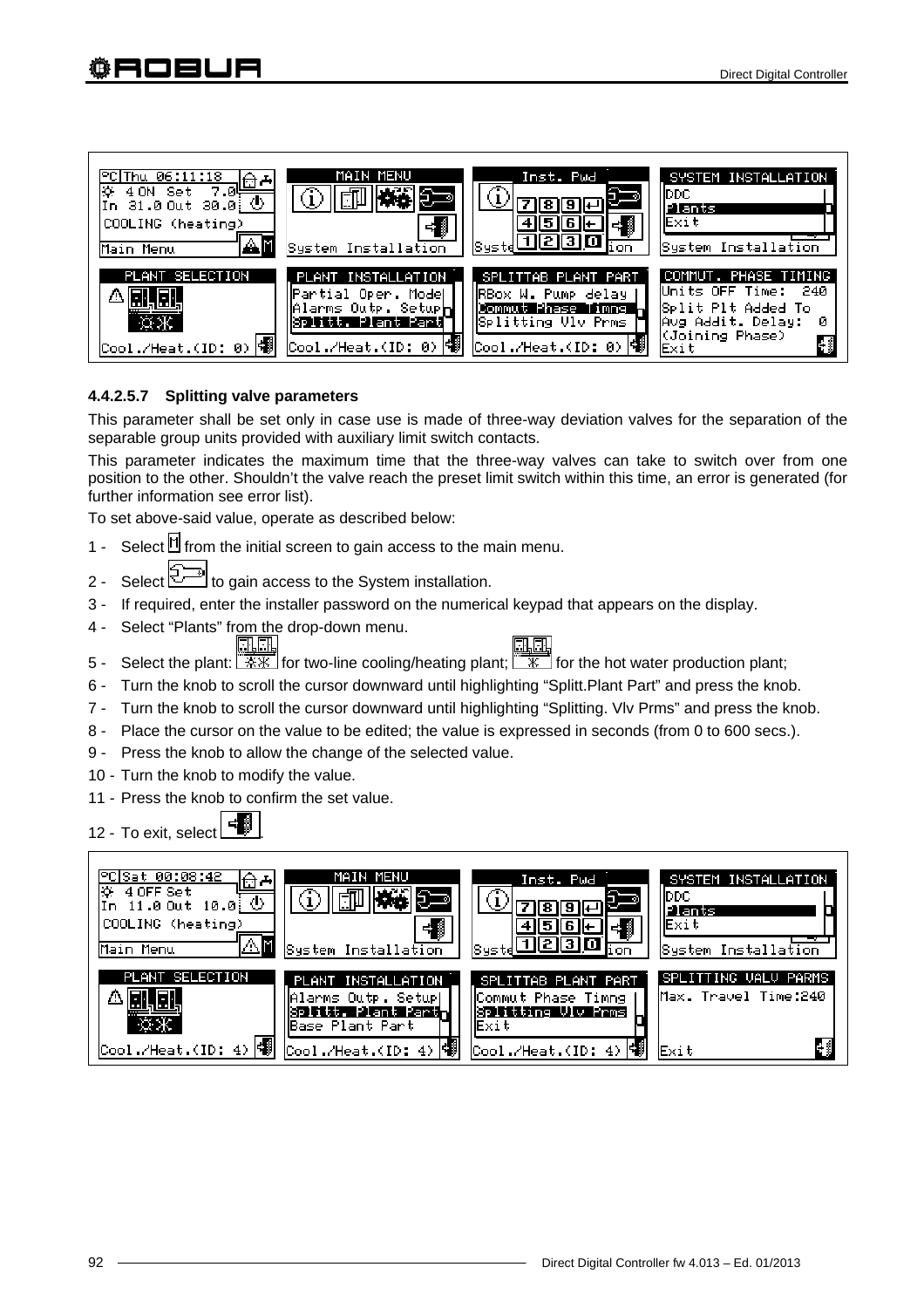#### 4.4.2.5.7 Splitting valve parameters

This parameter shall be set only in case use is made of three-way deviation valves for the separation of the separable group units provided with auxiliary limit switch contacts.

This parameter indicates the maximum time that the three-way valves can take to switch over from one position to the other. Shouldn't the valve reach the preset limit switch within this time, an error is generated (for further information see error list).

To set above-said value, operate as described below:

1 - Select [M] from the initial screen to gain access to the main menu.
2 - Select [System installation icon] to gain access to the System installation.
3 - If required, enter the installer password on the numerical keypad that appears on the display.
4 - Select "Plants" from the drop-down menu.
5 - Select the plant: [two-line cooling/heating plant icon] for two-line cooling/heating plant; [hot water production plant icon] for the hot water production plant;
6 - Turn the knob to scroll the cursor downward until highlighting "Splitt.Plant Part" and press the knob.
7 - Turn the knob to scroll the cursor downward until highlighting "Splitting. Vlv Prms" and press the knob.
8 - Place the cursor on the value to be edited; the value is expressed in seconds (from 0 to 600 secs.).
9 - Press the knob to allow the change of the selected value.
10 - Turn the knob to modify the value.
11 - Press the knob to confirm the set value.
12 - To exit, select [Exit icon].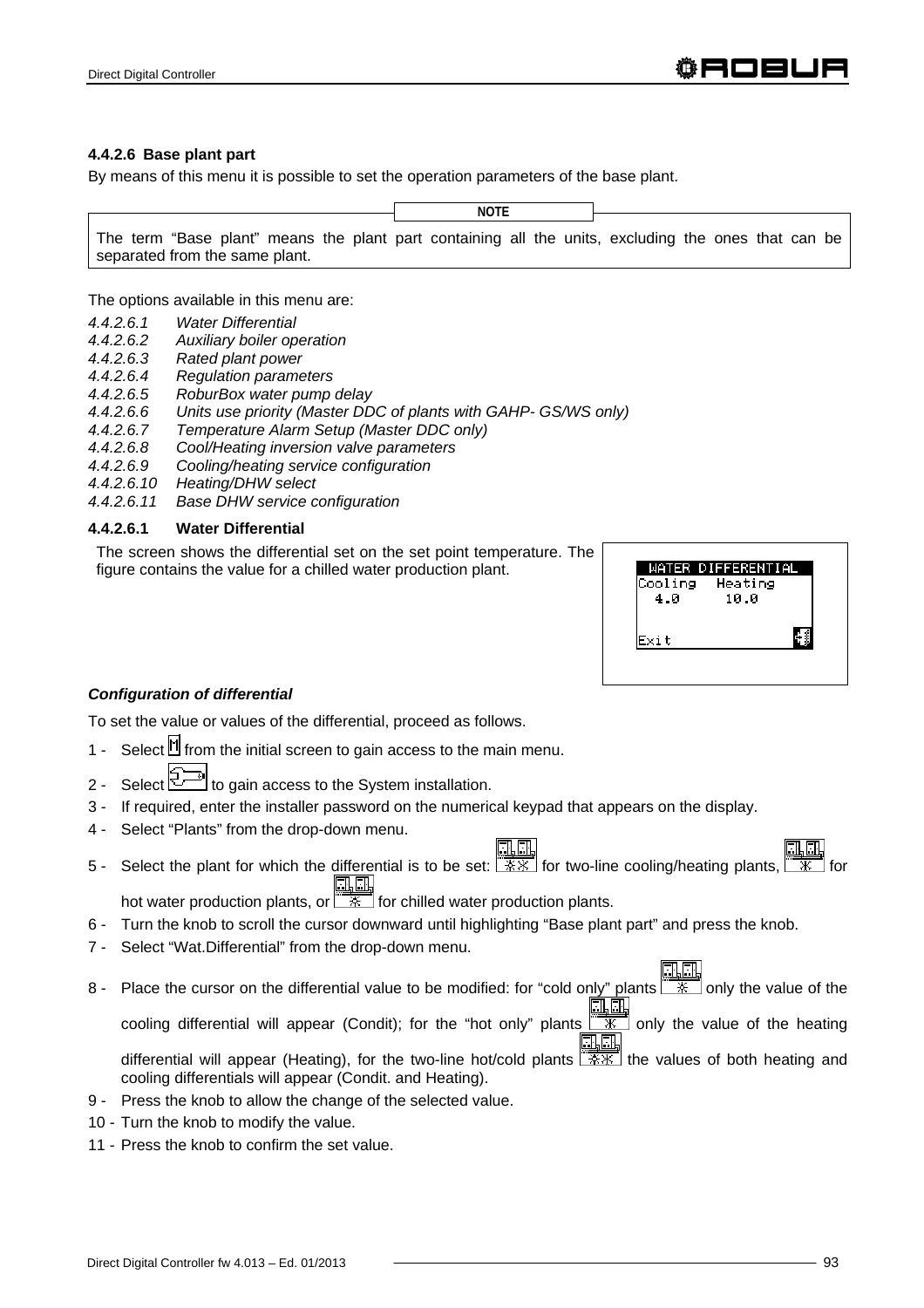### 4.4.2.6 Base plant part

By means of this menu it is possible to set the operation parameters of the base plant.

**NOTE**

The term "Base plant" means the plant part containing all the units, excluding the ones that can be separated from the same plant.

The options available in this menu are:

*4.4.2.6.1 Water Differential*
*4.4.2.6.2 Auxiliary boiler operation*
*4.4.2.6.3 Rated plant power*
*4.4.2.6.4 Regulation parameters*
*4.4.2.6.5 RoburBox water pump delay*
*4.4.2.6.6 Units use priority (Master DDC of plants with GAHP- GS/WS only)*
*4.4.2.6.7 Temperature Alarm Setup (Master DDC only)*
*4.4.2.6.8 Cool/Heating inversion valve parameters*
*4.4.2.6.9 Cooling/heating service configuration*
*4.4.2.6.10 Heating/DHW select*
*4.4.2.6.11 Base DHW service configuration*

#### 4.4.2.6.1 Water Differential

The screen shows the differential set on the set point temperature. The figure contains the value for a chilled water production plant.

```
WATER DIFFERENTIAL
Cooling   Heating
  4.0       10.0

Exit
```

***Configuration of differential***

To set the value or values of the differential, proceed as follows.

1 - Select M from the initial screen to gain access to the main menu.
2 - Select to gain access to the System installation.
3 - If required, enter the installer password on the numerical keypad that appears on the display.
4 - Select "Plants" from the drop-down menu.
5 - Select the plant for which the differential is to be set: for two-line cooling/heating plants, for hot water production plants, or for chilled water production plants.
6 - Turn the knob to scroll the cursor downward until highlighting "Base plant part" and press the knob.
7 - Select "Wat.Differential" from the drop-down menu.
8 - Place the cursor on the differential value to be modified: for "cold only" plants only the value of the cooling differential will appear (Condit); for the "hot only" plants only the value of the heating differential will appear (Heating), for the two-line hot/cold plants the values of both heating and cooling differentials will appear (Condit. and Heating).
9 - Press the knob to allow the change of the selected value.
10 - Turn the knob to modify the value.
11 - Press the knob to confirm the set value.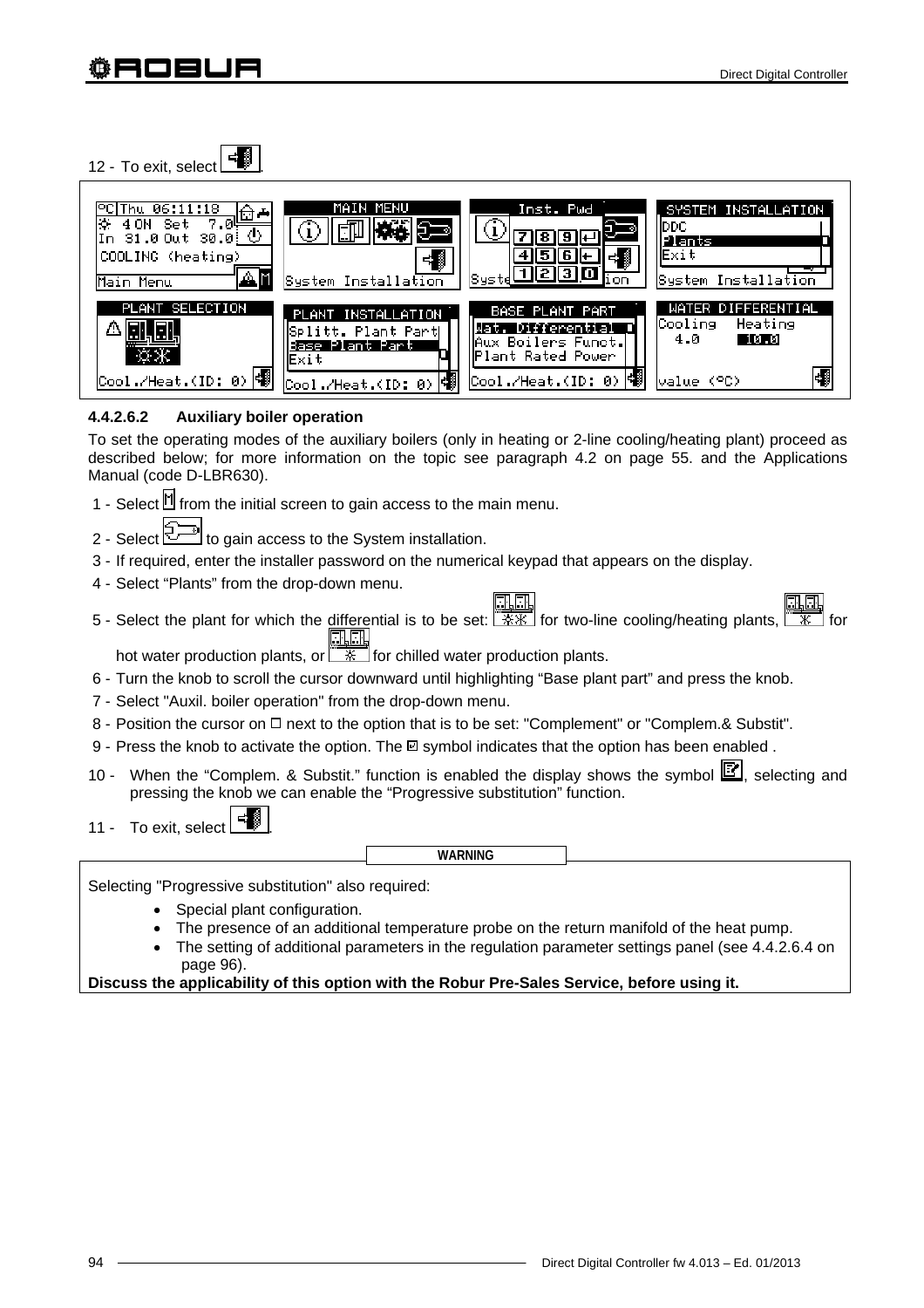12 - To exit, select [exit icon].

4.4.2.6.2 Auxiliary boiler operation

To set the operating modes of the auxiliary boilers (only in heating or 2-line cooling/heating plant) proceed as described below; for more information on the topic see paragraph 4.2 on page 55. and the Applications Manual (code D-LBR630).

1 - Select [M] from the initial screen to gain access to the main menu.
2 - Select [wrench icon] to gain access to the System installation.
3 - If required, enter the installer password on the numerical keypad that appears on the display.
4 - Select "Plants" from the drop-down menu.
5 - Select the plant for which the differential is to be set: [icon] for two-line cooling/heating plants, [icon] for hot water production plants, or [icon] for chilled water production plants.
6 - Turn the knob to scroll the cursor downward until highlighting "Base plant part" and press the knob.
7 - Select "Auxil. boiler operation" from the drop-down menu.
8 - Position the cursor on ☐ next to the option that is to be set: "Complement" or "Complem.& Substit".
9 - Press the knob to activate the option. The ☑ symbol indicates that the option has been enabled .
10 - When the "Complem. & Substit." function is enabled the display shows the symbol [icon], selecting and pressing the knob we can enable the "Progressive substitution" function.
11 - To exit, select [exit icon].

**WARNING**

Selecting "Progressive substitution" also required:

- Special plant configuration.
- The presence of an additional temperature probe on the return manifold of the heat pump.
- The setting of additional parameters in the regulation parameter settings panel (see 4.4.2.6.4 on page 96).

**Discuss the applicability of this option with the Robur Pre-Sales Service, before using it.**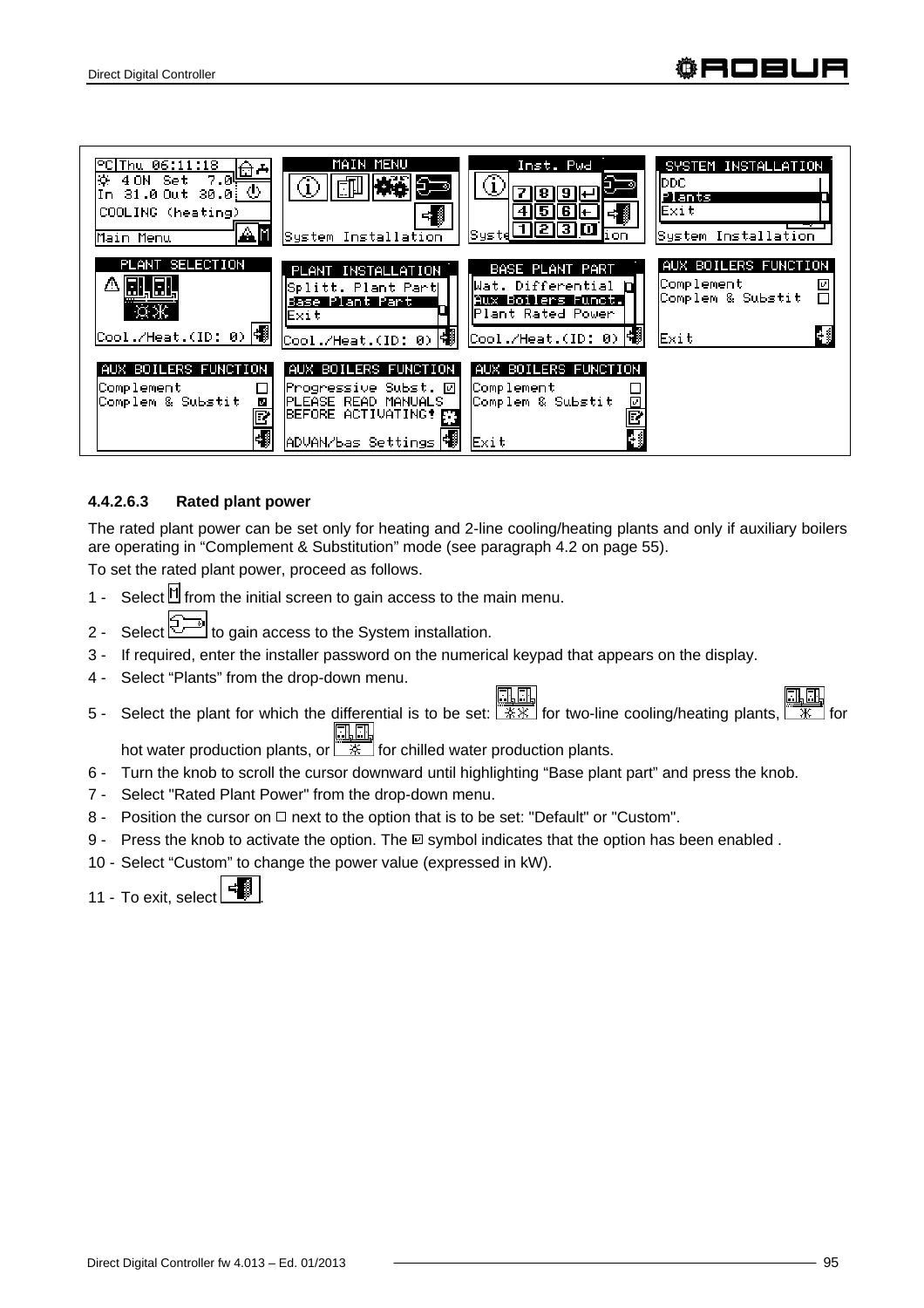#### 4.4.2.6.3 Rated plant power

The rated plant power can be set only for heating and 2-line cooling/heating plants and only if auxiliary boilers are operating in “Complement & Substitution” mode (see paragraph 4.2 on page 55).

To set the rated plant power, proceed as follows.

1 - Select the M button from the initial screen to gain access to the main menu.
2 - Select the System installation icon to gain access to the System installation.
3 - If required, enter the installer password on the numerical keypad that appears on the display.
4 - Select “Plants” from the drop-down menu.
5 - Select the plant for which the differential is to be set: the icon for two-line cooling/heating plants, the icon for hot water production plants, or the icon for chilled water production plants.
6 - Turn the knob to scroll the cursor downward until highlighting “Base plant part” and press the knob.
7 - Select "Rated Plant Power" from the drop-down menu.
8 - Position the cursor on ☐ next to the option that is to be set: "Default" or "Custom".
9 - Press the knob to activate the option. The ☑ symbol indicates that the option has been enabled .
10 - Select “Custom” to change the power value (expressed in kW).
11 - To exit, select the Exit icon.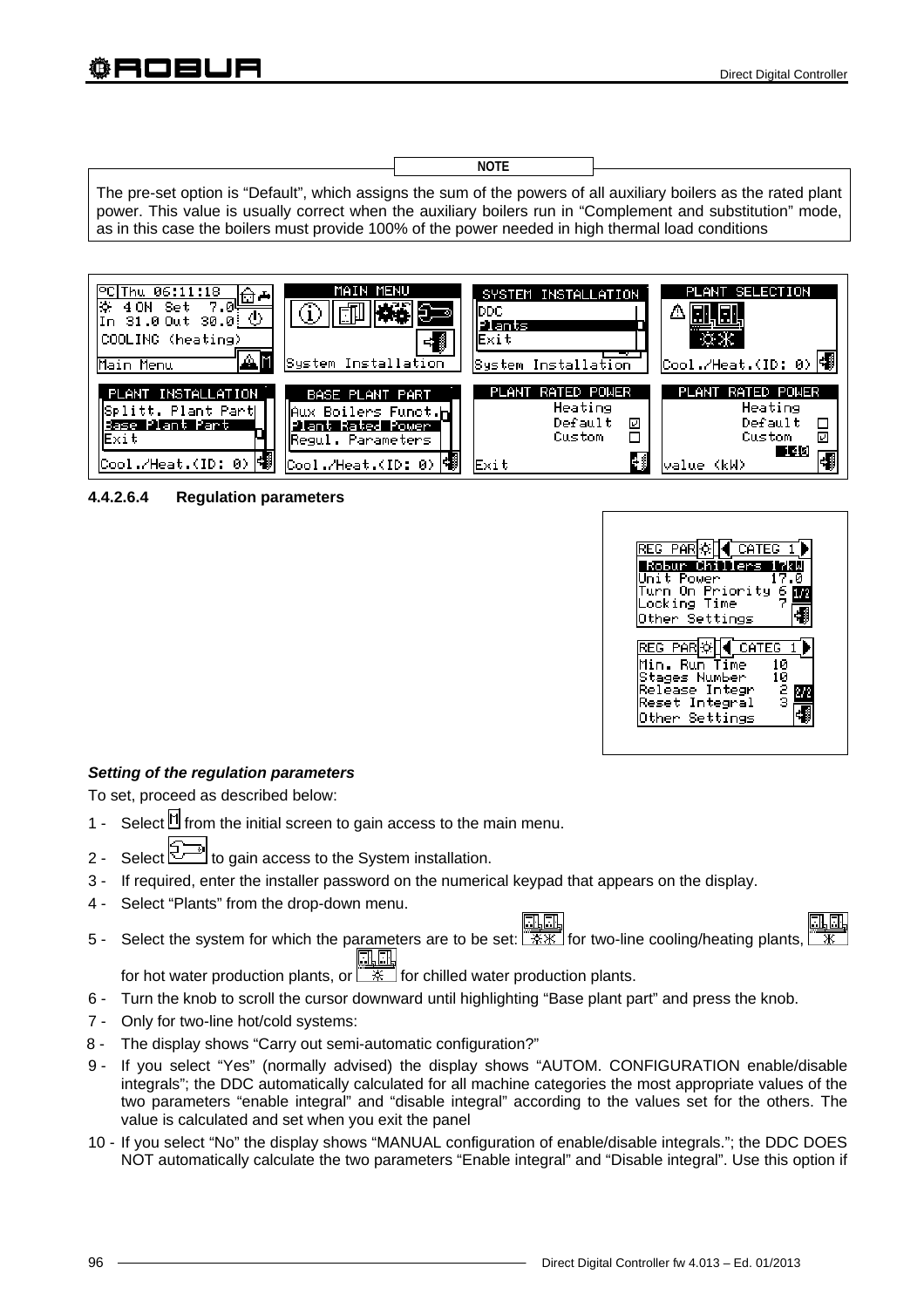**NOTE**

The pre-set option is “Default”, which assigns the sum of the powers of all auxiliary boilers as the rated plant power. This value is usually correct when the auxiliary boilers run in “Complement and substitution” mode, as in this case the boilers must provide 100% of the power needed in high thermal load conditions

#### 4.4.2.6.4 Regulation parameters

***Setting of the regulation parameters***

To set, proceed as described below:

1 - Select [M] from the initial screen to gain access to the main menu.
2 - Select [icon] to gain access to the System installation.
3 - If required, enter the installer password on the numerical keypad that appears on the display.
4 - Select “Plants” from the drop-down menu.
5 - Select the system for which the parameters are to be set: [icon] for two-line cooling/heating plants, [icon] for hot water production plants, or [icon] for chilled water production plants.
6 - Turn the knob to scroll the cursor downward until highlighting “Base plant part” and press the knob.
7 - Only for two-line hot/cold systems:
8 - The display shows “Carry out semi-automatic configuration?”
9 - If you select “Yes” (normally advised) the display shows “AUTOM. CONFIGURATION enable/disable integrals”; the DDC automatically calculated for all machine categories the most appropriate values of the two parameters “enable integral” and “disable integral” according to the values set for the others. The value is calculated and set when you exit the panel
10 - If you select “No” the display shows “MANUAL configuration of enable/disable integrals.”; the DDC DOES NOT automatically calculate the two parameters “Enable integral” and “Disable integral”. Use this option if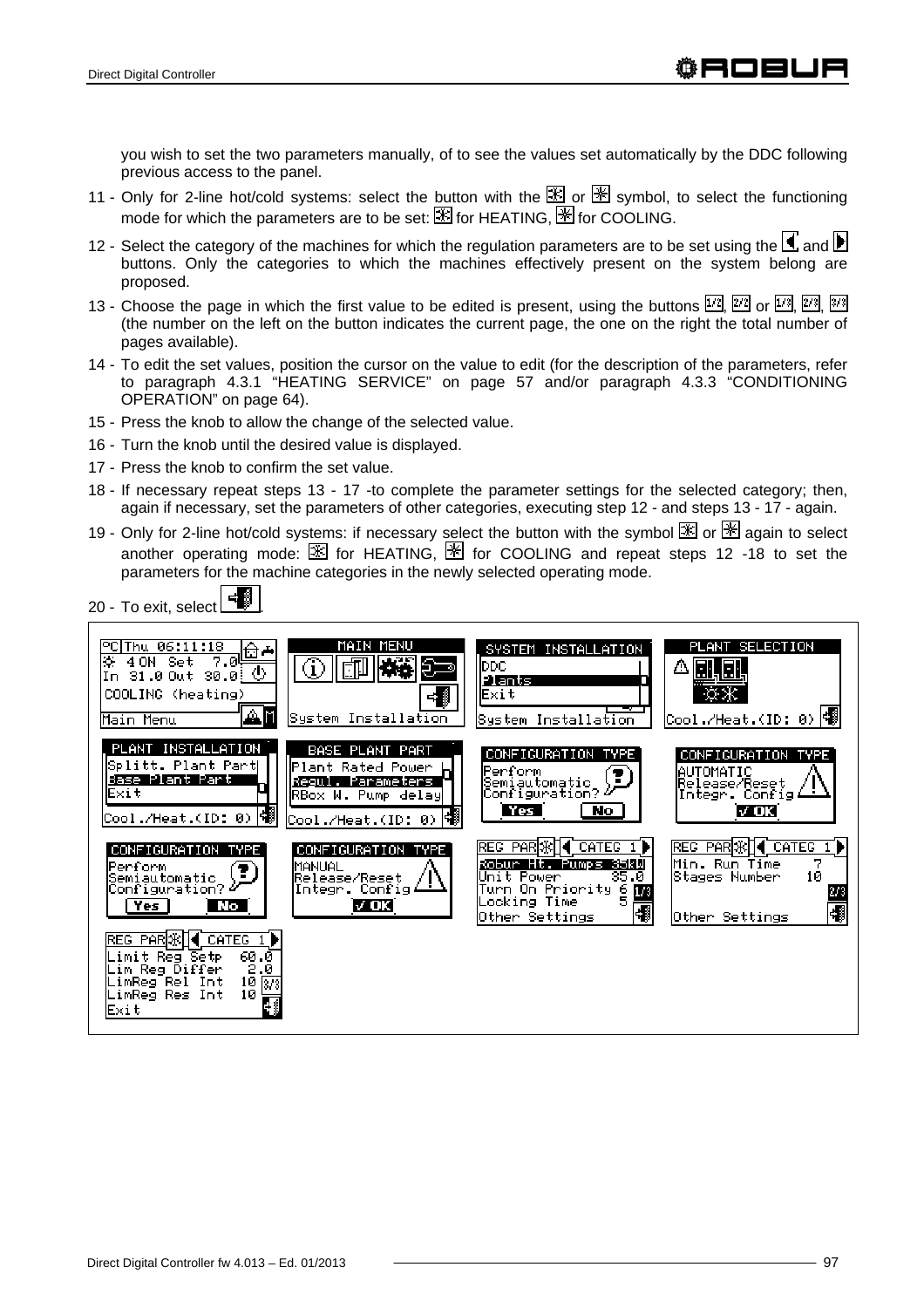you wish to set the two parameters manually, of to see the values set automatically by the DDC following previous access to the panel.

11 - Only for 2-line hot/cold systems: select the button with the ☀ or ❄ symbol, to select the functioning mode for which the parameters are to be set: ☀ for HEATING, ❄ for COOLING.
12 - Select the category of the machines for which the regulation parameters are to be set using the ◀ and ▶ buttons. Only the categories to which the machines effectively present on the system belong are proposed.
13 - Choose the page in which the first value to be edited is present, using the buttons 1/2, 2/2 or 1/3, 2/3, 3/3 (the number on the left on the button indicates the current page, the one on the right the total number of pages available).
14 - To edit the set values, position the cursor on the value to edit (for the description of the parameters, refer to paragraph 4.3.1 "HEATING SERVICE" on page 57 and/or paragraph 4.3.3 "CONDITIONING OPERATION" on page 64).
15 - Press the knob to allow the change of the selected value.
16 - Turn the knob until the desired value is displayed.
17 - Press the knob to confirm the set value.
18 - If necessary repeat steps 13 - 17 -to complete the parameter settings for the selected category; then, again if necessary, set the parameters of other categories, executing step 12 - and steps 13 - 17 - again.
19 - Only for 2-line hot/cold systems: if necessary select the button with the symbol ☀ or ❄ again to select another operating mode: ☀ for HEATING, ❄ for COOLING and repeat steps 12 -18 to set the parameters for the machine categories in the newly selected operating mode.
20 - To exit, select [exit].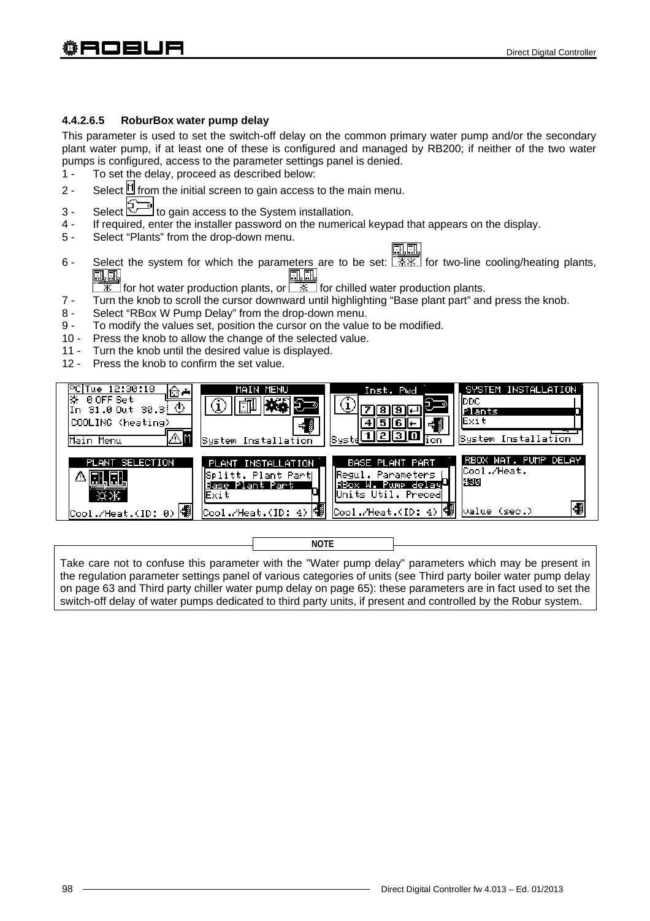#### 4.4.2.6.5 RoburBox water pump delay

This parameter is used to set the switch-off delay on the common primary water pump and/or the secondary plant water pump, if at least one of these is configured and managed by RB200; if neither of the two water pumps is configured, access to the parameter settings panel is denied.

1 - To set the delay, proceed as described below:
2 - Select M from the initial screen to gain access to the main menu.
3 - Select to gain access to the System installation.
4 - If required, enter the installer password on the numerical keypad that appears on the display.
5 - Select “Plants” from the drop-down menu.
6 - Select the system for which the parameters are to be set: for two-line cooling/heating plants, for hot water production plants, or for chilled water production plants.
7 - Turn the knob to scroll the cursor downward until highlighting “Base plant part” and press the knob.
8 - Select “RBox W Pump Delay” from the drop-down menu.
9 - To modify the values set, position the cursor on the value to be modified.
10 - Press the knob to allow the change of the selected value.
11 - Turn the knob until the desired value is displayed.
12 - Press the knob to confirm the set value.

**NOTE**

Take care not to confuse this parameter with the "Water pump delay" parameters which may be present in the regulation parameter settings panel of various categories of units (see Third party boiler water pump delay on page 63 and Third party chiller water pump delay on page 65): these parameters are in fact used to set the switch-off delay of water pumps dedicated to third party units, if present and controlled by the Robur system.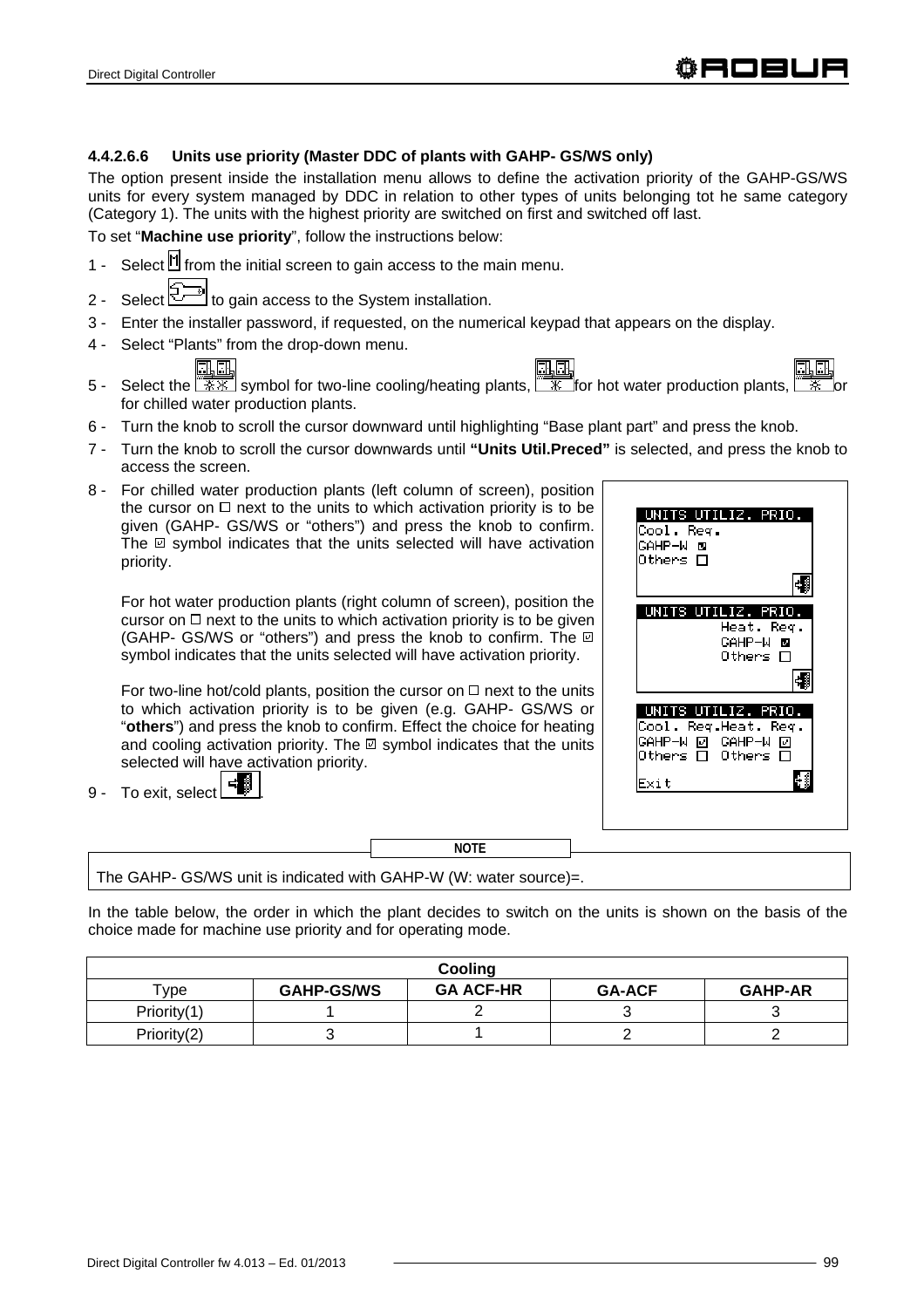### 4.4.2.6.6 Units use priority (Master DDC of plants with GAHP- GS/WS only)

The option present inside the installation menu allows to define the activation priority of the GAHP-GS/WS units for every system managed by DDC in relation to other types of units belonging tot he same category (Category 1). The units with the highest priority are switched on first and switched off last.

To set "**Machine use priority**", follow the instructions below:

1 - Select from the initial screen to gain access to the main menu.

2 - Select to gain access to the System installation.

3 - Enter the installer password, if requested, on the numerical keypad that appears on the display.

4 - Select "Plants" from the drop-down menu.

5 - Select the symbol for two-line cooling/heating plants, for hot water production plants, or for chilled water production plants.

6 - Turn the knob to scroll the cursor downward until highlighting "Base plant part" and press the knob.

7 - Turn the knob to scroll the cursor downwards until **"Units Util.Preced"** is selected, and press the knob to access the screen.

8 - For chilled water production plants (left column of screen), position the cursor on ☐ next to the units to which activation priority is to be given (GAHP- GS/WS or "others") and press the knob to confirm. The ☑ symbol indicates that the units selected will have activation priority.

   For hot water production plants (right column of screen), position the cursor on ☐ next to the units to which activation priority is to be given (GAHP- GS/WS or "others") and press the knob to confirm. The ☑ symbol indicates that the units selected will have activation priority.

   For two-line hot/cold plants, position the cursor on ☐ next to the units to which activation priority is to be given (e.g. GAHP- GS/WS or "**others**") and press the knob to confirm. Effect the choice for heating and cooling activation priority. The ☑ symbol indicates that the units selected will have activation priority.

9 - To exit, select .

```
UNITS UTILIZ. PRIO.
Cool. Req.
GAHP-W ☑
Others ☐

UNITS UTILIZ. PRIO.
          Heat. Req.
          GAHP-W ☑
          Others ☐

UNITS UTILIZ. PRIO.
Cool. Req.Heat. Req.
GAHP-W ☑  GAHP-W ☑
Others ☐  Others ☐

Exit
```

**NOTE**

The GAHP- GS/WS unit is indicated with GAHP-W (W: water source)=.

In the table below, the order in which the plant decides to switch on the units is shown on the basis of the choice made for machine use priority and for operating mode.

| Cooling | | | | |
|---|---|---|---|---|
| Type | **GAHP-GS/WS** | **GA ACF-HR** | **GA-ACF** | **GAHP-AR** |
| Priority(1) | 1 | 2 | 3 | 3 |
| Priority(2) | 3 | 1 | 2 | 2 |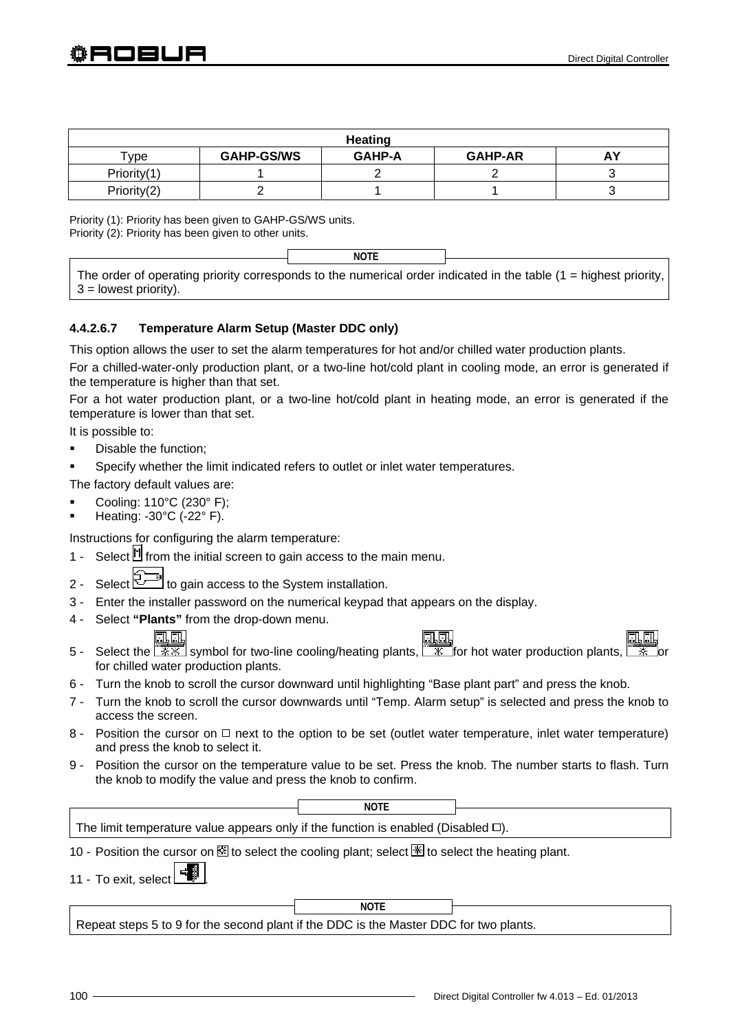| Heating | | | | |
|---|---|---|---|---|
| Type | **GAHP-GS/WS** | **GAHP-A** | **GAHP-AR** | **AY** |
| Priority(1) | 1 | 2 | 2 | 3 |
| Priority(2) | 2 | 1 | 1 | 3 |

Priority (1): Priority has been given to GAHP-GS/WS units.
Priority (2): Priority has been given to other units.

**NOTE**

The order of operating priority corresponds to the numerical order indicated in the table (1 = highest priority, 3 = lowest priority).

#### 4.4.2.6.7 Temperature Alarm Setup (Master DDC only)

This option allows the user to set the alarm temperatures for hot and/or chilled water production plants.

For a chilled-water-only production plant, or a two-line hot/cold plant in cooling mode, an error is generated if the temperature is higher than that set.

For a hot water production plant, or a two-line hot/cold plant in heating mode, an error is generated if the temperature is lower than that set.

It is possible to:

- Disable the function;
- Specify whether the limit indicated refers to outlet or inlet water temperatures.

The factory default values are:

- Cooling: 110°C (230° F);
- Heating: -30°C (-22° F).

Instructions for configuring the alarm temperature:

1 - Select from the initial screen to gain access to the main menu.
2 - Select to gain access to the System installation.
3 - Enter the installer password on the numerical keypad that appears on the display.
4 - Select **"Plants"** from the drop-down menu.
5 - Select the symbol for two-line cooling/heating plants, for hot water production plants, or for chilled water production plants.
6 - Turn the knob to scroll the cursor downward until highlighting "Base plant part" and press the knob.
7 - Turn the knob to scroll the cursor downwards until "Temp. Alarm setup" is selected and press the knob to access the screen.
8 - Position the cursor on □ next to the option to be set (outlet water temperature, inlet water temperature) and press the knob to select it.
9 - Position the cursor on the temperature value to be set. Press the knob. The number starts to flash. Turn the knob to modify the value and press the knob to confirm.

**NOTE**

The limit temperature value appears only if the function is enabled (Disabled □).

10 - Position the cursor on to select the cooling plant; select to select the heating plant.
11 - To exit, select .

**NOTE**

Repeat steps 5 to 9 for the second plant if the DDC is the Master DDC for two plants.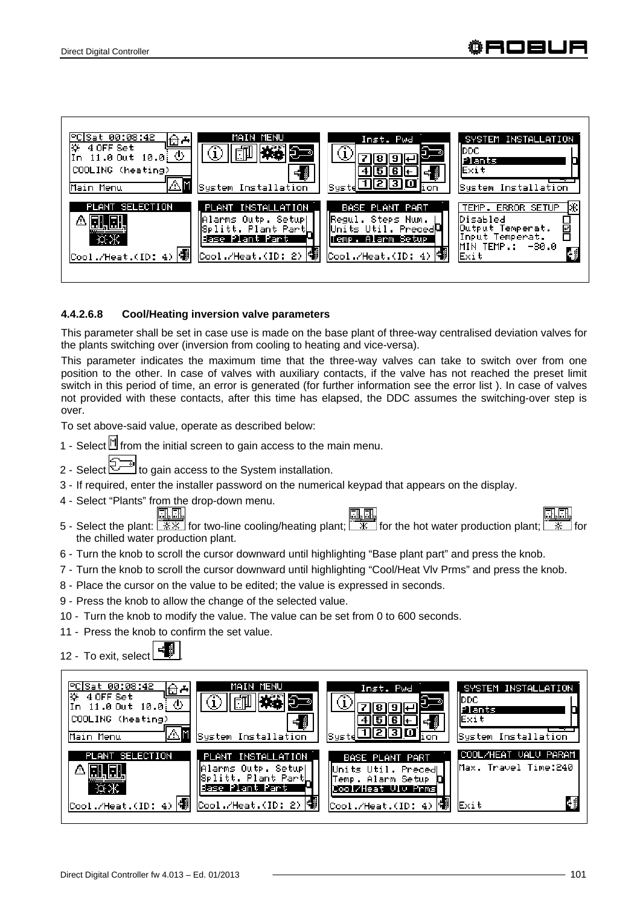#### 4.4.2.6.8 Cool/Heating inversion valve parameters

This parameter shall be set in case use is made on the base plant of three-way centralised deviation valves for the plants switching over (inversion from cooling to heating and vice-versa).

This parameter indicates the maximum time that the three-way valves can take to switch over from one position to the other. In case of valves with auxiliary contacts, if the valve has not reached the preset limit switch in this period of time, an error is generated (for further information see the error list ). In case of valves not provided with these contacts, after this time has elapsed, the DDC assumes the switching-over step is over.

To set above-said value, operate as described below:

1 - Select [M] from the initial screen to gain access to the main menu.
2 - Select [System installation icon] to gain access to the System installation.
3 - If required, enter the installer password on the numerical keypad that appears on the display.
4 - Select “Plants” from the drop-down menu.
5 - Select the plant: [icon] for two-line cooling/heating plant; [icon] for the hot water production plant; [icon] for the chilled water production plant.
6 - Turn the knob to scroll the cursor downward until highlighting “Base plant part” and press the knob.
7 - Turn the knob to scroll the cursor downward until highlighting “Cool/Heat Vlv Prms” and press the knob.
8 - Place the cursor on the value to be edited; the value is expressed in seconds.
9 - Press the knob to allow the change of the selected value.
10 - Turn the knob to modify the value. The value can be set from 0 to 600 seconds.
11 - Press the knob to confirm the set value.
12 - To exit, select [exit icon].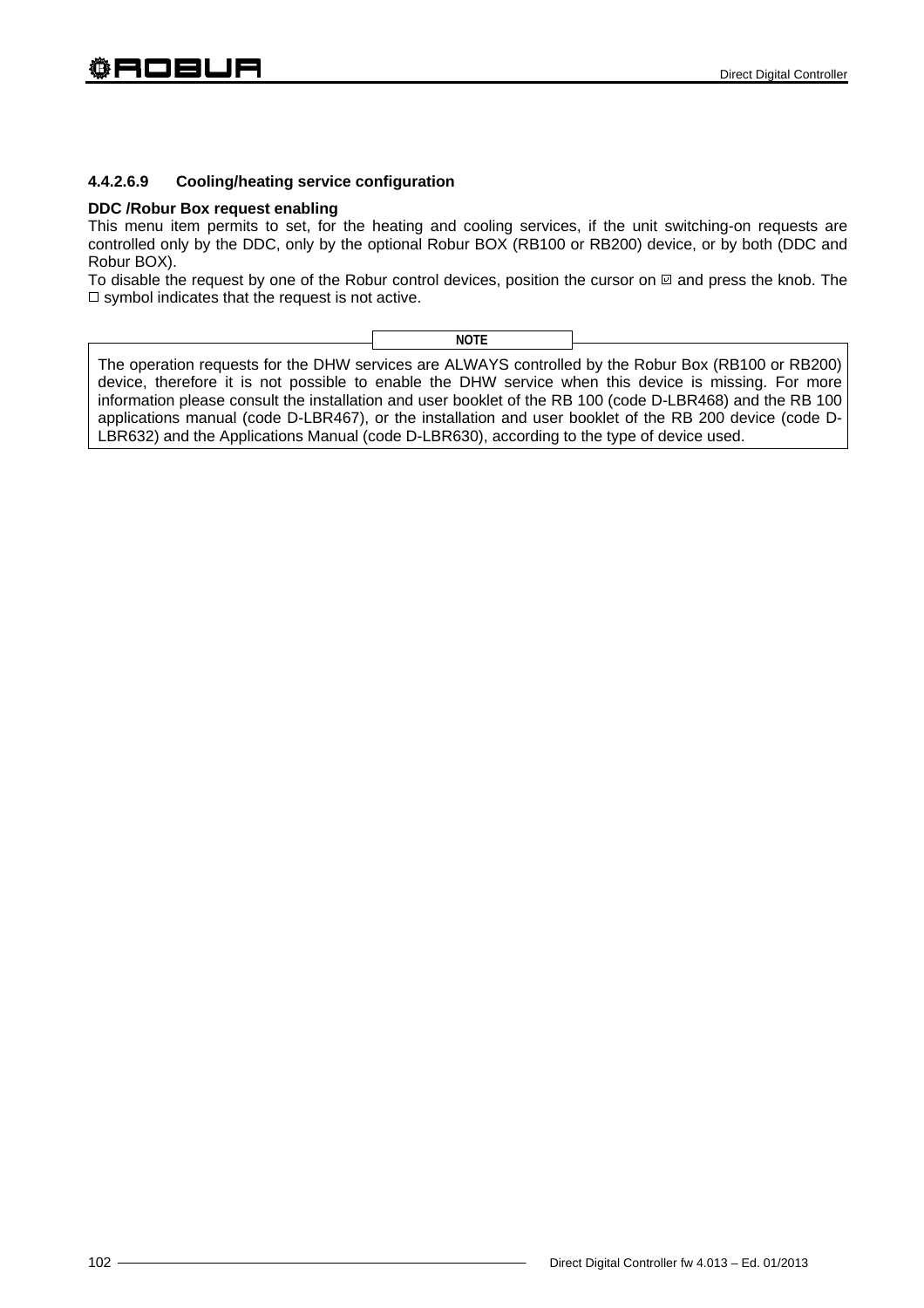#### 4.4.2.6.9 Cooling/heating service configuration

**DDC /Robur Box request enabling**

This menu item permits to set, for the heating and cooling services, if the unit switching-on requests are controlled only by the DDC, only by the optional Robur BOX (RB100 or RB200) device, or by both (DDC and Robur BOX).

To disable the request by one of the Robur control devices, position the cursor on ☑ and press the knob. The ☐ symbol indicates that the request is not active.

**NOTE**

The operation requests for the DHW services are ALWAYS controlled by the Robur Box (RB100 or RB200) device, therefore it is not possible to enable the DHW service when this device is missing. For more information please consult the installation and user booklet of the RB 100 (code D-LBR468) and the RB 100 applications manual (code D-LBR467), or the installation and user booklet of the RB 200 device (code D-LBR632) and the Applications Manual (code D-LBR630), according to the type of device used.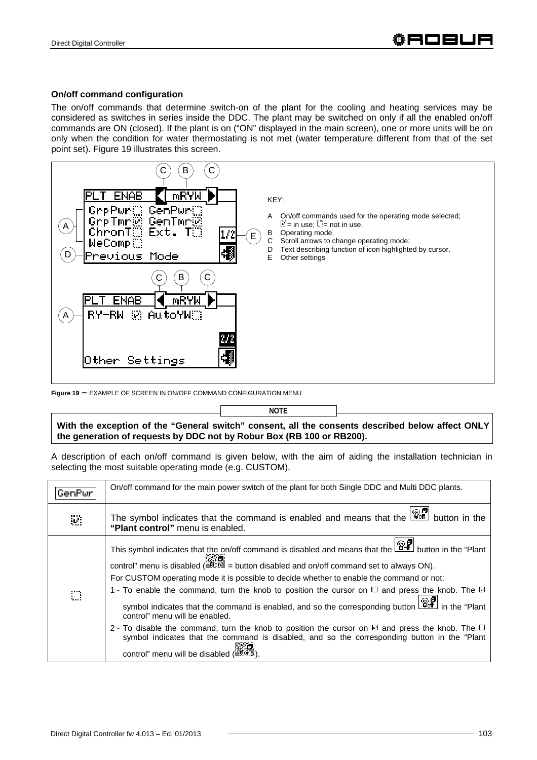### On/off command configuration

The on/off commands that determine switch-on of the plant for the cooling and heating services may be considered as switches in series inside the DDC. The plant may be switched on only if all the enabled on/off commands are ON (closed). If the plant is on ("ON" displayed in the main screen), one or more units will be on only when the condition for water thermostating is not met (water temperature different from that of the set point set). Figure 19 illustrates this screen.

KEY:

- A On/off commands used for the operating mode selected; ☑ = in use; ☐ = not in use.
- B Operating mode.
- C Scroll arrows to change operating mode;
- D Text describing function of icon highlighted by cursor.
- E Other settings

**Figure 19** – EXAMPLE OF SCREEN IN ON/OFF COMMAND CONFIGURATION MENU

**NOTE**

**With the exception of the "General switch" consent, all the consents described below affect ONLY the generation of requests by DDC not by Robur Box (RB 100 or RB200).**

A description of each on/off command is given below, with the aim of aiding the installation technician in selecting the most suitable operating mode (e.g. CUSTOM).

| GenPwr | On/off command for the main power switch of the plant for both Single DDC and Multi DDC plants. |
|---|---|
| ☑ | The symbol indicates that the command is enabled and means that the [off] button in the **"Plant control"** menu is enabled. |
| ☐ | This symbol indicates that the on/off command is disabled and means that the [off] button in the "Plant control" menu is disabled ([on] = button disabled and on/off command set to always ON).<br>For CUSTOM operating mode it is possible to decide whether to enable the command or not:<br>1 - To enable the command, turn the knob to position the cursor on ☐ and press the knob. The ☑ symbol indicates that the command is enabled, and so the corresponding button [off] in the "Plant control" menu will be enabled.<br>2 - To disable the command, turn the knob to position the cursor on ☑ and press the knob. The ☐ symbol indicates that the command is disabled, and so the corresponding button in the "Plant control" menu will be disabled ([on]). |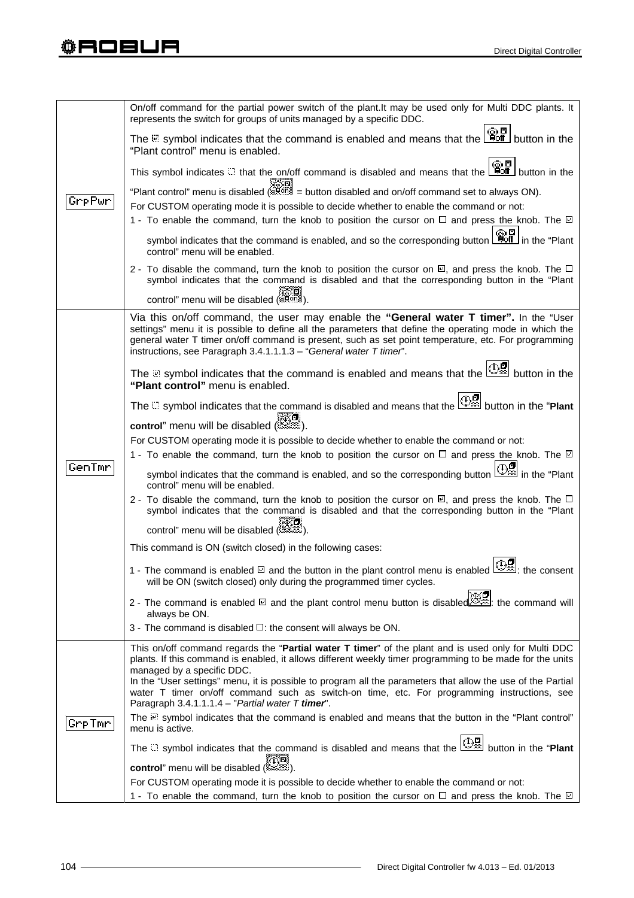| | |
|---|---|
| GrpPwr | On/off command for the partial power switch of the plant.It may be used only for Multi DDC plants. It represents the switch for groups of units managed by a specific DDC.<br><br>The ☑ symbol indicates that the command is enabled and means that the button in the "Plant control" menu is enabled.<br><br>This symbol indicates ☐ that the on/off command is disabled and means that the button in the "Plant control" menu is disabled ( = button disabled and on/off command set to always ON).<br><br>For CUSTOM operating mode it is possible to decide whether to enable the command or not:<br>1 - To enable the command, turn the knob to position the cursor on ☐ and press the knob. The ☑ symbol indicates that the command is enabled, and so the corresponding button in the "Plant control" menu will be enabled.<br>2 - To disable the command, turn the knob to position the cursor on ☑, and press the knob. The ☐ symbol indicates that the command is disabled and that the corresponding button in the "Plant control" menu will be disabled (). |
| GenTmr | Via this on/off command, the user may enable the **"General water T timer".** In the "User settings" menu it is possible to define all the parameters that define the operating mode in which the general water T timer on/off command is present, such as set point temperature, etc. For programming instructions, see Paragraph 3.4.1.1.1.3 – "*General water T timer*".<br><br>The ☑ symbol indicates that the command is enabled and means that the button in the **"Plant control"** menu is enabled.<br><br>The ☐ symbol indicates that the command is disabled and means that the button in the "**Plant control**" menu will be disabled ().<br><br>For CUSTOM operating mode it is possible to decide whether to enable the command or not:<br>1 - To enable the command, turn the knob to position the cursor on ☐ and press the knob. The ☑ symbol indicates that the command is enabled, and so the corresponding button in the "Plant control" menu will be enabled.<br>2 - To disable the command, turn the knob to position the cursor on ☑, and press the knob. The ☐ symbol indicates that the command is disabled and that the corresponding button in the "Plant control" menu will be disabled ().<br><br>This command is ON (switch closed) in the following cases:<br>1 - The command is enabled ☑ and the button in the plant control menu is enabled : the consent will be ON (switch closed) only during the programmed timer cycles.<br>2 - The command is enabled ☑ and the plant control menu button is disabled : the command will always be ON.<br>3 - The command is disabled ☐: the consent will always be ON. |
| GrpTmr | This on/off command regards the "**Partial water T timer**" of the plant and is used only for Multi DDC plants. If this command is enabled, it allows different weekly timer programming to be made for the units managed by a specific DDC.<br>In the "User settings" menu, it is possible to program all the parameters that allow the use of the Partial water T timer on/off command such as switch-on time, etc. For programming instructions, see Paragraph 3.4.1.1.1.4 – "*Partial water T* ***timer***".<br><br>The ☑ symbol indicates that the command is enabled and means that the button in the "Plant control" menu is active.<br><br>The ☐ symbol indicates that the command is disabled and means that the button in the "**Plant control**" menu will be disabled ().<br><br>For CUSTOM operating mode it is possible to decide whether to enable the command or not:<br>1 - To enable the command, turn the knob to position the cursor on ☐ and press the knob. The ☑ |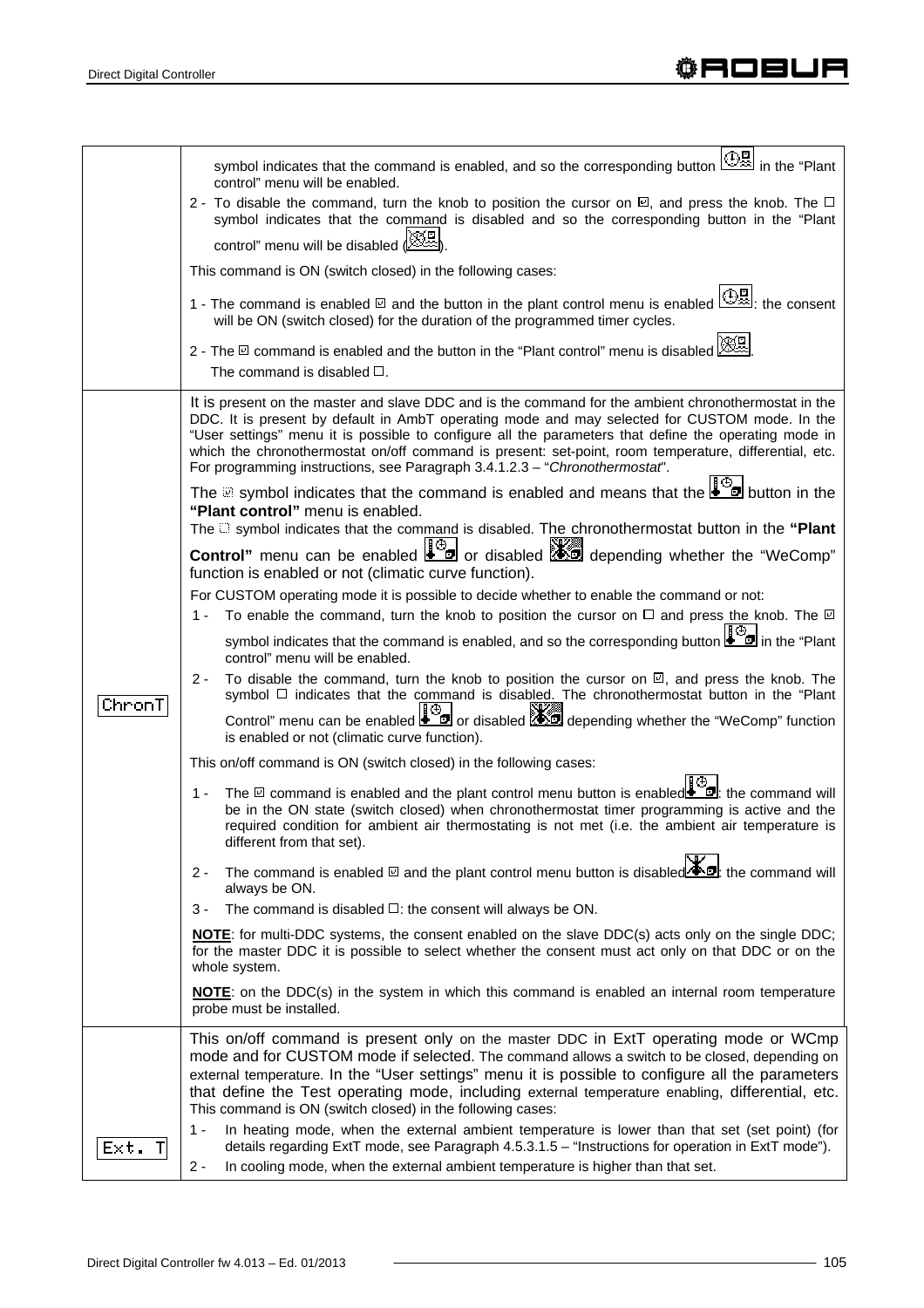| | |
|---|---|
| | symbol indicates that the command is enabled, and so the corresponding button in the "Plant control" menu will be enabled.<br>2 - To disable the command, turn the knob to position the cursor on ☑, and press the knob. The ☐ symbol indicates that the command is disabled and so the corresponding button in the "Plant control" menu will be disabled ().<br>This command is ON (switch closed) in the following cases:<br>1 - The command is enabled ☑ and the button in the plant control menu is enabled : the consent will be ON (switch closed) for the duration of the programmed timer cycles.<br>2 - The ☑ command is enabled and the button in the "Plant control" menu is disabled .<br>The command is disabled ☐. |
| ChronT | It is present on the master and slave DDC and is the command for the ambient chronothermostat in the DDC. It is present by default in AmbT operating mode and may selected for CUSTOM mode. In the "User settings" menu it is possible to configure all the parameters that define the operating mode in which the chronothermostat on/off command is present: set-point, room temperature, differential, etc. For programming instructions, see Paragraph 3.4.1.2.3 – "*Chronothermostat*".<br>The ☑ symbol indicates that the command is enabled and means that the button in the **"Plant control"** menu is enabled.<br>The ☐ symbol indicates that the command is disabled. The chronothermostat button in the **"Plant Control"** menu can be enabled or disabled depending whether the "WeComp" function is enabled or not (climatic curve function).<br>For CUSTOM operating mode it is possible to decide whether to enable the command or not:<br>1 - To enable the command, turn the knob to position the cursor on ☐ and press the knob. The ☑ symbol indicates that the command is enabled, and so the corresponding button in the "Plant control" menu will be enabled.<br>2 - To disable the command, turn the knob to position the cursor on ☑, and press the knob. The symbol ☐ indicates that the command is disabled. The chronothermostat button in the "Plant Control" menu can be enabled or disabled depending whether the "WeComp" function is enabled or not (climatic curve function).<br>This on/off command is ON (switch closed) in the following cases:<br>1 - The ☑ command is enabled and the plant control menu button is enabled : the command will be in the ON state (switch closed) when chronothermostat timer programming is active and the required condition for ambient air thermostating is not met (i.e. the ambient air temperature is different from that set).<br>2 - The command is enabled ☑ and the plant control menu button is disabled : the command will always be ON.<br>3 - The command is disabled ☐: the consent will always be ON.<br>**NOTE**: for multi-DDC systems, the consent enabled on the slave DDC(s) acts only on the single DDC; for the master DDC it is possible to select whether the consent must act only on that DDC or on the whole system.<br>**NOTE**: on the DDC(s) in the system in which this command is enabled an internal room temperature probe must be installed. |
| Ext. T | This on/off command is present only on the master DDC in ExtT operating mode or WCmp mode and for CUSTOM mode if selected. The command allows a switch to be closed, depending on external temperature. In the "User settings" menu it is possible to configure all the parameters that define the Test operating mode, including external temperature enabling, differential, etc. This command is ON (switch closed) in the following cases:<br>1 - In heating mode, when the external ambient temperature is lower than that set (set point) (for details regarding ExtT mode, see Paragraph 4.5.3.1.5 – "Instructions for operation in ExtT mode").<br>2 - In cooling mode, when the external ambient temperature is higher than that set. |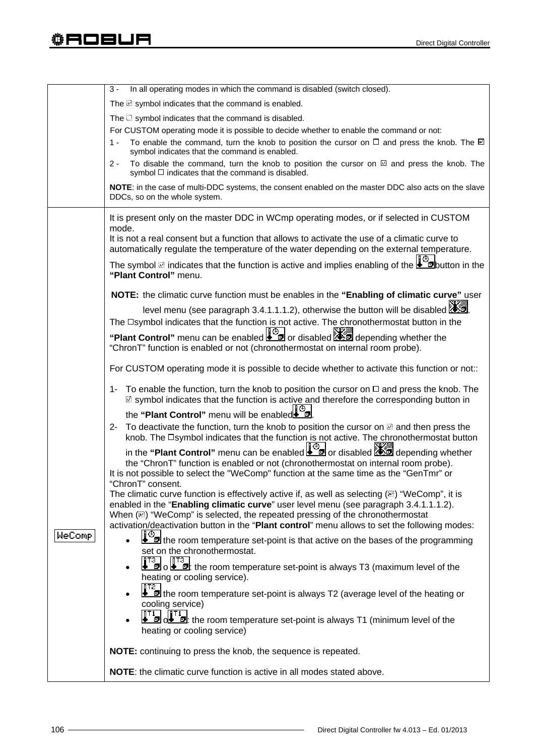| | |
|---|---|
| | 3 - In all operating modes in which the command is disabled (switch closed).<br>The ☑ symbol indicates that the command is enabled.<br>The ☐ symbol indicates that the command is disabled.<br>For CUSTOM operating mode it is possible to decide whether to enable the command or not:<br>1 - To enable the command, turn the knob to position the cursor on ☐ and press the knob. The ☑ symbol indicates that the command is enabled.<br>2 - To disable the command, turn the knob to position the cursor on ☑ and press the knob. The symbol ☐ indicates that the command is disabled.<br>**NOTE**: in the case of multi-DDC systems, the consent enabled on the master DDC also acts on the slave DDCs, so on the whole system. |
| WeComp | It is present only on the master DDC in WCmp operating modes, or if selected in CUSTOM mode.<br>It is not a real consent but a function that allows to activate the use of a climatic curve to automatically regulate the temperature of the water depending on the external temperature.<br>The symbol ☑ indicates that the function is active and implies enabling of the button in the **"Plant Control"** menu.<br>**NOTE:** the climatic curve function must be enables in the **"Enabling of climatic curve"** user level menu (see paragraph 3.4.1.1.1.2), otherwise the button will be disabled.<br>The ☐symbol indicates that the function is not active. The chronothermostat button in the **"Plant Control"** menu can be enabled or disabled depending whether the "ChronT" function is enabled or not (chronothermostat on internal room probe).<br>For CUSTOM operating mode it is possible to decide whether to activate this function or not::<br>1- To enable the function, turn the knob to position the cursor on ☐ and press the knob. The ☑ symbol indicates that the function is active and therefore the corresponding button in the **"Plant Control"** menu will be enabled.<br>2- To deactivate the function, turn the knob to position the cursor on ☑ and then press the knob. The ☐symbol indicates that the function is not active. The chronothermostat button in the **"Plant Control"** menu can be enabled or disabled depending whether the "ChronT" function is enabled or not (chronothermostat on internal room probe).<br>It is not possible to select the "WeComp" function at the same time as the "GenTmr" or "ChronT" consent.<br>The climatic curve function is effectively active if, as well as selecting (☑) "WeComp", it is enabled in the "**Enabling climatic curve**" user level menu (see paragraph 3.4.1.1.1.2).<br>When (☑) "WeComp" is selected, the repeated pressing of the chronothermostat activation/deactivation button in the "**Plant control**" menu allows to set the following modes:<br>• the room temperature set-point is that active on the bases of the programming set on the chronothermostat.<br>• T3 o T3: the room temperature set-point is always T3 (maximum level of the heating or cooling service).<br>• T2 the room temperature set-point is always T2 (average level of the heating or cooling service)<br>• T1 o T1: the room temperature set-point is always T1 (minimum level of the heating or cooling service)<br>**NOTE:** continuing to press the knob, the sequence is repeated.<br>**NOTE**: the climatic curve function is active in all modes stated above. |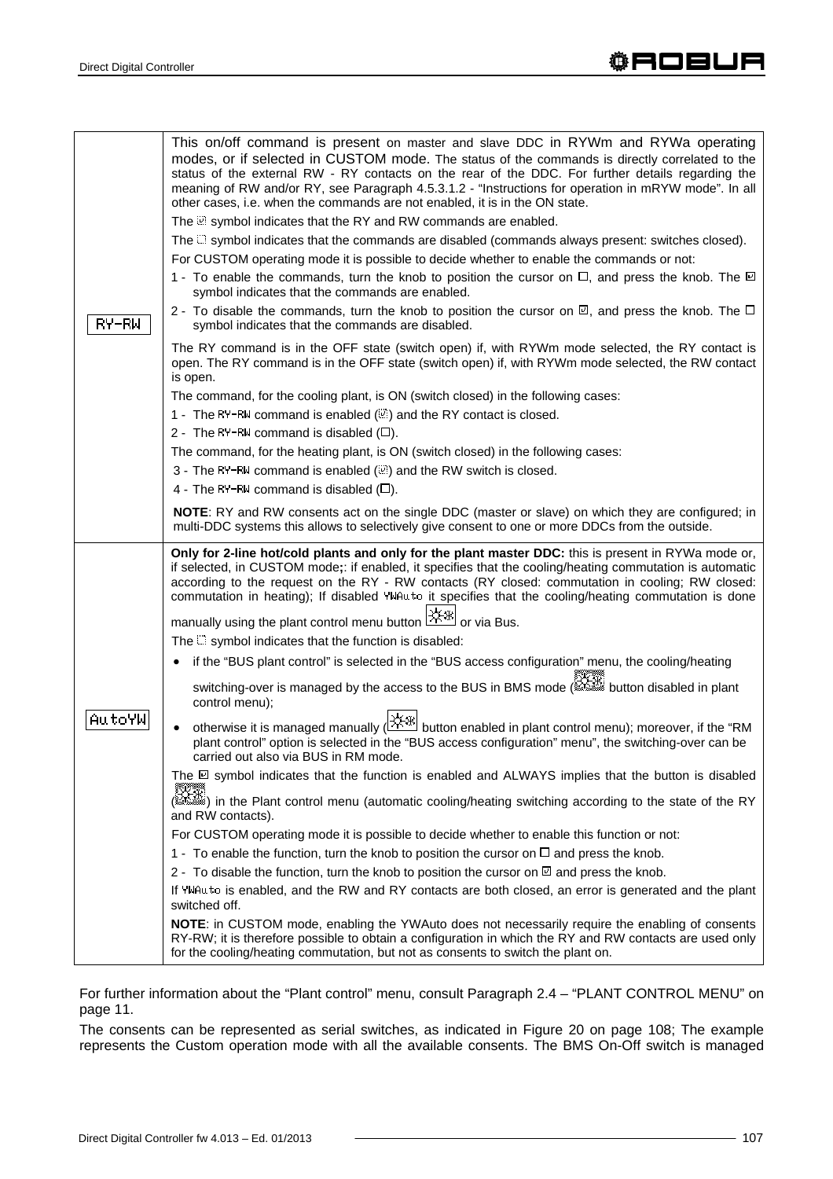| | |
|---|---|
| RY-RW | This on/off command is present on master and slave DDC in RYWm and RYWa operating modes, or if selected in CUSTOM mode. The status of the commands is directly correlated to the status of the external RW - RY contacts on the rear of the DDC. For further details regarding the meaning of RW and/or RY, see Paragraph 4.5.3.1.2 - "Instructions for operation in mRYW mode". In all other cases, i.e. when the commands are not enabled, it is in the ON state.<br>The ☑ symbol indicates that the RY and RW commands are enabled.<br>The ☐ symbol indicates that the commands are disabled (commands always present: switches closed).<br>For CUSTOM operating mode it is possible to decide whether to enable the commands or not:<br>1 - To enable the commands, turn the knob to position the cursor on ☐, and press the knob. The ☑ symbol indicates that the commands are enabled.<br>2 - To disable the commands, turn the knob to position the cursor on ☑, and press the knob. The ☐ symbol indicates that the commands are disabled.<br>The RY command is in the OFF state (switch open) if, with RYWm mode selected, the RY contact is open. The RY command is in the OFF state (switch open) if, with RYWm mode selected, the RW contact is open.<br>The command, for the cooling plant, is ON (switch closed) in the following cases:<br>1 - The RY-RW command is enabled (☑) and the RY contact is closed.<br>2 - The RY-RW command is disabled (☐).<br>The command, for the heating plant, is ON (switch closed) in the following cases:<br>3 - The RY-RW command is enabled (☑) and the RW switch is closed.<br>4 - The RY-RW command is disabled (☐).<br>**NOTE**: RY and RW consents act on the single DDC (master or slave) on which they are configured; in multi-DDC systems this allows to selectively give consent to one or more DDCs from the outside. |
| AutoYW | **Only for 2-line hot/cold plants and only for the plant master DDC:** this is present in RYWa mode or, if selected, in CUSTOM mode**;**: if enabled, it specifies that the cooling/heating commutation is automatic according to the request on the RY - RW contacts (RY closed: commutation in cooling; RW closed: commutation in heating); If disabled YWAuto it specifies that the cooling/heating commutation is done manually using the plant control menu button or via Bus.<br>The ☐ symbol indicates that the function is disabled:<br>• if the "BUS plant control" is selected in the "BUS access configuration" menu, the cooling/heating switching-over is managed by the access to the BUS in BMS mode ( button disabled in plant control menu);<br>• otherwise it is managed manually ( button enabled in plant control menu); moreover, if the "RM plant control" option is selected in the "BUS access configuration" menu", the switching-over can be carried out also via BUS in RM mode.<br>The ☑ symbol indicates that the function is enabled and ALWAYS implies that the button is disabled () in the Plant control menu (automatic cooling/heating switching according to the state of the RY and RW contacts).<br>For CUSTOM operating mode it is possible to decide whether to enable this function or not:<br>1 - To enable the function, turn the knob to position the cursor on ☐ and press the knob.<br>2 - To disable the function, turn the knob to position the cursor on ☑ and press the knob.<br>If YWAuto is enabled, and the RW and RY contacts are both closed, an error is generated and the plant switched off.<br>**NOTE**: in CUSTOM mode, enabling the YWAuto does not necessarily require the enabling of consents RY-RW; it is therefore possible to obtain a configuration in which the RY and RW contacts are used only for the cooling/heating commutation, but not as consents to switch the plant on. |

For further information about the "Plant control" menu, consult Paragraph 2.4 – "PLANT CONTROL MENU" on page 11.

The consents can be represented as serial switches, as indicated in Figure 20 on page 108; The example represents the Custom operation mode with all the available consents. The BMS On-Off switch is managed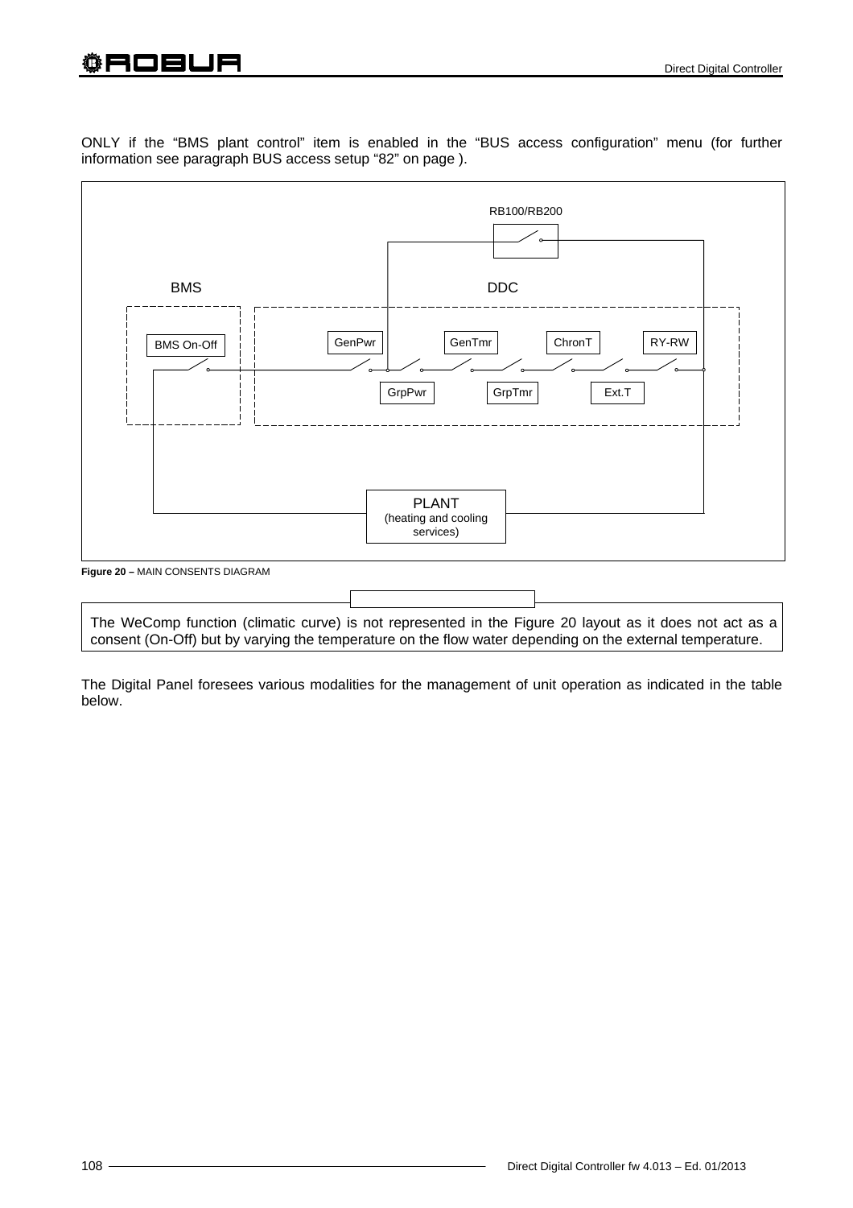ONLY if the “BMS plant control” item is enabled in the “BUS access configuration” menu (for further information see paragraph BUS access setup “82” on page ).

RB100/RB200

BMS

DDC

BMS On-Off

GenPwr

GenTmr

ChronT

RY-RW

GrpPwr

GrpTmr

Ext.T

PLANT
(heating and cooling services)

**Figure 20 –** MAIN CONSENTS DIAGRAM

The WeComp function (climatic curve) is not represented in the Figure 20 layout as it does not act as a consent (On-Off) but by varying the temperature on the flow water depending on the external temperature.

The Digital Panel foresees various modalities for the management of unit operation as indicated in the table below.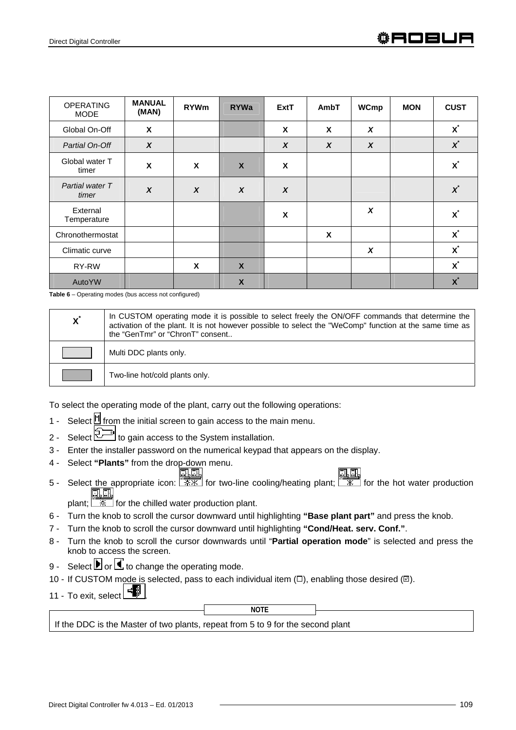| OPERATING MODE | MANUAL (MAN) | RYWm | RYWa | ExtT | AmbT | WCmp | MON | CUST |
|---|---|---|---|---|---|---|---|---|
| Global On-Off | X | | | X | X | *X* | | X* |
| *Partial On-Off* | *X* | | | *X* | *X* | *X* | | *X** |
| Global water T timer | X | X | X | X | | | | X* |
| *Partial water T timer* | *X* | *X* | *X* | *X* | | | | *X** |
| External Temperature | | | | X | | *X* | | X* |
| Chronothermostat | | | | | X | | | X* |
| Climatic curve | | | | | | *X* | | X* |
| RY-RW | | X | X | | | | | X* |
| AutoYW | | | X | | | | | X* |

**Table 6** – Operating modes (bus access not configured)

| | |
|---|---|
| X* | In CUSTOM operating mode it is possible to select freely the ON/OFF commands that determine the activation of the plant. It is not however possible to select the "WeComp" function at the same time as the "GenTmr" or "ChronT" consent.. |
| (light grey) | Multi DDC plants only. |
| (dark grey) | Two-line hot/cold plants only. |

To select the operating mode of the plant, carry out the following operations:

1 - Select [M] from the initial screen to gain access to the main menu.

2 - Select [wrench icon] to gain access to the System installation.

3 - Enter the installer password on the numerical keypad that appears on the display.

4 - Select **"Plants"** from the drop-down menu.

5 - Select the appropriate icon: [icon] for two-line cooling/heating plant; [icon] for the hot water production plant; [icon] for the chilled water production plant.

6 - Turn the knob to scroll the cursor downward until highlighting **"Base plant part"** and press the knob.

7 - Turn the knob to scroll the cursor downward until highlighting **"Cond/Heat. serv. Conf."**.

8 - Turn the knob to scroll the cursor downwards until "**Partial operation mode**" is selected and press the knob to access the screen.

9 - Select [▶] or [◀] to change the operating mode.

10 - If CUSTOM mode is selected, pass to each individual item (☐), enabling those desired (☑).

11 - To exit, select [exit icon].

**NOTE**

If the DDC is the Master of two plants, repeat from 5 to 9 for the second plant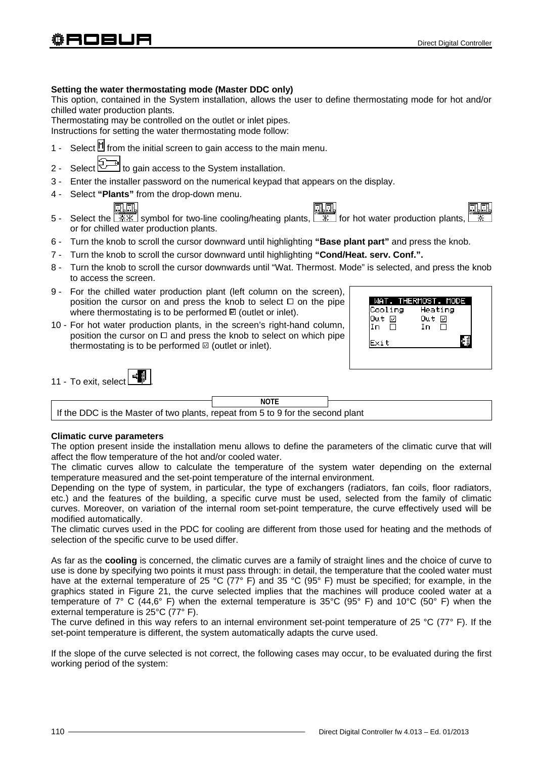**Setting the water thermostating mode (Master DDC only)**

This option, contained in the System installation, allows the user to define thermostating mode for hot and/or chilled water production plants.

Thermostating may be controlled on the outlet or inlet pipes.

Instructions for setting the water thermostating mode follow:

1 - Select  from the initial screen to gain access to the main menu.
2 - Select  to gain access to the System installation.
3 - Enter the installer password on the numerical keypad that appears on the display.
4 - Select **"Plants"** from the drop-down menu.
5 - Select the  symbol for two-line cooling/heating plants,  for hot water production plants,  or for chilled water production plants.
6 - Turn the knob to scroll the cursor downward until highlighting **"Base plant part"** and press the knob.
7 - Turn the knob to scroll the cursor downward until highlighting **"Cond/Heat. serv. Conf.".**
8 - Turn the knob to scroll the cursor downwards until "Wat. Thermost. Mode" is selected, and press the knob to access the screen.
9 - For the chilled water production plant (left column on the screen), position the cursor on and press the knob to select ☐ on the pipe where thermostating is to be performed ☑ (outlet or inlet).
10 - For hot water production plants, in the screen's right-hand column, position the cursor on ☐ and press the knob to select on which pipe thermostating is to be performed ☑ (outlet or inlet).

```
WAT. THERMOST. MODE
Cooling    Heating
Out ☑      Out ☑
In  ☐      In  ☐

Exit
```

11 - To exit, select .

**NOTE**

If the DDC is the Master of two plants, repeat from 5 to 9 for the second plant

**Climatic curve parameters**

The option present inside the installation menu allows to define the parameters of the climatic curve that will affect the flow temperature of the hot and/or cooled water.

The climatic curves allow to calculate the temperature of the system water depending on the external temperature measured and the set-point temperature of the internal environment.

Depending on the type of system, in particular, the type of exchangers (radiators, fan coils, floor radiators, etc.) and the features of the building, a specific curve must be used, selected from the family of climatic curves. Moreover, on variation of the internal room set-point temperature, the curve effectively used will be modified automatically.

The climatic curves used in the PDC for cooling are different from those used for heating and the methods of selection of the specific curve to be used differ.

As far as the **cooling** is concerned, the climatic curves are a family of straight lines and the choice of curve to use is done by specifying two points it must pass through: in detail, the temperature that the cooled water must have at the external temperature of 25 °C (77° F) and 35 °C (95° F) must be specified; for example, in the graphics stated in Figure 21, the curve selected implies that the machines will produce cooled water at a temperature of 7° C (44,6° F) when the external temperature is 35°C (95° F) and 10°C (50° F) when the external temperature is 25°C (77° F).

The curve defined in this way refers to an internal environment set-point temperature of 25 °C (77° F). If the set-point temperature is different, the system automatically adapts the curve used.

If the slope of the curve selected is not correct, the following cases may occur, to be evaluated during the first working period of the system: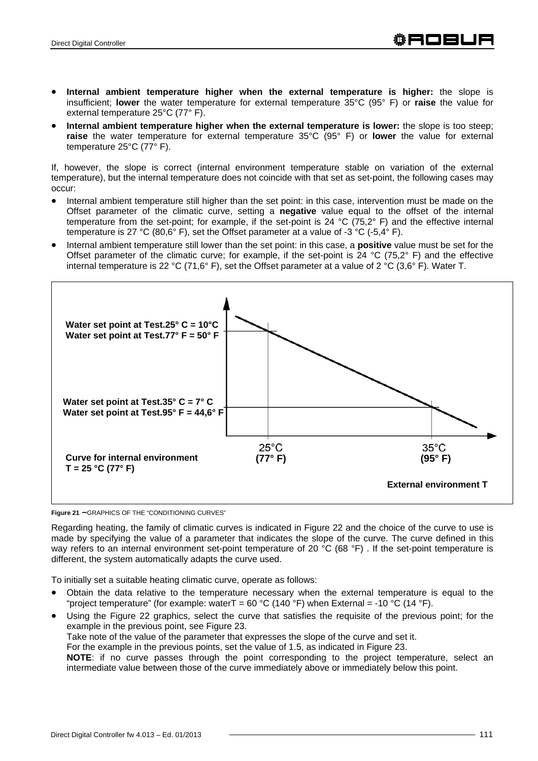- **Internal ambient temperature higher when the external temperature is higher:** the slope is insufficient; **lower** the water temperature for external temperature 35°C (95° F) or **raise** the value for external temperature 25°C (77° F).
- **Internal ambient temperature higher when the external temperature is lower:** the slope is too steep; **raise** the water temperature for external temperature 35°C (95° F) or **lower** the value for external temperature 25°C (77° F).

If, however, the slope is correct (internal environment temperature stable on variation of the external temperature), but the internal temperature does not coincide with that set as set-point, the following cases may occur:

- Internal ambient temperature still higher than the set point: in this case, intervention must be made on the Offset parameter of the climatic curve, setting a **negative** value equal to the offset of the internal temperature from the set-point; for example, if the set-point is 24 °C (75,2° F) and the effective internal temperature is 27 °C (80,6° F), set the Offset parameter at a value of -3 °C (-5,4° F).
- Internal ambient temperature still lower than the set point: in this case, a **positive** value must be set for the Offset parameter of the climatic curve; for example, if the set-point is 24 °C (75,2° F) and the effective internal temperature is 22 °C (71,6° F), set the Offset parameter at a value of 2 °C (3,6° F). Water T.

**Water set point at Test.25° C = 10°C**
**Water set point at Test.77° F = 50° F**

**Water set point at Test.35° C = 7° C**
**Water set point at Test.95° F = 44,6° F**

**Curve for internal environment T = 25 °C (77° F)**

25°C **(77° F)** — 35°C **(95° F)**

**External environment T**

**Figure 21 –** GRAPHICS OF THE "CONDITIONING CURVES"

Regarding heating, the family of climatic curves is indicated in Figure 22 and the choice of the curve to use is made by specifying the value of a parameter that indicates the slope of the curve. The curve defined in this way refers to an internal environment set-point temperature of 20 °C (68 °F) . If the set-point temperature is different, the system automatically adapts the curve used.

To initially set a suitable heating climatic curve, operate as follows:

- Obtain the data relative to the temperature necessary when the external temperature is equal to the "project temperature" (for example: waterT = 60 °C (140 °F) when External = -10 °C (14 °F).
- Using the Figure 22 graphics, select the curve that satisfies the requisite of the previous point; for the example in the previous point, see Figure 23.
  Take note of the value of the parameter that expresses the slope of the curve and set it.
  For the example in the previous points, set the value of 1.5, as indicated in Figure 23.
  **NOTE**: if no curve passes through the point corresponding to the project temperature, select an intermediate value between those of the curve immediately above or immediately below this point.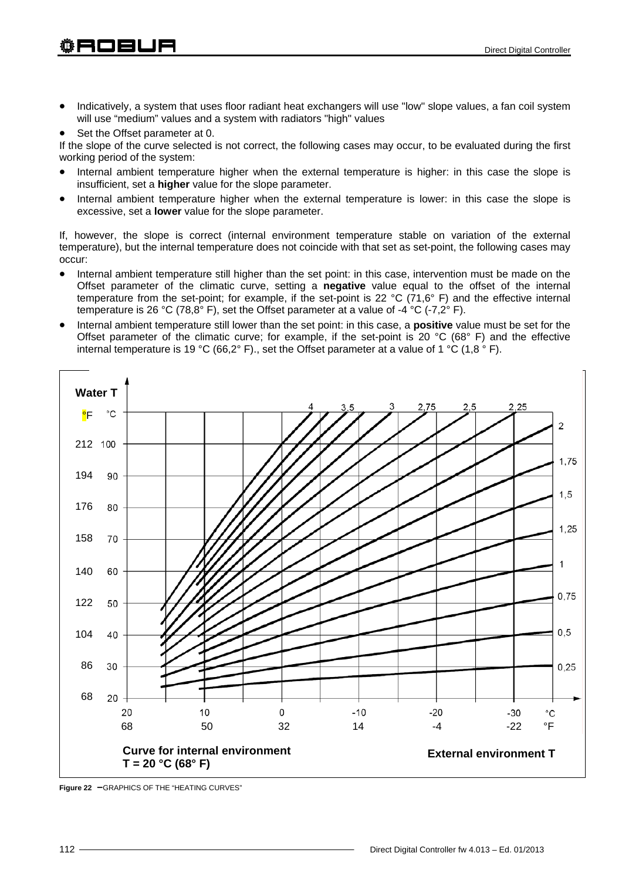- Indicatively, a system that uses floor radiant heat exchangers will use "low" slope values, a fan coil system will use "medium" values and a system with radiators "high" values
- Set the Offset parameter at 0.

If the slope of the curve selected is not correct, the following cases may occur, to be evaluated during the first working period of the system:

- Internal ambient temperature higher when the external temperature is higher: in this case the slope is insufficient, set a **higher** value for the slope parameter.
- Internal ambient temperature higher when the external temperature is lower: in this case the slope is excessive, set a **lower** value for the slope parameter.

If, however, the slope is correct (internal environment temperature stable on variation of the external temperature), but the internal temperature does not coincide with that set as set-point, the following cases may occur:

- Internal ambient temperature still higher than the set point: in this case, intervention must be made on the Offset parameter of the climatic curve, setting a **negative** value equal to the offset of the internal temperature from the set-point; for example, if the set-point is 22 °C (71,6° F) and the effective internal temperature is 26 °C (78,8° F), set the Offset parameter at a value of -4 °C (-7,2° F).
- Internal ambient temperature still lower than the set point: in this case, a **positive** value must be set for the Offset parameter of the climatic curve; for example, if the set-point is 20 °C (68° F) and the effective internal temperature is 19 °C (66,2° F)., set the Offset parameter at a value of 1 °C (1,8 ° F).

**Water T**

°F °C

212 100

194 90

176 80

158 70

140 60

122 50

104 40

86 30

68 20

Curves: 4, 3,5, 3, 2,75, 2,5, 2,25, 2, 1,75, 1,5, 1,25, 1, 0,75, 0,5, 0,25

°C: 20 10 0 -10 -20 -30

°F: 68 50 32 14 -4 -22

**Curve for internal environment T = 20 °C (68° F)**

**External environment T**

**Figure 22** – GRAPHICS OF THE "HEATING CURVES"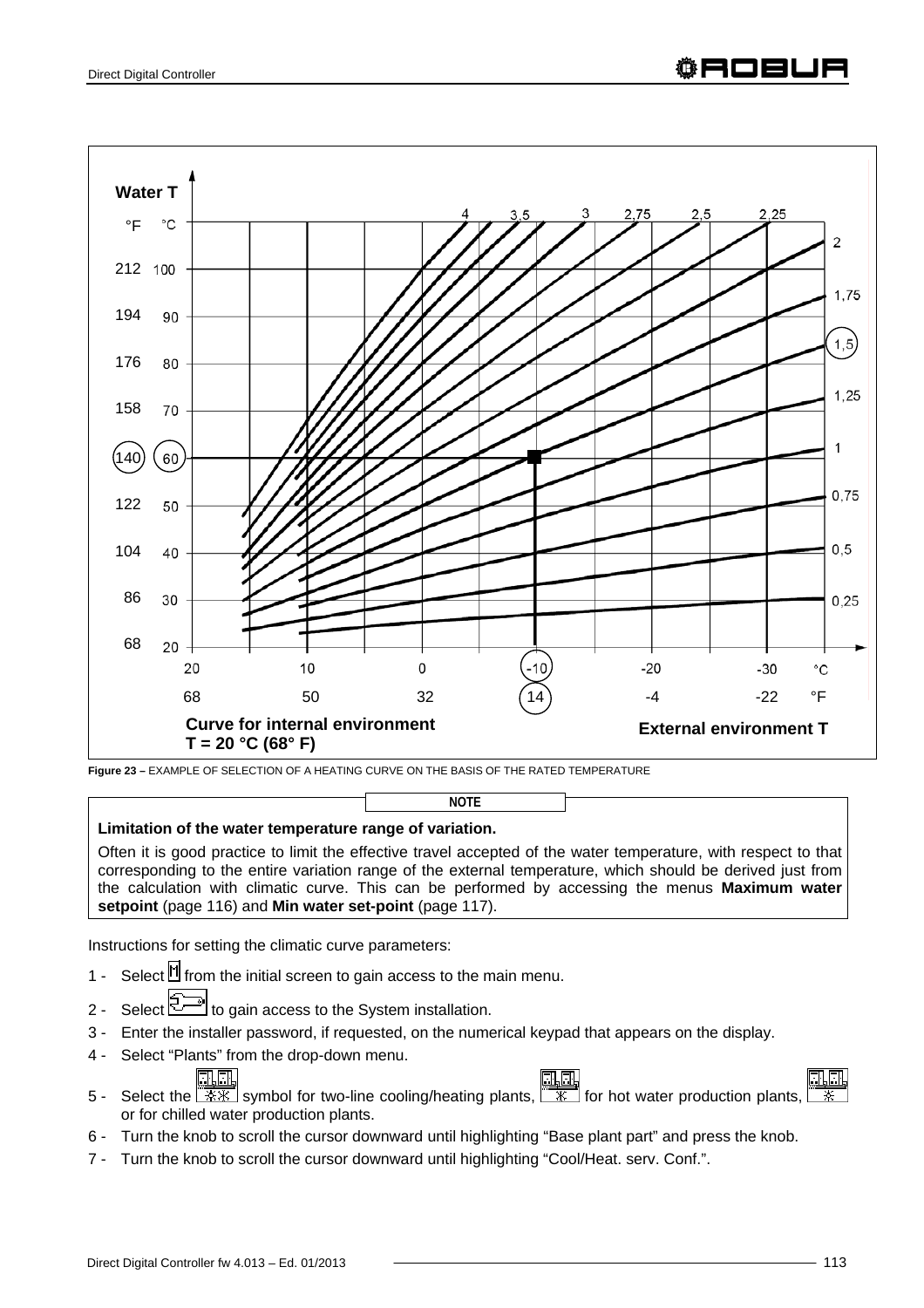Figure 23 – EXAMPLE OF SELECTION OF A HEATING CURVE ON THE BASIS OF THE RATED TEMPERATURE

**NOTE**

**Limitation of the water temperature range of variation.**

Often it is good practice to limit the effective travel accepted of the water temperature, with respect to that corresponding to the entire variation range of the external temperature, which should be derived just from the calculation with climatic curve. This can be performed by accessing the menus **Maximum water setpoint** (page 116) and **Min water set-point** (page 117).

Instructions for setting the climatic curve parameters:

1 - Select the M icon from the initial screen to gain access to the main menu.
2 - Select the wrench icon to gain access to the System installation.
3 - Enter the installer password, if requested, on the numerical keypad that appears on the display.
4 - Select “Plants” from the drop-down menu.
5 - Select the two-line cooling/heating plants symbol for two-line cooling/heating plants, the hot water production plants symbol for hot water production plants, or the chilled water production plants symbol for chilled water production plants.
6 - Turn the knob to scroll the cursor downward until highlighting “Base plant part” and press the knob.
7 - Turn the knob to scroll the cursor downward until highlighting “Cool/Heat. serv. Conf.”.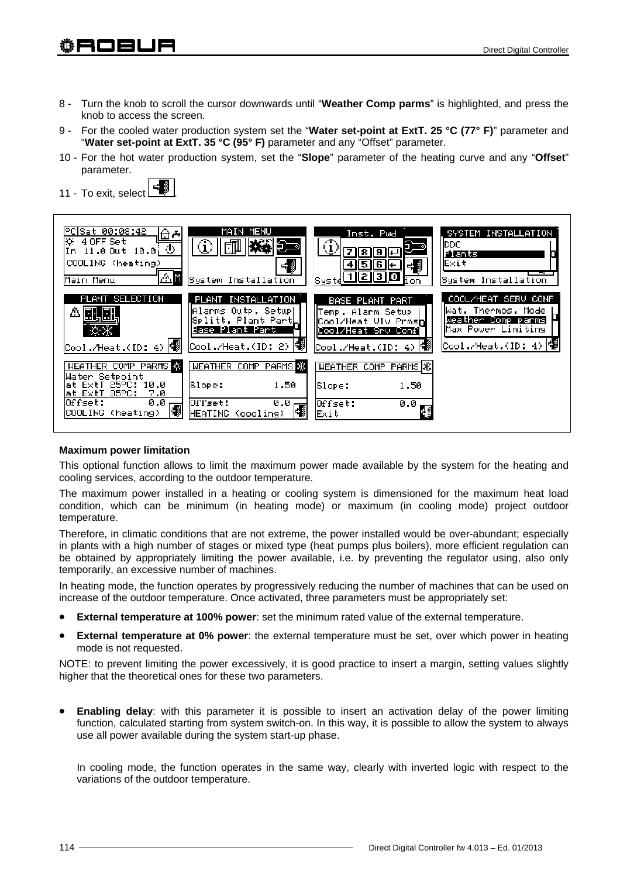8 - Turn the knob to scroll the cursor downwards until "**Weather Comp parms**" is highlighted, and press the knob to access the screen.

9 - For the cooled water production system set the "**Water set-point at ExtT. 25 °C (77° F)**" parameter and "**Water set-point at ExtT. 35 °C (95° F)** parameter and any "Offset" parameter.

10 - For the hot water production system, set the "**Slope**" parameter of the heating curve and any "**Offset**" parameter.

11 - To exit, select .

### Maximum power limitation

This optional function allows to limit the maximum power made available by the system for the heating and cooling services, according to the outdoor temperature.

The maximum power installed in a heating or cooling system is dimensioned for the maximum heat load condition, which can be minimum (in heating mode) or maximum (in cooling mode) project outdoor temperature.

Therefore, in climatic conditions that are not extreme, the power installed would be over-abundant; especially in plants with a high number of stages or mixed type (heat pumps plus boilers), more efficient regulation can be obtained by appropriately limiting the power available, i.e. by preventing the regulator using, also only temporarily, an excessive number of machines.

In heating mode, the function operates by progressively reducing the number of machines that can be used on increase of the outdoor temperature. Once activated, three parameters must be appropriately set:

- **External temperature at 100% power**: set the minimum rated value of the external temperature.
- **External temperature at 0% power**: the external temperature must be set, over which power in heating mode is not requested.

NOTE: to prevent limiting the power excessively, it is good practice to insert a margin, setting values slightly higher that the theoretical ones for these two parameters.

- **Enabling delay**: with this parameter it is possible to insert an activation delay of the power limiting function, calculated starting from system switch-on. In this way, it is possible to allow the system to always use all power available during the system start-up phase.

  In cooling mode, the function operates in the same way, clearly with inverted logic with respect to the variations of the outdoor temperature.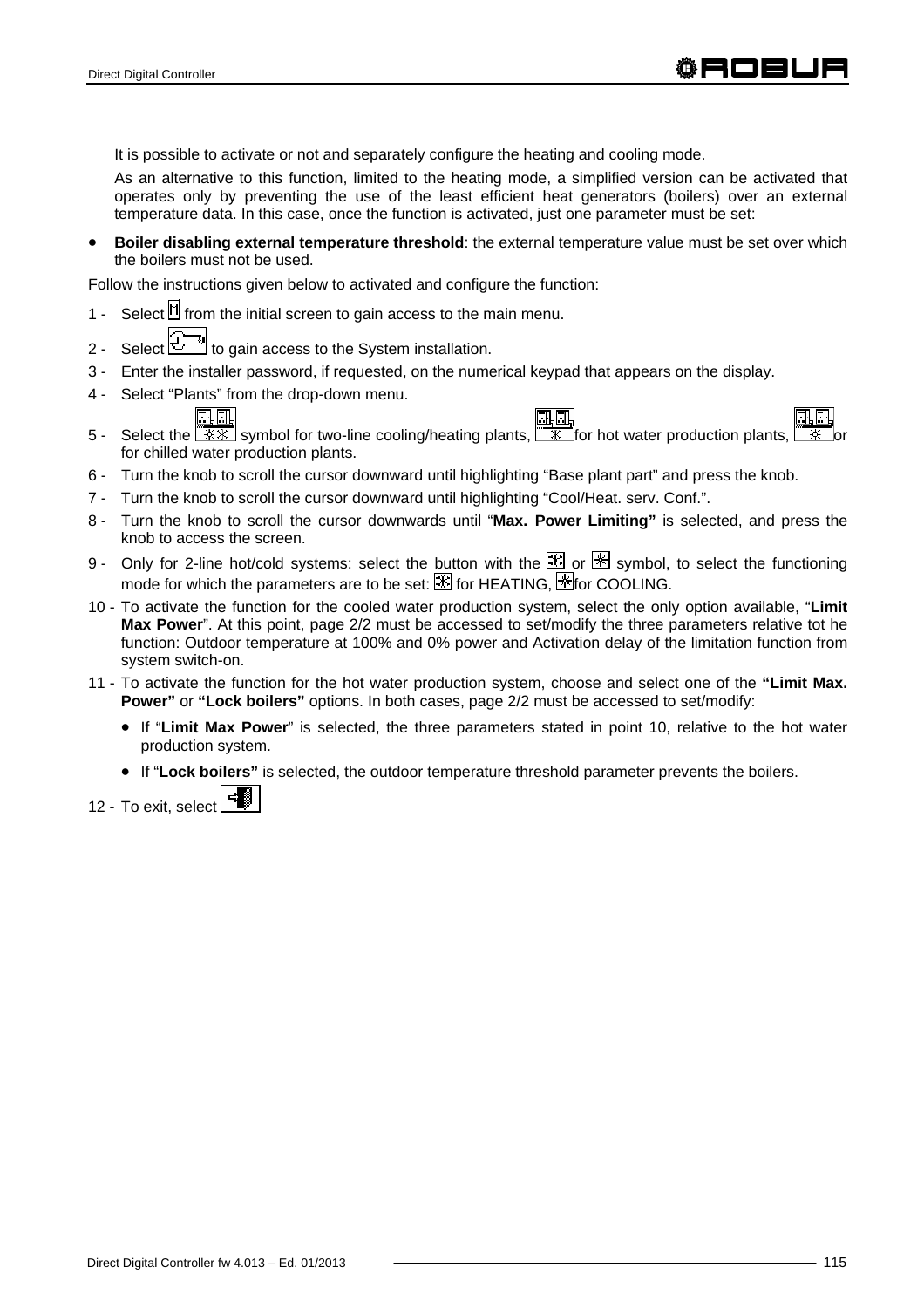It is possible to activate or not and separately configure the heating and cooling mode.

As an alternative to this function, limited to the heating mode, a simplified version can be activated that operates only by preventing the use of the least efficient heat generators (boilers) over an external temperature data. In this case, once the function is activated, just one parameter must be set:

- **Boiler disabling external temperature threshold**: the external temperature value must be set over which the boilers must not be used.

Follow the instructions given below to activated and configure the function:

1 - Select from the initial screen to gain access to the main menu.

2 - Select to gain access to the System installation.

3 - Enter the installer password, if requested, on the numerical keypad that appears on the display.

4 - Select “Plants” from the drop-down menu.

5 - Select the symbol for two-line cooling/heating plants, for hot water production plants, or for chilled water production plants.

6 - Turn the knob to scroll the cursor downward until highlighting “Base plant part” and press the knob.

7 - Turn the knob to scroll the cursor downward until highlighting “Cool/Heat. serv. Conf.”.

8 - Turn the knob to scroll the cursor downwards until “**Max. Power Limiting”** is selected, and press the knob to access the screen.

9 - Only for 2-line hot/cold systems: select the button with the or symbol, to select the functioning mode for which the parameters are to be set: for HEATING, for COOLING.

10 - To activate the function for the cooled water production system, select the only option available, “**Limit Max Power**”. At this point, page 2/2 must be accessed to set/modify the three parameters relative tot he function: Outdoor temperature at 100% and 0% power and Activation delay of the limitation function from system switch-on.

11 - To activate the function for the hot water production system, choose and select one of the **“Limit Max. Power”** or **“Lock boilers”** options. In both cases, page 2/2 must be accessed to set/modify:

   - If “**Limit Max Power**” is selected, the three parameters stated in point 10, relative to the hot water production system.
   - If “**Lock boilers”** is selected, the outdoor temperature threshold parameter prevents the boilers.

12 - To exit, select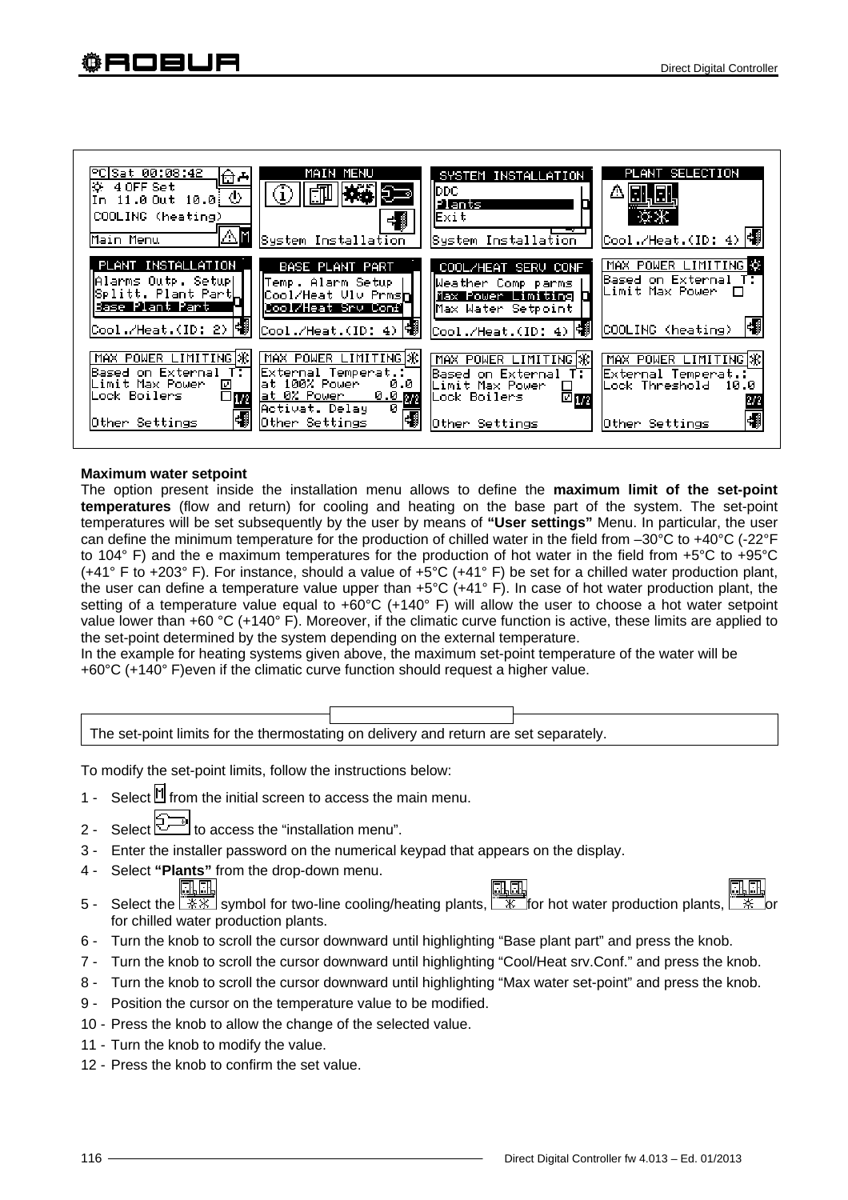#### Maximum water setpoint

The option present inside the installation menu allows to define the **maximum limit of the set-point temperatures** (flow and return) for cooling and heating on the base part of the system. The set-point temperatures will be set subsequently by the user by means of **"User settings"** Menu. In particular, the user can define the minimum temperature for the production of chilled water in the field from –30°C to +40°C (-22°F to 104° F) and the e maximum temperatures for the production of hot water in the field from +5°C to +95°C (+41° F to +203° F). For instance, should a value of +5°C (+41° F) be set for a chilled water production plant, the user can define a temperature value upper than +5°C (+41° F). In case of hot water production plant, the setting of a temperature value equal to +60°C (+140° F) will allow the user to choose a hot water setpoint value lower than +60 °C (+140° F). Moreover, if the climatic curve function is active, these limits are applied to the set-point determined by the system depending on the external temperature.

In the example for heating systems given above, the maximum set-point temperature of the water will be +60°C (+140° F)even if the climatic curve function should request a higher value.

The set-point limits for the thermostating on delivery and return are set separately.

To modify the set-point limits, follow the instructions below:

1 - Select M from the initial screen to access the main menu.
2 - Select the installation icon to access the "installation menu".
3 - Enter the installer password on the numerical keypad that appears on the display.
4 - Select **"Plants"** from the drop-down menu.
5 - Select the symbol for two-line cooling/heating plants, for hot water production plants, or for chilled water production plants.
6 - Turn the knob to scroll the cursor downward until highlighting "Base plant part" and press the knob.
7 - Turn the knob to scroll the cursor downward until highlighting "Cool/Heat srv.Conf." and press the knob.
8 - Turn the knob to scroll the cursor downward until highlighting "Max water set-point" and press the knob.
9 - Position the cursor on the temperature value to be modified.
10 - Press the knob to allow the change of the selected value.
11 - Turn the knob to modify the value.
12 - Press the knob to confirm the set value.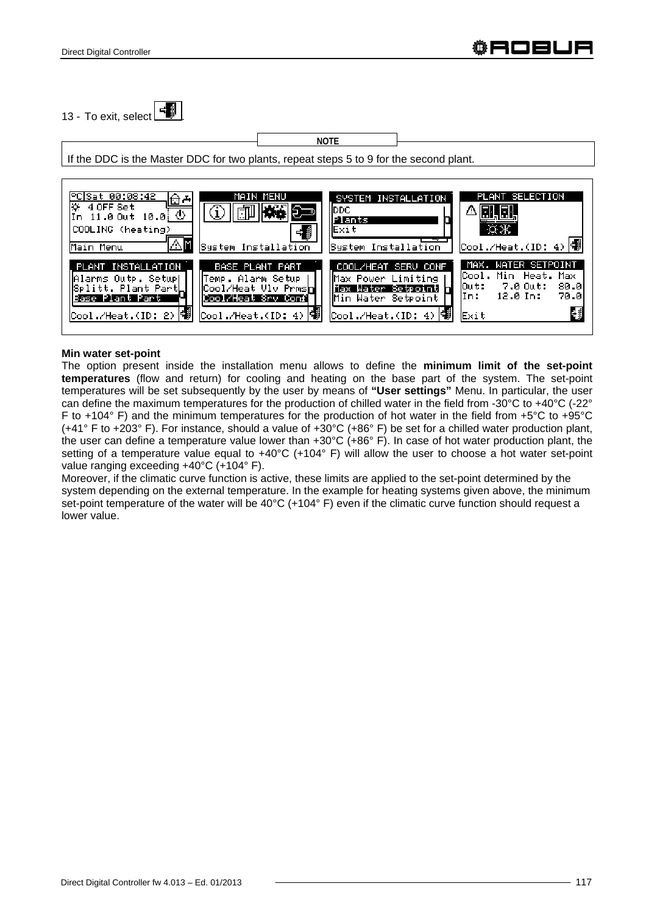13 - To exit, select .

**NOTE**

If the DDC is the Master DDC for two plants, repeat steps 5 to 9 for the second plant.

**Min water set-point**

The option present inside the installation menu allows to define the **minimum limit of the set-point temperatures** (flow and return) for cooling and heating on the base part of the system. The set-point temperatures will be set subsequently by the user by means of **"User settings"** Menu. In particular, the user can define the maximum temperatures for the production of chilled water in the field from -30°C to +40°C (-22° F to +104° F) and the minimum temperatures for the production of hot water in the field from +5°C to +95°C (+41° F to +203° F). For instance, should a value of +30°C (+86° F) be set for a chilled water production plant, the user can define a temperature value lower than +30°C (+86° F). In case of hot water production plant, the setting of a temperature value equal to +40°C (+104° F) will allow the user to choose a hot water set-point value ranging exceeding +40°C (+104° F).

Moreover, if the climatic curve function is active, these limits are applied to the set-point determined by the system depending on the external temperature. In the example for heating systems given above, the minimum set-point temperature of the water will be 40°C (+104° F) even if the climatic curve function should request a lower value.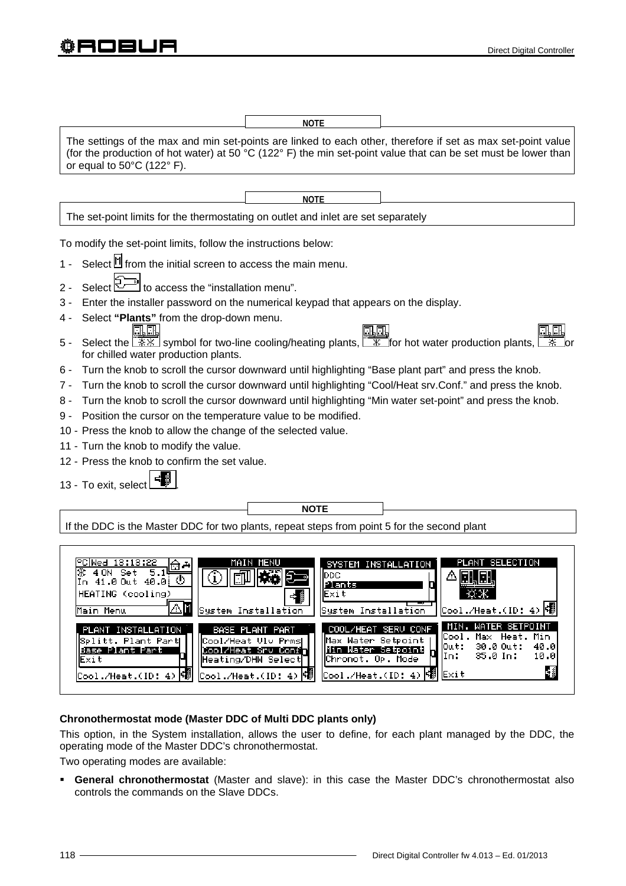**NOTE**

The settings of the max and min set-points are linked to each other, therefore if set as max set-point value (for the production of hot water) at 50 °C (122° F) the min set-point value that can be set must be lower than or equal to 50°C (122° F).

**NOTE**

The set-point limits for the thermostating on outlet and inlet are set separately

To modify the set-point limits, follow the instructions below:

1 - Select from the initial screen to access the main menu.
2 - Select to access the "installation menu".
3 - Enter the installer password on the numerical keypad that appears on the display.
4 - Select **"Plants"** from the drop-down menu.
5 - Select the symbol for two-line cooling/heating plants, for hot water production plants, or for chilled water production plants.
6 - Turn the knob to scroll the cursor downward until highlighting "Base plant part" and press the knob.
7 - Turn the knob to scroll the cursor downward until highlighting "Cool/Heat srv.Conf." and press the knob.
8 - Turn the knob to scroll the cursor downward until highlighting "Min water set-point" and press the knob.
9 - Position the cursor on the temperature value to be modified.
10 - Press the knob to allow the change of the selected value.
11 - Turn the knob to modify the value.
12 - Press the knob to confirm the set value.
13 - To exit, select .

**NOTE**

If the DDC is the Master DDC for two plants, repeat steps from point 5 for the second plant

**Chronothermostat mode (Master DDC of Multi DDC plants only)**

This option, in the System installation, allows the user to define, for each plant managed by the DDC, the operating mode of the Master DDC's chronothermostat.

Two operating modes are available:

- **General chronothermostat** (Master and slave): in this case the Master DDC's chronothermostat also controls the commands on the Slave DDCs.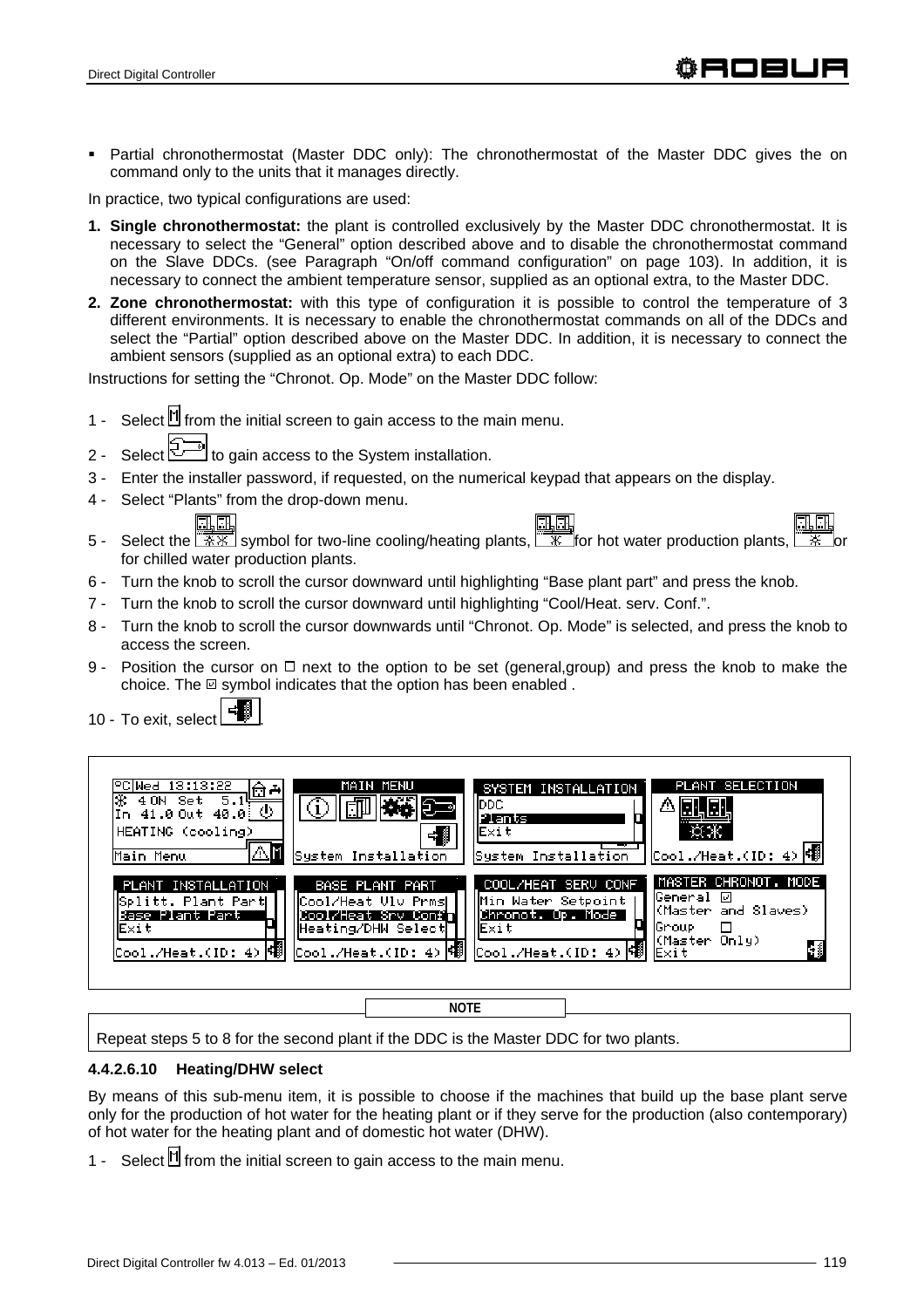- Partial chronothermostat (Master DDC only): The chronothermostat of the Master DDC gives the on command only to the units that it manages directly.

In practice, two typical configurations are used:

1. **Single chronothermostat:** the plant is controlled exclusively by the Master DDC chronothermostat. It is necessary to select the "General" option described above and to disable the chronothermostat command on the Slave DDCs. (see Paragraph "On/off command configuration" on page 103). In addition, it is necessary to connect the ambient temperature sensor, supplied as an optional extra, to the Master DDC.
2. **Zone chronothermostat:** with this type of configuration it is possible to control the temperature of 3 different environments. It is necessary to enable the chronothermostat commands on all of the DDCs and select the "Partial" option described above on the Master DDC. In addition, it is necessary to connect the ambient sensors (supplied as an optional extra) to each DDC.

Instructions for setting the "Chronot. Op. Mode" on the Master DDC follow:

1 - Select from the initial screen to gain access to the main menu.

2 - Select to gain access to the System installation.

3 - Enter the installer password, if requested, on the numerical keypad that appears on the display.

4 - Select "Plants" from the drop-down menu.

5 - Select the symbol for two-line cooling/heating plants, for hot water production plants, or for chilled water production plants.

6 - Turn the knob to scroll the cursor downward until highlighting "Base plant part" and press the knob.

7 - Turn the knob to scroll the cursor downward until highlighting "Cool/Heat. serv. Conf.".

8 - Turn the knob to scroll the cursor downwards until "Chronot. Op. Mode" is selected, and press the knob to access the screen.

9 - Position the cursor on ☐ next to the option to be set (general,group) and press the knob to make the choice. The ☑ symbol indicates that the option has been enabled .

10 - To exit, select .

| NOTE |
|---|
| Repeat steps 5 to 8 for the second plant if the DDC is the Master DDC for two plants. |

#### 4.4.2.6.10 Heating/DHW select

By means of this sub-menu item, it is possible to choose if the machines that build up the base plant serve only for the production of hot water for the heating plant or if they serve for the production (also contemporary) of hot water for the heating plant and of domestic hot water (DHW).

1 - Select from the initial screen to gain access to the main menu.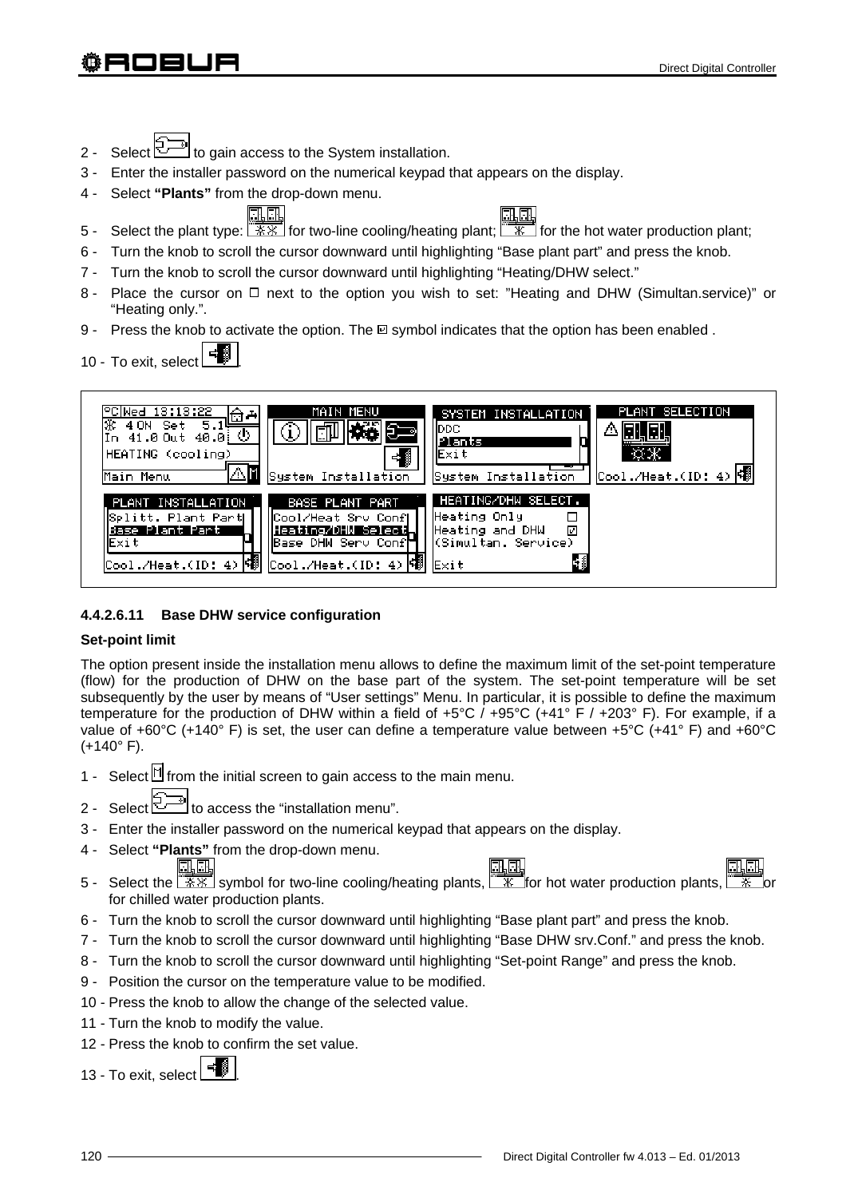2 - Select  to gain access to the System installation.

3 - Enter the installer password on the numerical keypad that appears on the display.

4 - Select **"Plants"** from the drop-down menu.

5 - Select the plant type:  for two-line cooling/heating plant;  for the hot water production plant;

6 - Turn the knob to scroll the cursor downward until highlighting "Base plant part" and press the knob.

7 - Turn the knob to scroll the cursor downward until highlighting "Heating/DHW select."

8 - Place the cursor on ☐ next to the option you wish to set: "Heating and DHW (Simultan.service)" or "Heating only.".

9 - Press the knob to activate the option. The ☑ symbol indicates that the option has been enabled .

10 - To exit, select .

#### 4.4.2.6.11 Base DHW service configuration

**Set-point limit**

The option present inside the installation menu allows to define the maximum limit of the set-point temperature (flow) for the production of DHW on the base part of the system. The set-point temperature will be set subsequently by the user by means of "User settings" Menu. In particular, it is possible to define the maximum temperature for the production of DHW within a field of +5°C / +95°C (+41° F / +203° F). For example, if a value of +60°C (+140° F) is set, the user can define a temperature value between +5°C (+41° F) and +60°C (+140° F).

1 - Select  from the initial screen to gain access to the main menu.

2 - Select  to access the "installation menu".

3 - Enter the installer password on the numerical keypad that appears on the display.

4 - Select **"Plants"** from the drop-down menu.

5 - Select the  symbol for two-line cooling/heating plants,  for hot water production plants,  or for chilled water production plants.

6 - Turn the knob to scroll the cursor downward until highlighting "Base plant part" and press the knob.

7 - Turn the knob to scroll the cursor downward until highlighting "Base DHW srv.Conf." and press the knob.

8 - Turn the knob to scroll the cursor downward until highlighting "Set-point Range" and press the knob.

9 - Position the cursor on the temperature value to be modified.

10 - Press the knob to allow the change of the selected value.

11 - Turn the knob to modify the value.

12 - Press the knob to confirm the set value.

13 - To exit, select .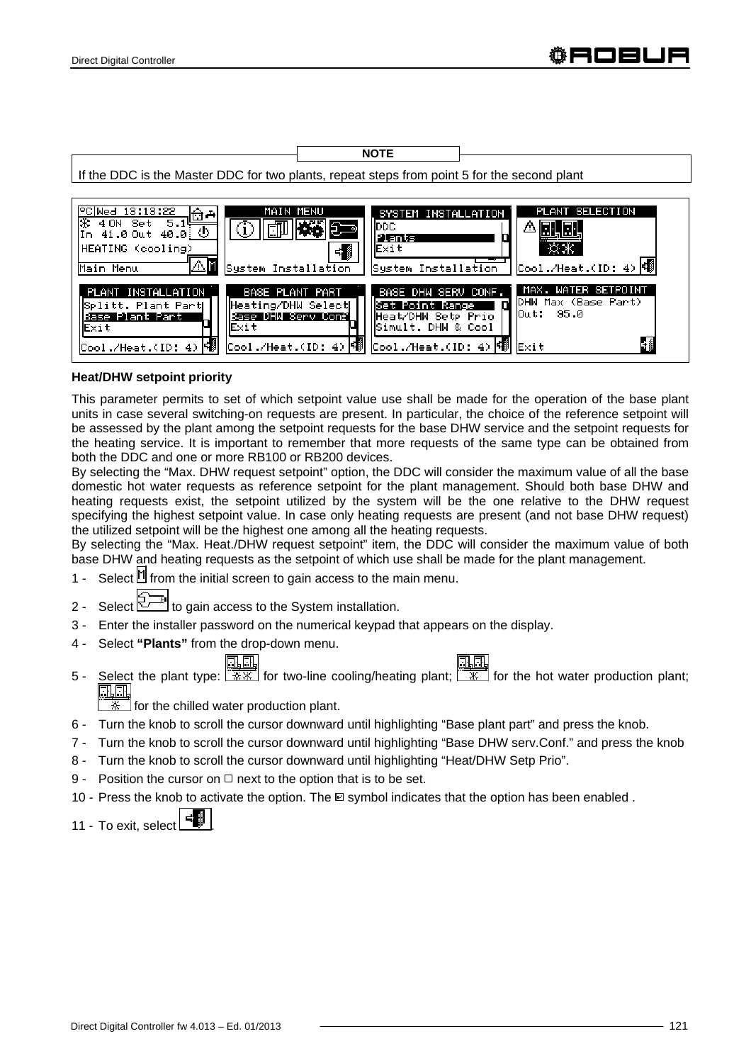**NOTE**

If the DDC is the Master DDC for two plants, repeat steps from point 5 for the second plant

**Heat/DHW setpoint priority**

This parameter permits to set of which setpoint value use shall be made for the operation of the base plant units in case several switching-on requests are present. In particular, the choice of the reference setpoint will be assessed by the plant among the setpoint requests for the base DHW service and the setpoint requests for the heating service. It is important to remember that more requests of the same type can be obtained from both the DDC and one or more RB100 or RB200 devices.

By selecting the "Max. DHW request setpoint" option, the DDC will consider the maximum value of all the base domestic hot water requests as reference setpoint for the plant management. Should both base DHW and heating requests exist, the setpoint utilized by the system will be the one relative to the DHW request specifying the highest setpoint value. In case only heating requests are present (and not base DHW request) the utilized setpoint will be the highest one among all the heating requests.

By selecting the "Max. Heat./DHW request setpoint" item, the DDC will consider the maximum value of both base DHW and heating requests as the setpoint of which use shall be made for the plant management.

1 - Select from the initial screen to gain access to the main menu.
2 - Select to gain access to the System installation.
3 - Enter the installer password on the numerical keypad that appears on the display.
4 - Select **"Plants"** from the drop-down menu.
5 - Select the plant type: for two-line cooling/heating plant; for the hot water production plant; for the chilled water production plant.
6 - Turn the knob to scroll the cursor downward until highlighting "Base plant part" and press the knob.
7 - Turn the knob to scroll the cursor downward until highlighting "Base DHW serv.Conf." and press the knob
8 - Turn the knob to scroll the cursor downward until highlighting "Heat/DHW Setp Prio".
9 - Position the cursor on ☐ next to the option that is to be set.
10 - Press the knob to activate the option. The ☑ symbol indicates that the option has been enabled .
11 - To exit, select .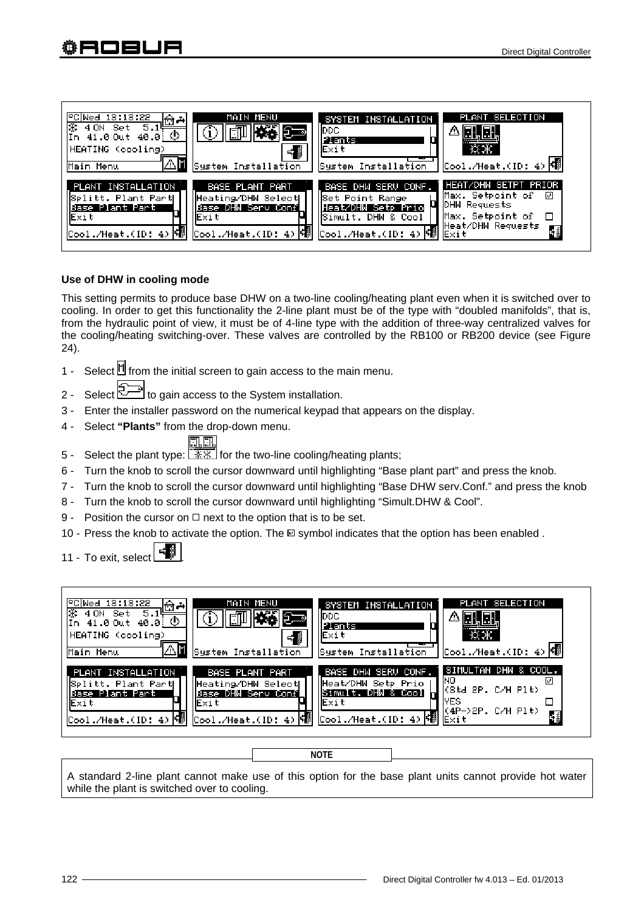## Use of DHW in cooling mode

This setting permits to produce base DHW on a two-line cooling/heating plant even when it is switched over to cooling. In order to get this functionality the 2-line plant must be of the type with "doubled manifolds", that is, from the hydraulic point of view, it must be of 4-line type with the addition of three-way centralized valves for the cooling/heating switching-over. These valves are controlled by the RB100 or RB200 device (see Figure 24).

1 - Select M from the initial screen to gain access to the main menu.
2 - Select  to gain access to the System installation.
3 - Enter the installer password on the numerical keypad that appears on the display.
4 - Select **"Plants"** from the drop-down menu.
5 - Select the plant type:  for the two-line cooling/heating plants;
6 - Turn the knob to scroll the cursor downward until highlighting "Base plant part" and press the knob.
7 - Turn the knob to scroll the cursor downward until highlighting "Base DHW serv.Conf." and press the knob
8 - Turn the knob to scroll the cursor downward until highlighting "Simult.DHW & Cool".
9 - Position the cursor on ☐ next to the option that is to be set.
10 - Press the knob to activate the option. The ☑ symbol indicates that the option has been enabled .
11 - To exit, select .

**NOTE**

A standard 2-line plant cannot make use of this option for the base plant units cannot provide hot water while the plant is switched over to cooling.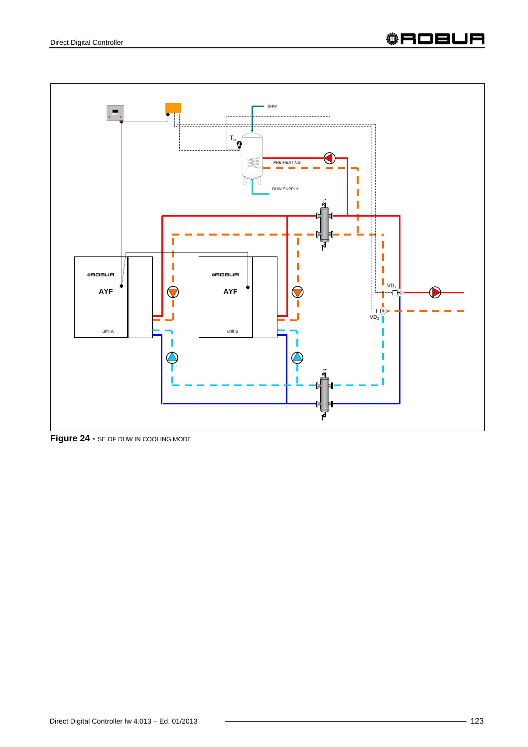**Figure 24 -** SE OF DHW IN COOLING MODE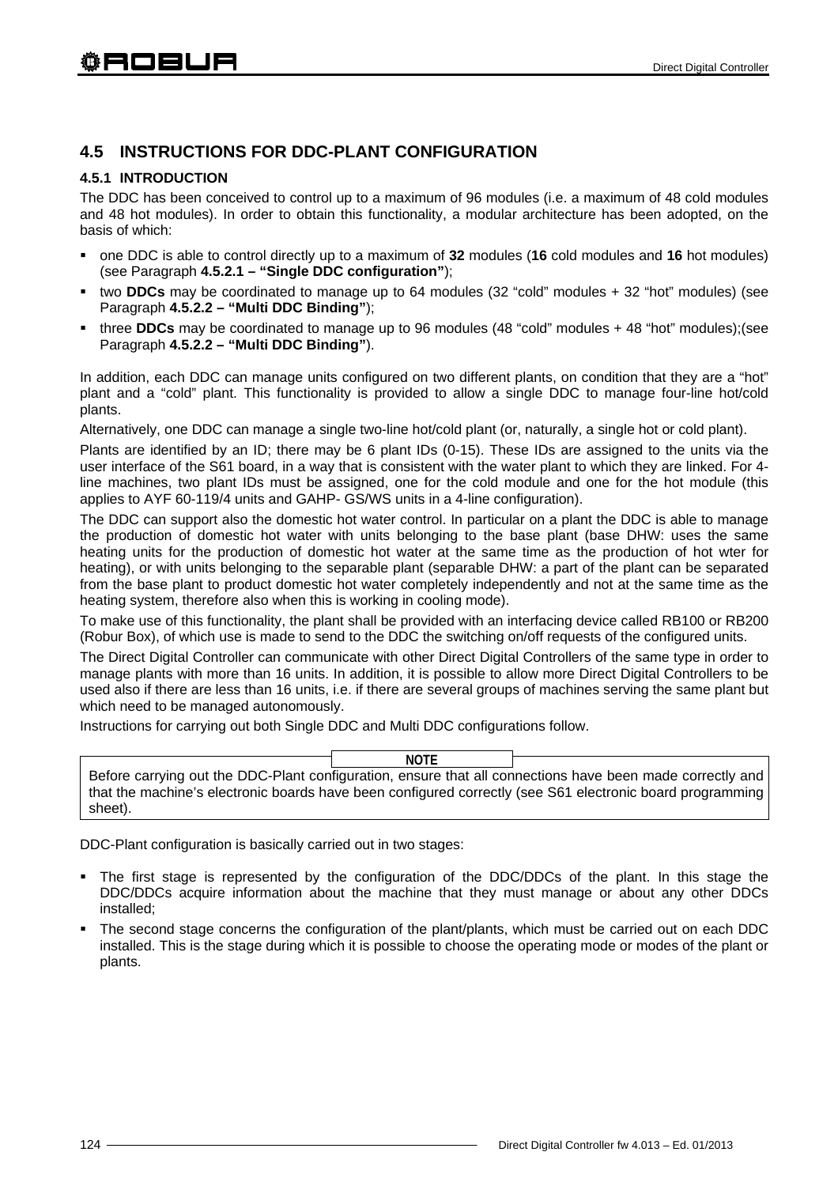## 4.5 INSTRUCTIONS FOR DDC-PLANT CONFIGURATION

### 4.5.1 INTRODUCTION

The DDC has been conceived to control up to a maximum of 96 modules (i.e. a maximum of 48 cold modules and 48 hot modules). In order to obtain this functionality, a modular architecture has been adopted, on the basis of which:

- one DDC is able to control directly up to a maximum of **32** modules (**16** cold modules and **16** hot modules) (see Paragraph **4.5.2.1 – "Single DDC configuration"**);
- two **DDCs** may be coordinated to manage up to 64 modules (32 "cold" modules + 32 "hot" modules) (see Paragraph **4.5.2.2 – "Multi DDC Binding"**);
- three **DDCs** may be coordinated to manage up to 96 modules (48 "cold" modules + 48 "hot" modules);(see Paragraph **4.5.2.2 – "Multi DDC Binding"**).

In addition, each DDC can manage units configured on two different plants, on condition that they are a "hot" plant and a "cold" plant. This functionality is provided to allow a single DDC to manage four-line hot/cold plants.

Alternatively, one DDC can manage a single two-line hot/cold plant (or, naturally, a single hot or cold plant).

Plants are identified by an ID; there may be 6 plant IDs (0-15). These IDs are assigned to the units via the user interface of the S61 board, in a way that is consistent with the water plant to which they are linked. For 4-line machines, two plant IDs must be assigned, one for the cold module and one for the hot module (this applies to AYF 60-119/4 units and GAHP- GS/WS units in a 4-line configuration).

The DDC can support also the domestic hot water control. In particular on a plant the DDC is able to manage the production of domestic hot water with units belonging to the base plant (base DHW: uses the same heating units for the production of domestic hot water at the same time as the production of hot wter for heating), or with units belonging to the separable plant (separable DHW: a part of the plant can be separated from the base plant to product domestic hot water completely independently and not at the same time as the heating system, therefore also when this is working in cooling mode).

To make use of this functionality, the plant shall be provided with an interfacing device called RB100 or RB200 (Robur Box), of which use is made to send to the DDC the switching on/off requests of the configured units.

The Direct Digital Controller can communicate with other Direct Digital Controllers of the same type in order to manage plants with more than 16 units. In addition, it is possible to allow more Direct Digital Controllers to be used also if there are less than 16 units, i.e. if there are several groups of machines serving the same plant but which need to be managed autonomously.

Instructions for carrying out both Single DDC and Multi DDC configurations follow.

> **NOTE**
>
> Before carrying out the DDC-Plant configuration, ensure that all connections have been made correctly and that the machine's electronic boards have been configured correctly (see S61 electronic board programming sheet).

DDC-Plant configuration is basically carried out in two stages:

- The first stage is represented by the configuration of the DDC/DDCs of the plant. In this stage the DDC/DDCs acquire information about the machine that they must manage or about any other DDCs installed;
- The second stage concerns the configuration of the plant/plants, which must be carried out on each DDC installed. This is the stage during which it is possible to choose the operating mode or modes of the plant or plants.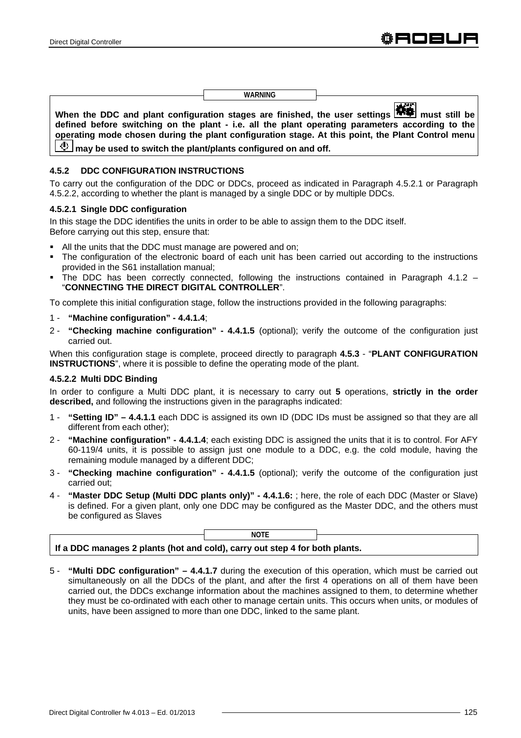**WARNING**

**When the DDC and plant configuration stages are finished, the user settings must still be defined before switching on the plant - i.e. all the plant operating parameters according to the operating mode chosen during the plant configuration stage. At this point, the Plant Control menu may be used to switch the plant/plants configured on and off.**

### 4.5.2 DDC CONFIGURATION INSTRUCTIONS

To carry out the configuration of the DDC or DDCs, proceed as indicated in Paragraph 4.5.2.1 or Paragraph 4.5.2.2, according to whether the plant is managed by a single DDC or by multiple DDCs.

#### 4.5.2.1 Single DDC configuration

In this stage the DDC identifies the units in order to be able to assign them to the DDC itself.
Before carrying out this step, ensure that:

- All the units that the DDC must manage are powered and on;
- The configuration of the electronic board of each unit has been carried out according to the instructions provided in the S61 installation manual;
- The DDC has been correctly connected, following the instructions contained in Paragraph 4.1.2 – "**CONNECTING THE DIRECT DIGITAL CONTROLLER**".

To complete this initial configuration stage, follow the instructions provided in the following paragraphs:

1 - **"Machine configuration" - 4.4.1.4**;
2 - **"Checking machine configuration" - 4.4.1.5** (optional); verify the outcome of the configuration just carried out.

When this configuration stage is complete, proceed directly to paragraph **4.5.3** - "**PLANT CONFIGURATION INSTRUCTIONS**", where it is possible to define the operating mode of the plant.

#### 4.5.2.2 Multi DDC Binding

In order to configure a Multi DDC plant, it is necessary to carry out **5** operations, **strictly in the order described,** and following the instructions given in the paragraphs indicated:

1 - **"Setting ID" – 4.4.1.1** each DDC is assigned its own ID (DDC IDs must be assigned so that they are all different from each other);
2 - **"Machine configuration" - 4.4.1.4**; each existing DDC is assigned the units that it is to control. For AFY 60-119/4 units, it is possible to assign just one module to a DDC, e.g. the cold module, having the remaining module managed by a different DDC;
3 - **"Checking machine configuration" - 4.4.1.5** (optional); verify the outcome of the configuration just carried out;
4 - **"Master DDC Setup (Multi DDC plants only)" - 4.4.1.6:** ; here, the role of each DDC (Master or Slave) is defined. For a given plant, only one DDC may be configured as the Master DDC, and the others must be configured as Slaves

**NOTE**

**If a DDC manages 2 plants (hot and cold), carry out step 4 for both plants.**

5 - **"Multi DDC configuration" – 4.4.1.7** during the execution of this operation, which must be carried out simultaneously on all the DDCs of the plant, and after the first 4 operations on all of them have been carried out, the DDCs exchange information about the machines assigned to them, to determine whether they must be co-ordinated with each other to manage certain units. This occurs when units, or modules of units, have been assigned to more than one DDC, linked to the same plant.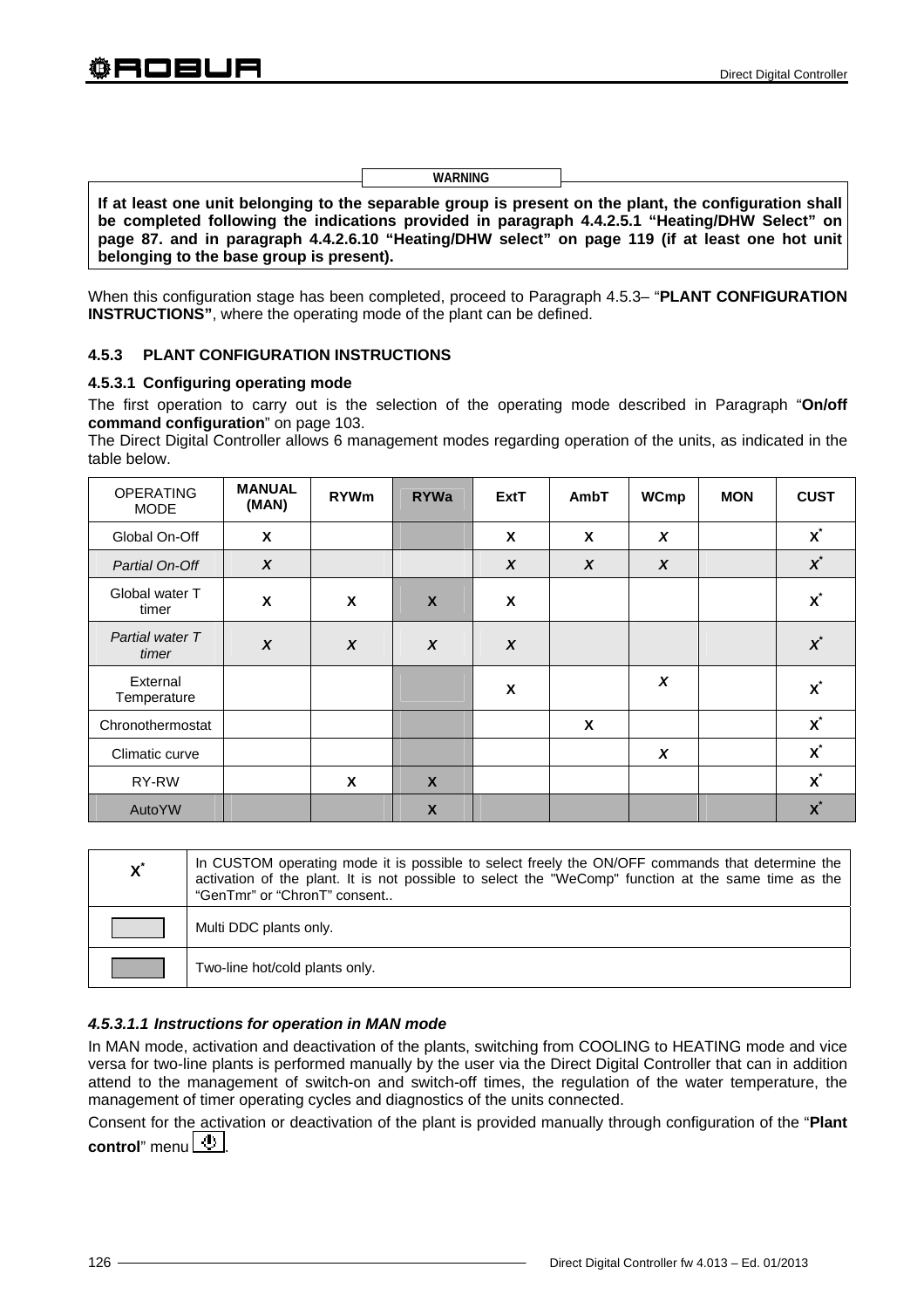**WARNING**

**If at least one unit belonging to the separable group is present on the plant, the configuration shall be completed following the indications provided in paragraph 4.4.2.5.1 "Heating/DHW Select" on page 87. and in paragraph 4.4.2.6.10 "Heating/DHW select" on page 119 (if at least one hot unit belonging to the base group is present).**

When this configuration stage has been completed, proceed to Paragraph 4.5.3– "**PLANT CONFIGURATION INSTRUCTIONS"**, where the operating mode of the plant can be defined.

### 4.5.3 PLANT CONFIGURATION INSTRUCTIONS

#### 4.5.3.1 Configuring operating mode

The first operation to carry out is the selection of the operating mode described in Paragraph "**On/off command configuration**" on page 103.

The Direct Digital Controller allows 6 management modes regarding operation of the units, as indicated in the table below.

| OPERATING MODE | MANUAL (MAN) | RYWm | RYWa | ExtT | AmbT | WCmp | MON | CUST |
|---|---|---|---|---|---|---|---|---|
| Global On-Off | X | | | X | X | *X* | | X* |
| *Partial On-Off* | *X* | | | *X* | *X* | *X* | | *X** |
| Global water T timer | X | X | X | X | | | | X* |
| *Partial water T timer* | *X* | *X* | *X* | *X* | | | | *X** |
| External Temperature | | | | X | | *X* | | X* |
| Chronothermostat | | | | | X | | | X* |
| Climatic curve | | | | | | *X* | | X* |
| RY-RW | | X | X | | | | | X* |
| AutoYW | | | X | | | | | X* |

| | |
|---|---|
| X* | In CUSTOM operating mode it is possible to select freely the ON/OFF commands that determine the activation of the plant. It is not possible to select the "WeComp" function at the same time as the "GenTmr" or "ChronT" consent.. |
| (light grey) | Multi DDC plants only. |
| (dark grey) | Two-line hot/cold plants only. |

##### *4.5.3.1.1 Instructions for operation in MAN mode*

In MAN mode, activation and deactivation of the plants, switching from COOLING to HEATING mode and vice versa for two-line plants is performed manually by the user via the Direct Digital Controller that can in addition attend to the management of switch-on and switch-off times, the regulation of the water temperature, the management of timer operating cycles and diagnostics of the units connected.

Consent for the activation or deactivation of the plant is provided manually through configuration of the "**Plant control**" menu .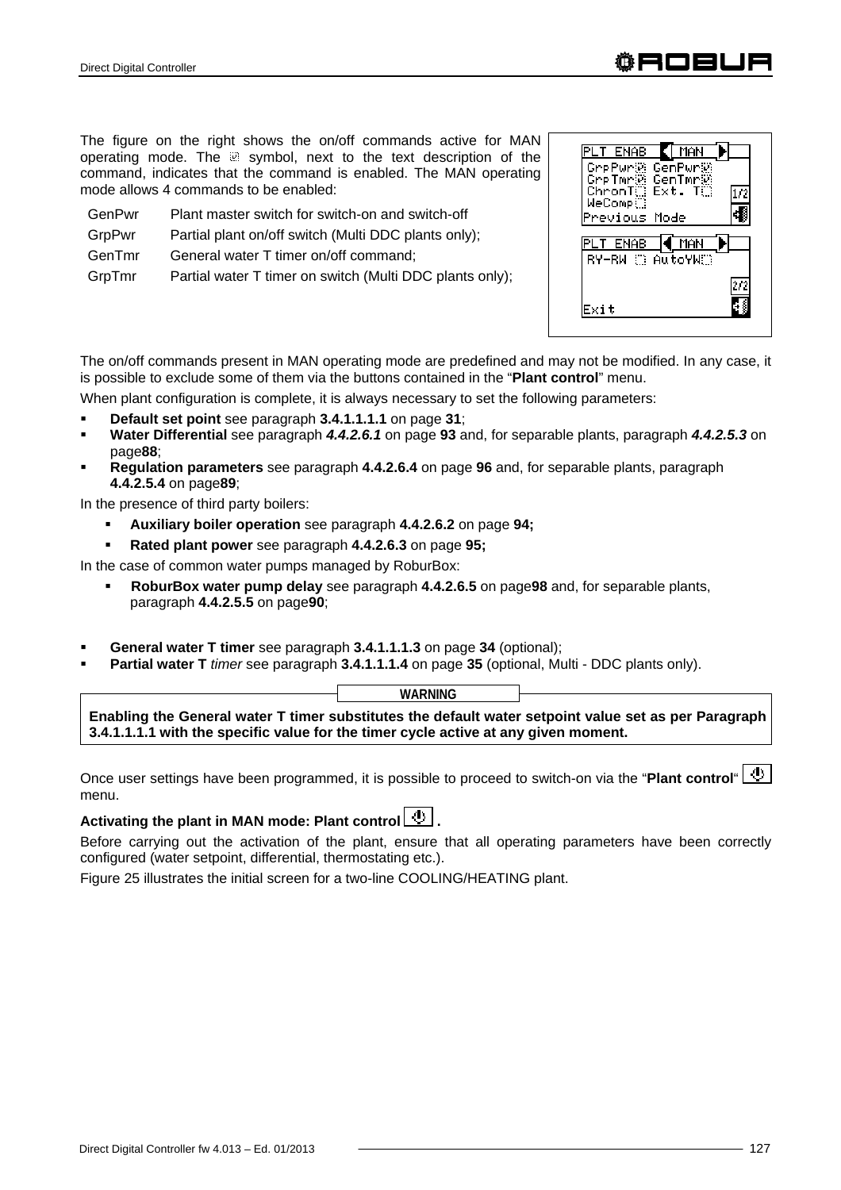The figure on the right shows the on/off commands active for MAN operating mode. The ☑ symbol, next to the text description of the command, indicates that the command is enabled. The MAN operating mode allows 4 commands to be enabled:

| | |
|---|---|
| GenPwr | Plant master switch for switch-on and switch-off |
| GrpPwr | Partial plant on/off switch (Multi DDC plants only); |
| GenTmr | General water T timer on/off command; |
| GrpTmr | Partial water T timer on switch (Multi DDC plants only); |

```
PLT ENAB  ◄ MAN  ►
GrpPwr☑ GenPwr☑
GrpTmr☑ GenTmr☑
ChronT☐ Ext. T☐     1/2
WeComp☐
Previous Mode

PLT ENAB  ◄ MAN  ►
RY-RW ☐ AutoYW☐

                    2/2
Exit
```

The on/off commands present in MAN operating mode are predefined and may not be modified. In any case, it is possible to exclude some of them via the buttons contained in the "**Plant control**" menu.

When plant configuration is complete, it is always necessary to set the following parameters:

- **Default set point** see paragraph **3.4.1.1.1.1** on page **31**;
- **Water Differential** see paragraph ***4.4.2.6.1*** on page **93** and, for separable plants, paragraph ***4.4.2.5.3*** on page**88**;
- **Regulation parameters** see paragraph **4.4.2.6.4** on page **96** and, for separable plants, paragraph **4.4.2.5.4** on page**89**;

In the presence of third party boilers:

- **Auxiliary boiler operation** see paragraph **4.4.2.6.2** on page **94;**
- **Rated plant power** see paragraph **4.4.2.6.3** on page **95;**

In the case of common water pumps managed by RoburBox:

- **RoburBox water pump delay** see paragraph **4.4.2.6.5** on page**98** and, for separable plants, paragraph **4.4.2.5.5** on page**90**;

- **General water T timer** see paragraph **3.4.1.1.1.3** on page **34** (optional);
- **Partial water T** *timer* see paragraph **3.4.1.1.1.4** on page **35** (optional, Multi - DDC plants only).

**WARNING**

**Enabling the General water T timer substitutes the default water setpoint value set as per Paragraph 3.4.1.1.1.1 with the specific value for the timer cycle active at any given moment.**

Once user settings have been programmed, it is possible to proceed to switch-on via the "**Plant control**" menu.

**Activating the plant in MAN mode: Plant control .**

Before carrying out the activation of the plant, ensure that all operating parameters have been correctly configured (water setpoint, differential, thermostating etc.).

Figure 25 illustrates the initial screen for a two-line COOLING/HEATING plant.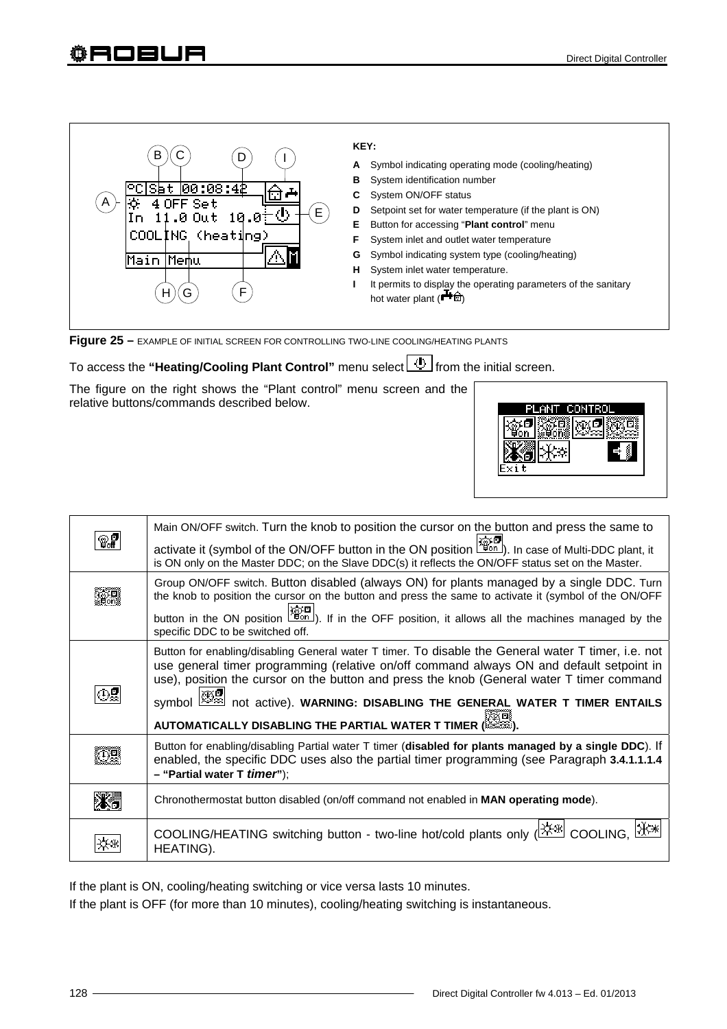**KEY:**

- **A** Symbol indicating operating mode (cooling/heating)
- **B** System identification number
- **C** System ON/OFF status
- **D** Setpoint set for water temperature (if the plant is ON)
- **E** Button for accessing "**Plant control**" menu
- **F** System inlet and outlet water temperature
- **G** Symbol indicating system type (cooling/heating)
- **H** System inlet water temperature.
- **I** It permits to display the operating parameters of the sanitary hot water plant ()

**Figure 25 –** EXAMPLE OF INITIAL SCREEN FOR CONTROLLING TWO-LINE COOLING/HEATING PLANTS

To access the **"Heating/Cooling Plant Control"** menu select  from the initial screen.

The figure on the right shows the "Plant control" menu screen and the relative buttons/commands described below.

| | |
|---|---|
| | Main ON/OFF switch. Turn the knob to position the cursor on the button and press the same to activate it (symbol of the ON/OFF button in the ON position ). In case of Multi-DDC plant, it is ON only on the Master DDC; on the Slave DDC(s) it reflects the ON/OFF status set on the Master. |
| | Group ON/OFF switch. Button disabled (always ON) for plants managed by a single DDC. Turn the knob to position the cursor on the button and press the same to activate it (symbol of the ON/OFF button in the ON position ). If in the OFF position, it allows all the machines managed by the specific DDC to be switched off. |
| | Button for enabling/disabling General water T timer. To disable the General water T timer, i.e. not use general timer programming (relative on/off command always ON and default setpoint in use), position the cursor on the button and press the knob (General water T timer command symbol  not active). **WARNING: DISABLING THE GENERAL WATER T TIMER ENTAILS AUTOMATICALLY DISABLING THE PARTIAL WATER T TIMER ().** |
| | Button for enabling/disabling Partial water T timer (**disabled for plants managed by a single DDC**). If enabled, the specific DDC uses also the partial timer programming (see Paragraph **3.4.1.1.1.4 – "Partial water T *timer*"**); |
| | Chronothermostat button disabled (on/off command not enabled in **MAN operating mode**). |
| | COOLING/HEATING switching button - two-line hot/cold plants only ( COOLING,  HEATING). |

If the plant is ON, cooling/heating switching or vice versa lasts 10 minutes.

If the plant is OFF (for more than 10 minutes), cooling/heating switching is instantaneous.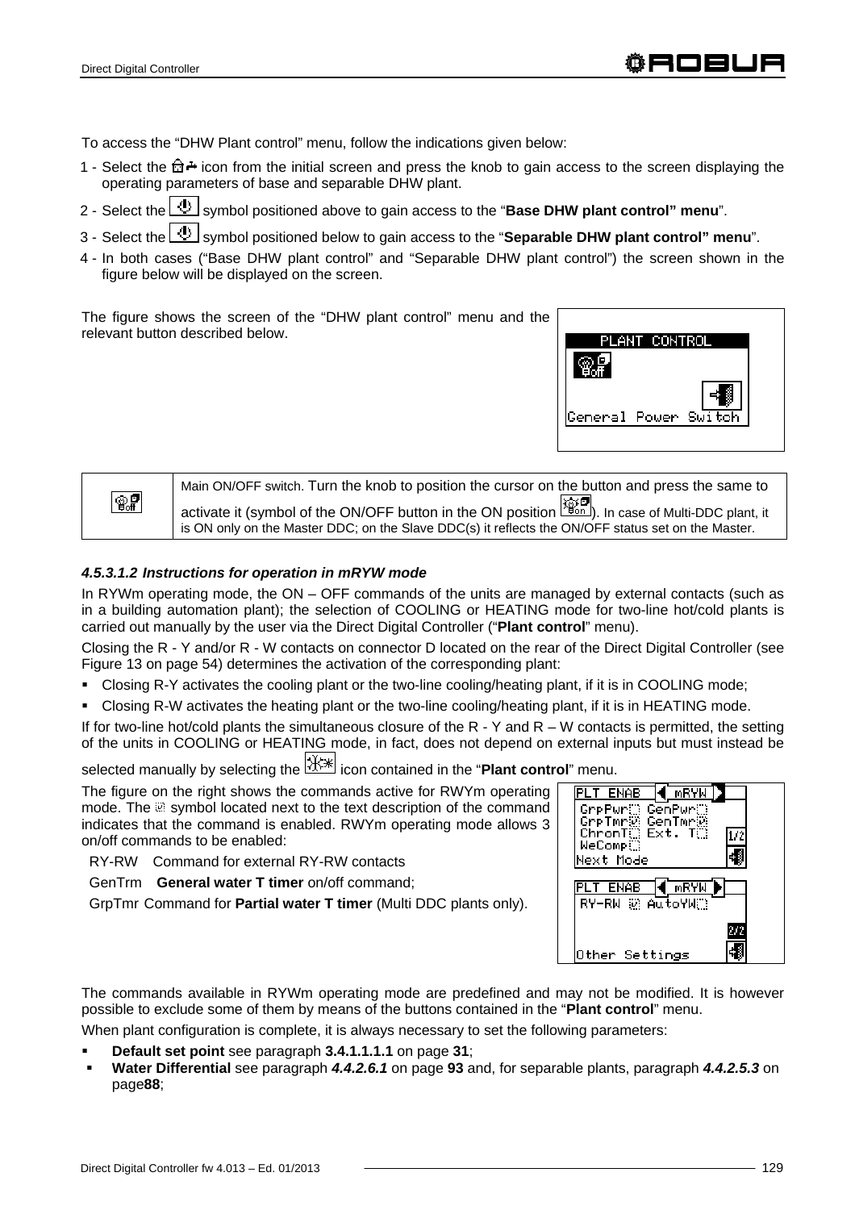To access the "DHW Plant control" menu, follow the indications given below:

1 - Select the icon from the initial screen and press the knob to gain access to the screen displaying the operating parameters of base and separable DHW plant.

2 - Select the symbol positioned above to gain access to the "**Base DHW plant control" menu**".

3 - Select the symbol positioned below to gain access to the "**Separable DHW plant control" menu**".

4 - In both cases ("Base DHW plant control" and "Separable DHW plant control") the screen shown in the figure below will be displayed on the screen.

The figure shows the screen of the "DHW plant control" menu and the relevant button described below.

| | |
|---|---|
| | Main ON/OFF switch. Turn the knob to position the cursor on the button and press the same to activate it (symbol of the ON/OFF button in the ON position ). In case of Multi-DDC plant, it is ON only on the Master DDC; on the Slave DDC(s) it reflects the ON/OFF status set on the Master. |

#### *4.5.3.1.2 Instructions for operation in mRYW mode*

In RYWm operating mode, the ON – OFF commands of the units are managed by external contacts (such as in a building automation plant); the selection of COOLING or HEATING mode for two-line hot/cold plants is carried out manually by the user via the Direct Digital Controller ("**Plant control**" menu).

Closing the R - Y and/or R - W contacts on connector D located on the rear of the Direct Digital Controller (see Figure 13 on page 54) determines the activation of the corresponding plant:

- Closing R-Y activates the cooling plant or the two-line cooling/heating plant, if it is in COOLING mode;
- Closing R-W activates the heating plant or the two-line cooling/heating plant, if it is in HEATING mode.

If for two-line hot/cold plants the simultaneous closure of the R - Y and R – W contacts is permitted, the setting of the units in COOLING or HEATING mode, in fact, does not depend on external inputs but must instead be selected manually by selecting the icon contained in the "**Plant control**" menu.

The figure on the right shows the commands active for RWYm operating mode. The symbol located next to the text description of the command indicates that the command is enabled. RWYm operating mode allows 3 on/off commands to be enabled:

RY-RW Command for external RY-RW contacts

GenTrm **General water T timer** on/off command;

GrpTmr Command for **Partial water T timer** (Multi DDC plants only).

The commands available in RYWm operating mode are predefined and may not be modified. It is however possible to exclude some of them by means of the buttons contained in the "**Plant control**" menu.

When plant configuration is complete, it is always necessary to set the following parameters:

- **Default set point** see paragraph **3.4.1.1.1.1** on page **31**;
- **Water Differential** see paragraph ***4.4.2.6.1*** on page **93** and, for separable plants, paragraph ***4.4.2.5.3*** on page**88**;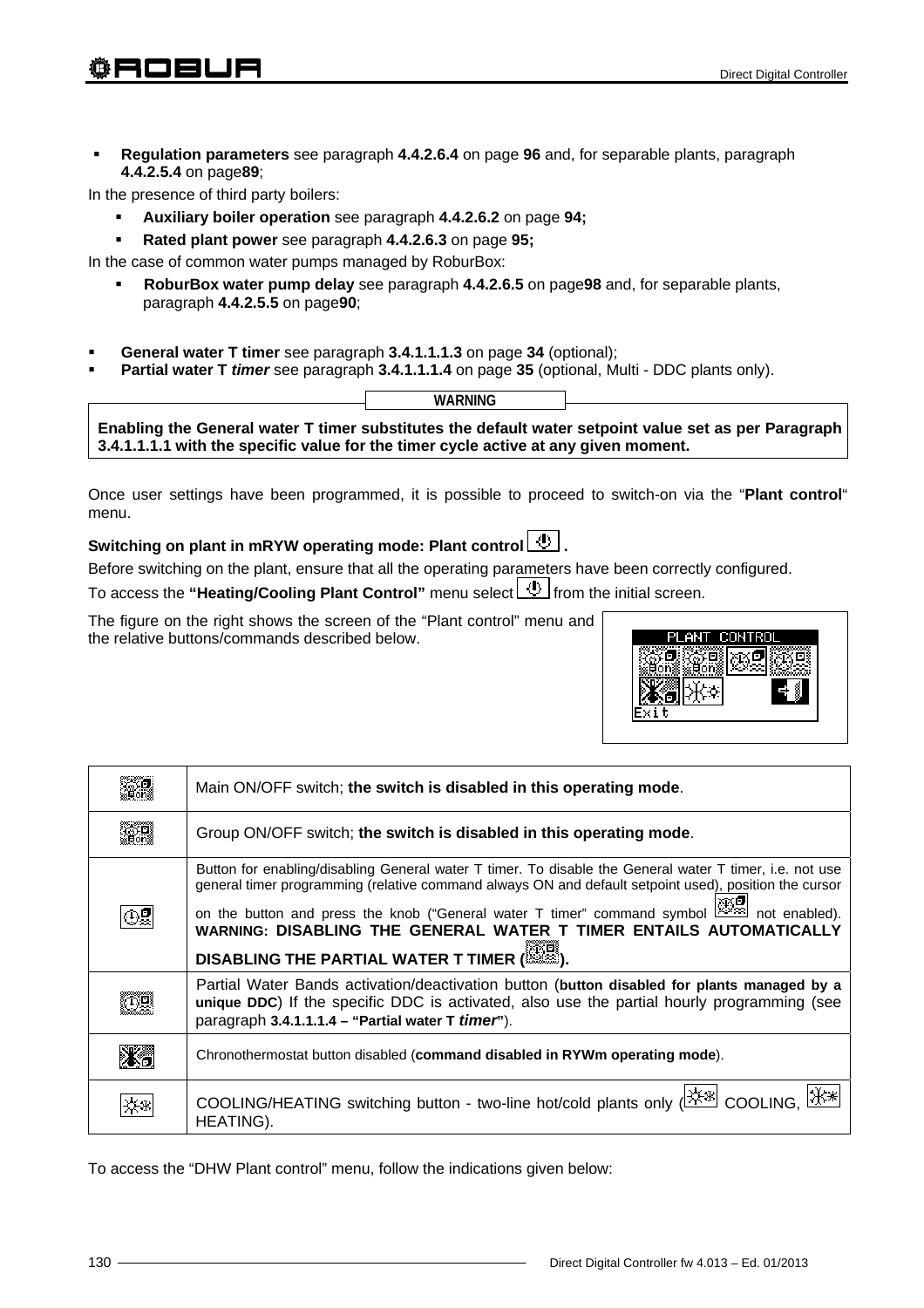- **Regulation parameters** see paragraph **4.4.2.6.4** on page **96** and, for separable plants, paragraph **4.4.2.5.4** on page**89**;

In the presence of third party boilers:

- **Auxiliary boiler operation** see paragraph **4.4.2.6.2** on page **94;**
- **Rated plant power** see paragraph **4.4.2.6.3** on page **95;**

In the case of common water pumps managed by RoburBox:

- **RoburBox water pump delay** see paragraph **4.4.2.6.5** on page**98** and, for separable plants, paragraph **4.4.2.5.5** on page**90**;

- **General water T timer** see paragraph **3.4.1.1.1.3** on page **34** (optional);
- **Partial water T *timer*** see paragraph **3.4.1.1.1.4** on page **35** (optional, Multi - DDC plants only).

| WARNING |
|---|
| **Enabling the General water T timer substitutes the default water setpoint value set as per Paragraph 3.4.1.1.1.1 with the specific value for the timer cycle active at any given moment.** |

Once user settings have been programmed, it is possible to proceed to switch-on via the "**Plant control**" menu.

**Switching on plant in mRYW operating mode: Plant control .**

Before switching on the plant, ensure that all the operating parameters have been correctly configured.

To access the **"Heating/Cooling Plant Control"** menu select from the initial screen.

The figure on the right shows the screen of the "Plant control" menu and the relative buttons/commands described below.

| | |
|---|---|
| | Main ON/OFF switch; **the switch is disabled in this operating mode**. |
| | Group ON/OFF switch; **the switch is disabled in this operating mode**. |
| | Button for enabling/disabling General water T timer. To disable the General water T timer, i.e. not use general timer programming (relative command always ON and default setpoint used), position the cursor on the button and press the knob ("General water T timer" command symbol not enabled). **WARNING: DISABLING THE GENERAL WATER T TIMER ENTAILS AUTOMATICALLY DISABLING THE PARTIAL WATER T TIMER ( ).** |
| | Partial Water Bands activation/deactivation button (**button disabled for plants managed by a unique DDC**) If the specific DDC is activated, also use the partial hourly programming (see paragraph **3.4.1.1.1.4 – "Partial water T *timer*"**). |
| | Chronothermostat button disabled (**command disabled in RYWm operating mode**). |
| | COOLING/HEATING switching button - two-line hot/cold plants only ( COOLING, HEATING). |

To access the "DHW Plant control" menu, follow the indications given below: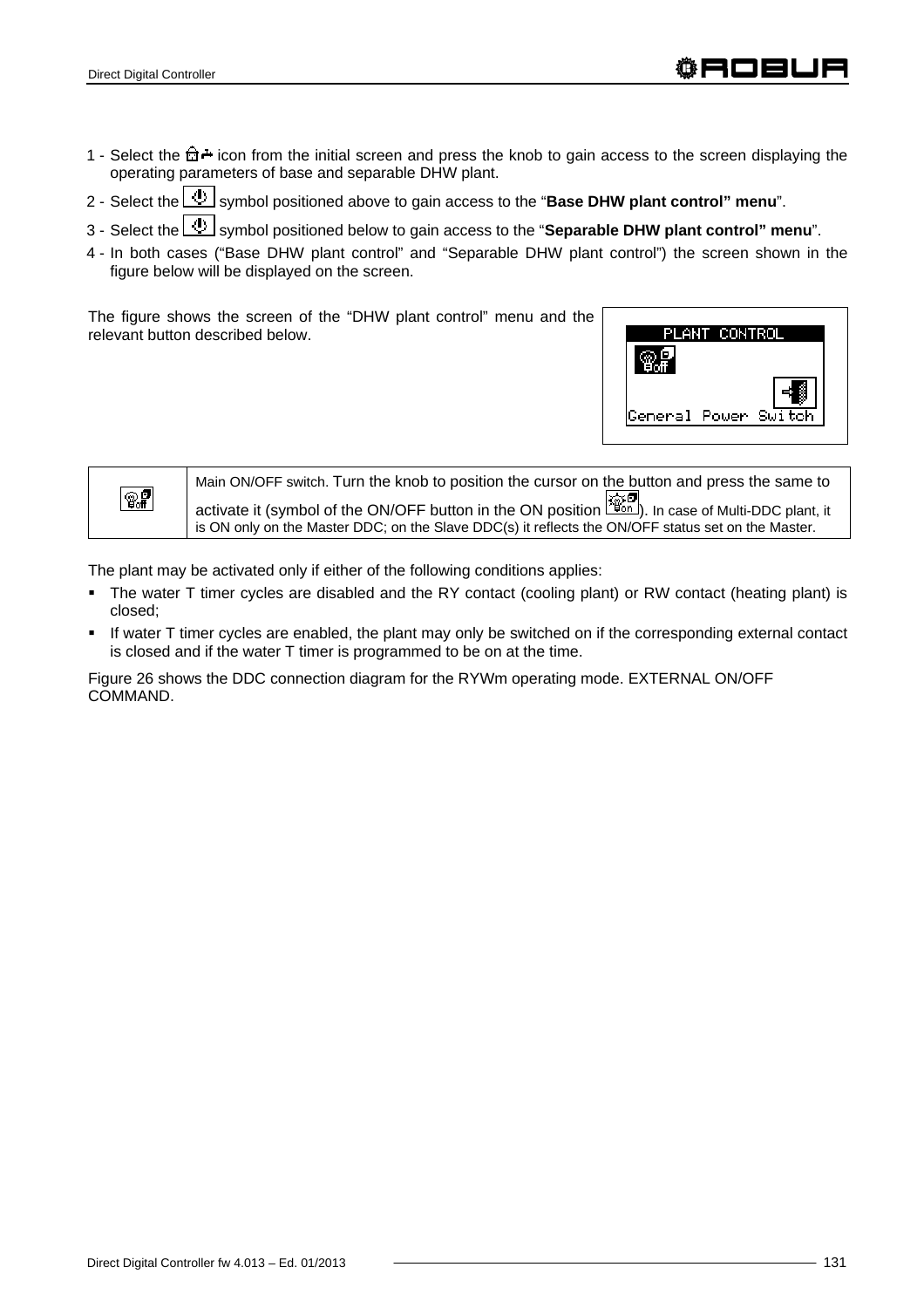1 - Select the icon from the initial screen and press the knob to gain access to the screen displaying the operating parameters of base and separable DHW plant.

2 - Select the symbol positioned above to gain access to the "**Base DHW plant control" menu**".

3 - Select the symbol positioned below to gain access to the "**Separable DHW plant control" menu**".

4 - In both cases ("Base DHW plant control" and "Separable DHW plant control") the screen shown in the figure below will be displayed on the screen.

The figure shows the screen of the "DHW plant control" menu and the relevant button described below.

PLANT CONTROL

General Power Switch

| | |
|---|---|
| | Main ON/OFF switch. Turn the knob to position the cursor on the button and press the same to activate it (symbol of the ON/OFF button in the ON position ). In case of Multi-DDC plant, it is ON only on the Master DDC; on the Slave DDC(s) it reflects the ON/OFF status set on the Master. |

The plant may be activated only if either of the following conditions applies:

- The water T timer cycles are disabled and the RY contact (cooling plant) or RW contact (heating plant) is closed;
- If water T timer cycles are enabled, the plant may only be switched on if the corresponding external contact is closed and if the water T timer is programmed to be on at the time.

Figure 26 shows the DDC connection diagram for the RYWm operating mode. EXTERNAL ON/OFF COMMAND.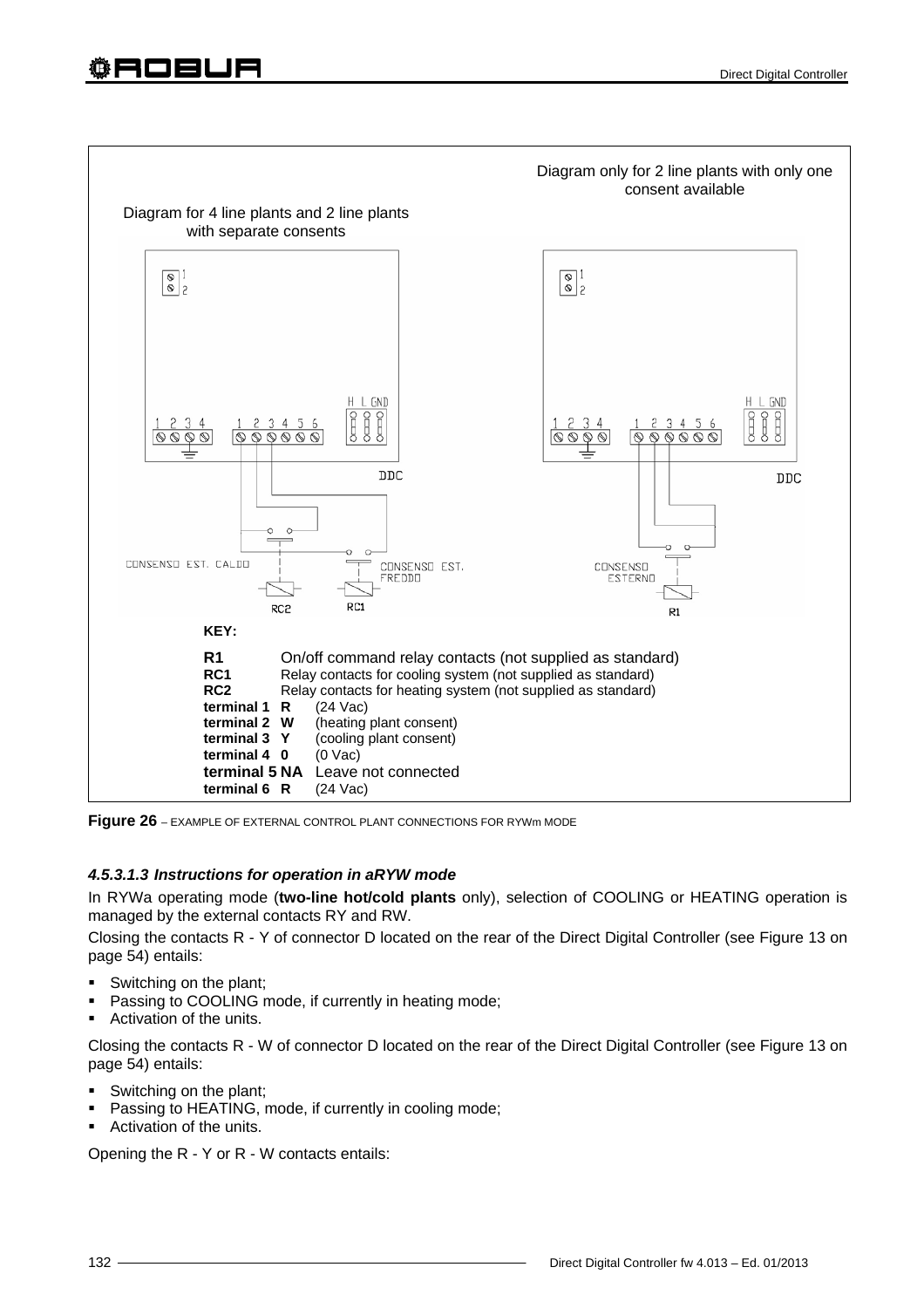Diagram for 4 line plants and 2 line plants with separate consents

Diagram only for 2 line plants with only one consent available

**KEY:**

| | |
|---|---|
| **R1** | On/off command relay contacts (not supplied as standard) |
| **RC1** | Relay contacts for cooling system (not supplied as standard) |
| **RC2** | Relay contacts for heating system (not supplied as standard) |
| **terminal 1 R** | (24 Vac) |
| **terminal 2 W** | (heating plant consent) |
| **terminal 3 Y** | (cooling plant consent) |
| **terminal 4 0** | (0 Vac) |
| **terminal 5 NA** | Leave not connected |
| **terminal 6 R** | (24 Vac) |

**Figure 26** – EXAMPLE OF EXTERNAL CONTROL PLANT CONNECTIONS FOR RYWm MODE

#### *4.5.3.1.3 Instructions for operation in aRYW mode*

In RYWa operating mode (**two-line hot/cold plants** only), selection of COOLING or HEATING operation is managed by the external contacts RY and RW.

Closing the contacts R - Y of connector D located on the rear of the Direct Digital Controller (see Figure 13 on page 54) entails:

- Switching on the plant;
- Passing to COOLING mode, if currently in heating mode;
- Activation of the units.

Closing the contacts R - W of connector D located on the rear of the Direct Digital Controller (see Figure 13 on page 54) entails:

- Switching on the plant;
- Passing to HEATING, mode, if currently in cooling mode;
- Activation of the units.

Opening the R - Y or R - W contacts entails: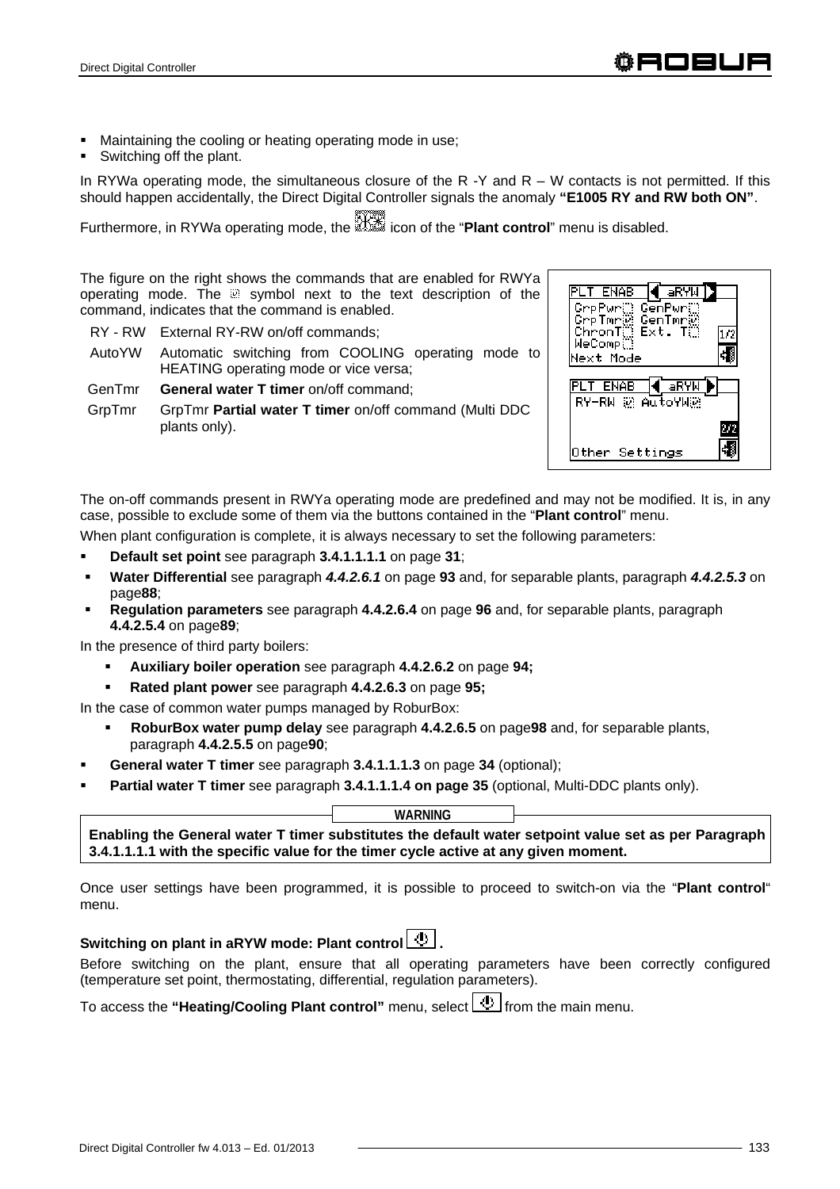- Maintaining the cooling or heating operating mode in use;
- Switching off the plant.

In RYWa operating mode, the simultaneous closure of the R -Y and R – W contacts is not permitted. If this should happen accidentally, the Direct Digital Controller signals the anomaly **"E1005 RY and RW both ON"**.

Furthermore, in RYWa operating mode, the icon of the "**Plant control**" menu is disabled.

The figure on the right shows the commands that are enabled for RWYa operating mode. The ☑ symbol next to the text description of the command, indicates that the command is enabled.

| | |
|---|---|
| RY - RW | External RY-RW on/off commands; |
| AutoYW | Automatic switching from COOLING operating mode to HEATING operating mode or vice versa; |
| GenTmr | **General water T timer** on/off command; |
| GrpTmr | GrpTmr **Partial water T timer** on/off command (Multi DDC plants only). |

```
PLT ENAB  ◄ aRYW ►
 GrpPwr□ GenPwr□
 GrpTmr☑ GenTmr☑
 ChronT□ Ext. T□    1/2
 WeComp□
Next Mode

PLT ENAB  ◄ aRYW ►
 RY-RW ☑ AutoYW☑
                    2/2
Other Settings
```

The on-off commands present in RWYa operating mode are predefined and may not be modified. It is, in any case, possible to exclude some of them via the buttons contained in the "**Plant control**" menu.

When plant configuration is complete, it is always necessary to set the following parameters:

- **Default set point** see paragraph **3.4.1.1.1.1** on page **31**;
- **Water Differential** see paragraph ***4.4.2.6.1*** on page **93** and, for separable plants, paragraph ***4.4.2.5.3*** on page**88**;
- **Regulation parameters** see paragraph **4.4.2.6.4** on page **96** and, for separable plants, paragraph **4.4.2.5.4** on page**89**;

In the presence of third party boilers:

- **Auxiliary boiler operation** see paragraph **4.4.2.6.2** on page **94;**
- **Rated plant power** see paragraph **4.4.2.6.3** on page **95;**

In the case of common water pumps managed by RoburBox:

- **RoburBox water pump delay** see paragraph **4.4.2.6.5** on page**98** and, for separable plants, paragraph **4.4.2.5.5** on page**90**;

- **General water T timer** see paragraph **3.4.1.1.1.3** on page **34** (optional);
- **Partial water T timer** see paragraph **3.4.1.1.1.4 on page 35** (optional, Multi-DDC plants only).

**WARNING**

**Enabling the General water T timer substitutes the default water setpoint value set as per Paragraph 3.4.1.1.1.1 with the specific value for the timer cycle active at any given moment.**

Once user settings have been programmed, it is possible to proceed to switch-on via the "**Plant control**" menu.

**Switching on plant in aRYW mode: Plant control .**

Before switching on the plant, ensure that all operating parameters have been correctly configured (temperature set point, thermostating, differential, regulation parameters).

To access the **"Heating/Cooling Plant control"** menu, select from the main menu.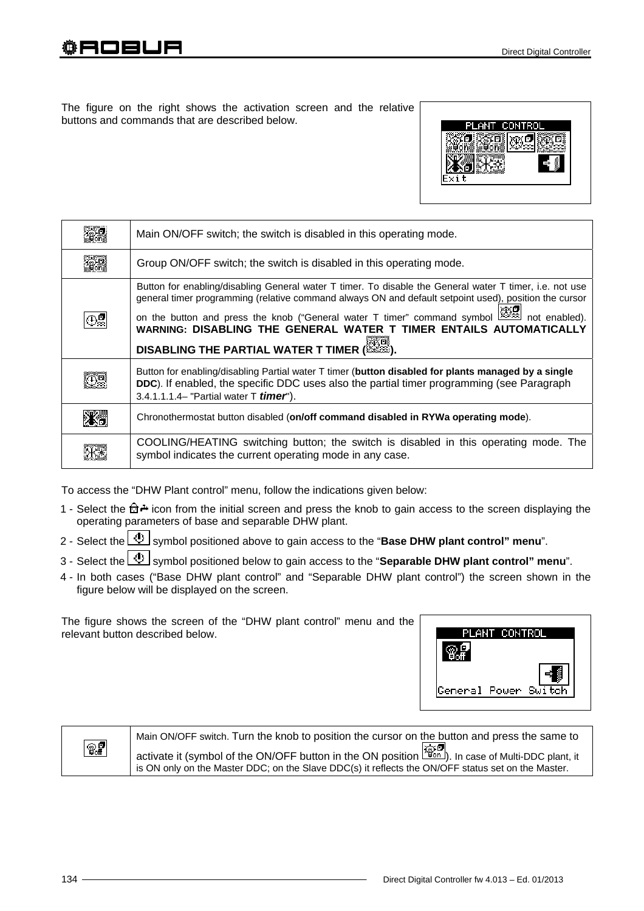The figure on the right shows the activation screen and the relative buttons and commands that are described below.

| | |
|---|---|
| | Main ON/OFF switch; the switch is disabled in this operating mode. |
| | Group ON/OFF switch; the switch is disabled in this operating mode. |
| | Button for enabling/disabling General water T timer. To disable the General water T timer, i.e. not use general timer programming (relative command always ON and default setpoint used), position the cursor on the button and press the knob ("General water T timer" command symbol not enabled). **WARNING: DISABLING THE GENERAL WATER T TIMER ENTAILS AUTOMATICALLY DISABLING THE PARTIAL WATER T TIMER ( ).** |
| | Button for enabling/disabling Partial water T timer (**button disabled for plants managed by a single DDC**). If enabled, the specific DDC uses also the partial timer programming (see Paragraph 3.4.1.1.1.4– "Partial water T ***timer***"). |
| | Chronothermostat button disabled (**on/off command disabled in RYWa operating mode**). |
| | COOLING/HEATING switching button; the switch is disabled in this operating mode. The symbol indicates the current operating mode in any case. |

To access the "DHW Plant control" menu, follow the indications given below:

1 - Select the icon from the initial screen and press the knob to gain access to the screen displaying the operating parameters of base and separable DHW plant.
2 - Select the symbol positioned above to gain access to the "**Base DHW plant control" menu**".
3 - Select the symbol positioned below to gain access to the "**Separable DHW plant control" menu**".
4 - In both cases ("Base DHW plant control" and "Separable DHW plant control") the screen shown in the figure below will be displayed on the screen.

The figure shows the screen of the "DHW plant control" menu and the relevant button described below.

| | |
|---|---|
| | Main ON/OFF switch. Turn the knob to position the cursor on the button and press the same to activate it (symbol of the ON/OFF button in the ON position ). In case of Multi-DDC plant, it is ON only on the Master DDC; on the Slave DDC(s) it reflects the ON/OFF status set on the Master. |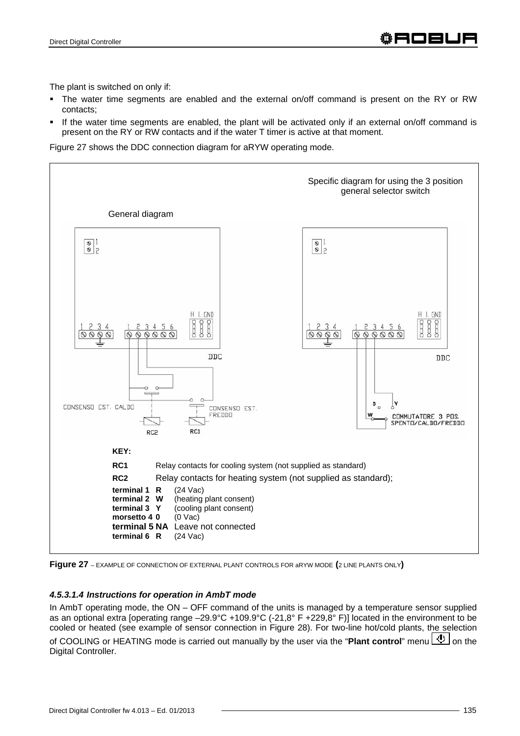The plant is switched on only if:

- The water time segments are enabled and the external on/off command is present on the RY or RW contacts;
- If the water time segments are enabled, the plant will be activated only if an external on/off command is present on the RY or RW contacts and if the water T timer is active at that moment.

Figure 27 shows the DDC connection diagram for aRYW operating mode.

Specific diagram for using the 3 position general selector switch

General diagram

**KEY:**

**RC1** Relay contacts for cooling system (not supplied as standard)

**RC2** Relay contacts for heating system (not supplied as standard);

**terminal 1 R** (24 Vac)
**terminal 2 W** (heating plant consent)
**terminal 3 Y** (cooling plant consent)
**morsetto 4 0** (0 Vac)
**terminal 5 NA** Leave not connected
**terminal 6 R** (24 Vac)

**Figure 27** – EXAMPLE OF CONNECTION OF EXTERNAL PLANT CONTROLS FOR aRYW MODE **(**2 LINE PLANTS ONLY**)**

#### *4.5.3.1.4 Instructions for operation in AmbT mode*

In AmbT operating mode, the ON – OFF command of the units is managed by a temperature sensor supplied as an optional extra [operating range –29.9°C +109.9°C (-21,8° F +229,8° F)] located in the environment to be cooled or heated (see example of sensor connection in Figure 28). For two-line hot/cold plants, the selection of COOLING or HEATING mode is carried out manually by the user via the "**Plant control**" menu on the Digital Controller.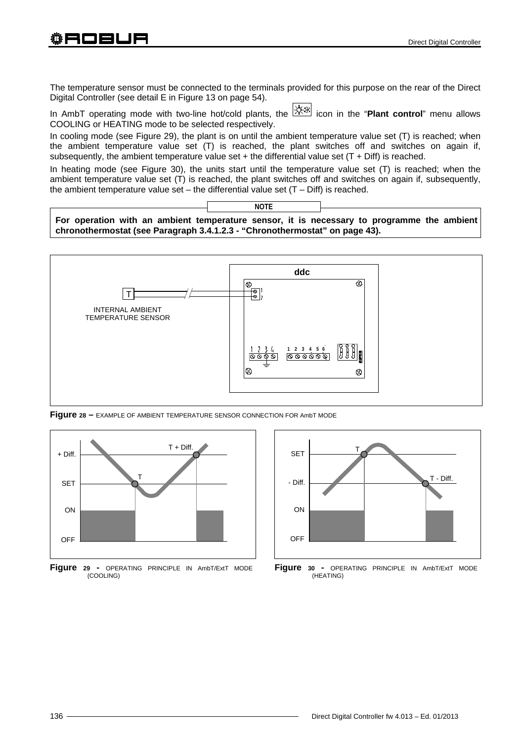The temperature sensor must be connected to the terminals provided for this purpose on the rear of the Direct Digital Controller (see detail E in Figure 13 on page 54).

In AmbT operating mode with two-line hot/cold plants, the icon in the "**Plant control**" menu allows COOLING or HEATING mode to be selected respectively.

In cooling mode (see Figure 29), the plant is on until the ambient temperature value set (T) is reached; when the ambient temperature value set (T) is reached, the plant switches off and switches on again if, subsequently, the ambient temperature value set + the differential value set (T + Diff) is reached.

In heating mode (see Figure 30), the units start until the temperature value set (T) is reached; when the ambient temperature value set (T) is reached, the plant switches off and switches on again if, subsequently, the ambient temperature value set – the differential value set (T – Diff) is reached.

**NOTE**

**For operation with an ambient temperature sensor, it is necessary to programme the ambient chronothermostat (see Paragraph 3.4.1.2.3 - "Chronothermostat" on page 43).**

**Figure 28 –** EXAMPLE OF AMBIENT TEMPERATURE SENSOR CONNECTION FOR AmbT MODE

**Figure 29 -** OPERATING PRINCIPLE IN AmbT/ExtT MODE (COOLING)

**Figure 30 -** OPERATING PRINCIPLE IN AmbT/ExtT MODE (HEATING)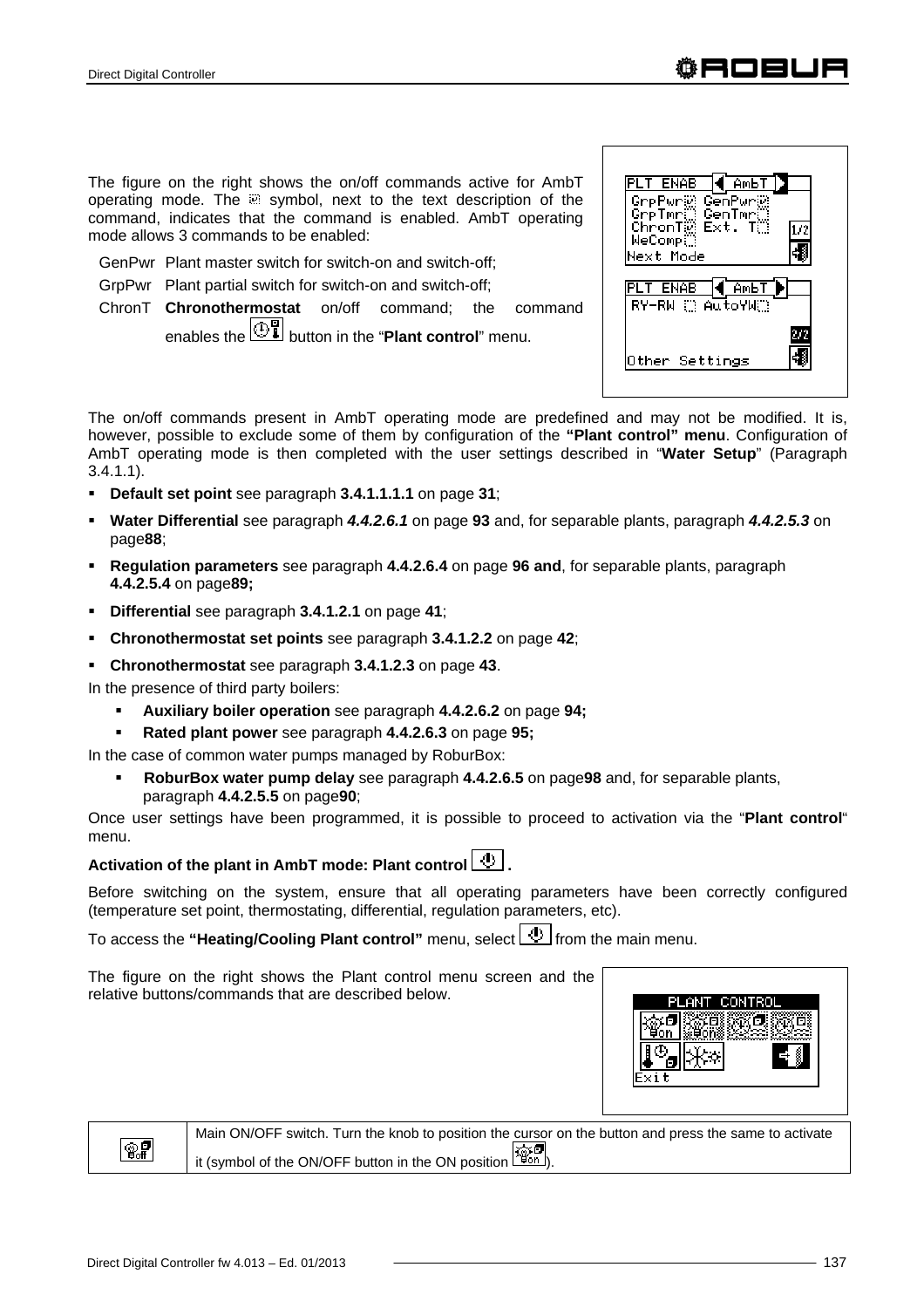The figure on the right shows the on/off commands active for AmbT operating mode. The ☒ symbol, next to the text description of the command, indicates that the command is enabled. AmbT operating mode allows 3 commands to be enabled:

GenPwr  Plant master switch for switch-on and switch-off;

GrpPwr  Plant partial switch for switch-on and switch-off;

ChronT  **Chronothermostat** on/off command; the command enables the button in the "**Plant control**" menu.

The on/off commands present in AmbT operating mode are predefined and may not be modified. It is, however, possible to exclude some of them by configuration of the **"Plant control" menu**. Configuration of AmbT operating mode is then completed with the user settings described in "**Water Setup**" (Paragraph 3.4.1.1).

- **Default set point** see paragraph **3.4.1.1.1.1** on page **31**;
- **Water Differential** see paragraph ***4.4.2.6.1*** on page **93** and, for separable plants, paragraph ***4.4.2.5.3*** on page**88**;
- **Regulation parameters** see paragraph **4.4.2.6.4** on page **96 and**, for separable plants, paragraph **4.4.2.5.4** on page**89;**
- **Differential** see paragraph **3.4.1.2.1** on page **41**;
- **Chronothermostat set points** see paragraph **3.4.1.2.2** on page **42**;
- **Chronothermostat** see paragraph **3.4.1.2.3** on page **43**.

In the presence of third party boilers:

- **Auxiliary boiler operation** see paragraph **4.4.2.6.2** on page **94;**
- **Rated plant power** see paragraph **4.4.2.6.3** on page **95;**

In the case of common water pumps managed by RoburBox:

- **RoburBox water pump delay** see paragraph **4.4.2.6.5** on page**98** and, for separable plants, paragraph **4.4.2.5.5** on page**90**;

Once user settings have been programmed, it is possible to proceed to activation via the "**Plant control**" menu.

**Activation of the plant in AmbT mode: Plant control .**

Before switching on the system, ensure that all operating parameters have been correctly configured (temperature set point, thermostating, differential, regulation parameters, etc).

To access the **"Heating/Cooling Plant control"** menu, select from the main menu.

The figure on the right shows the Plant control menu screen and the relative buttons/commands that are described below.

| | |
|---|---|
| | Main ON/OFF switch. Turn the knob to position the cursor on the button and press the same to activate it (symbol of the ON/OFF button in the ON position ). |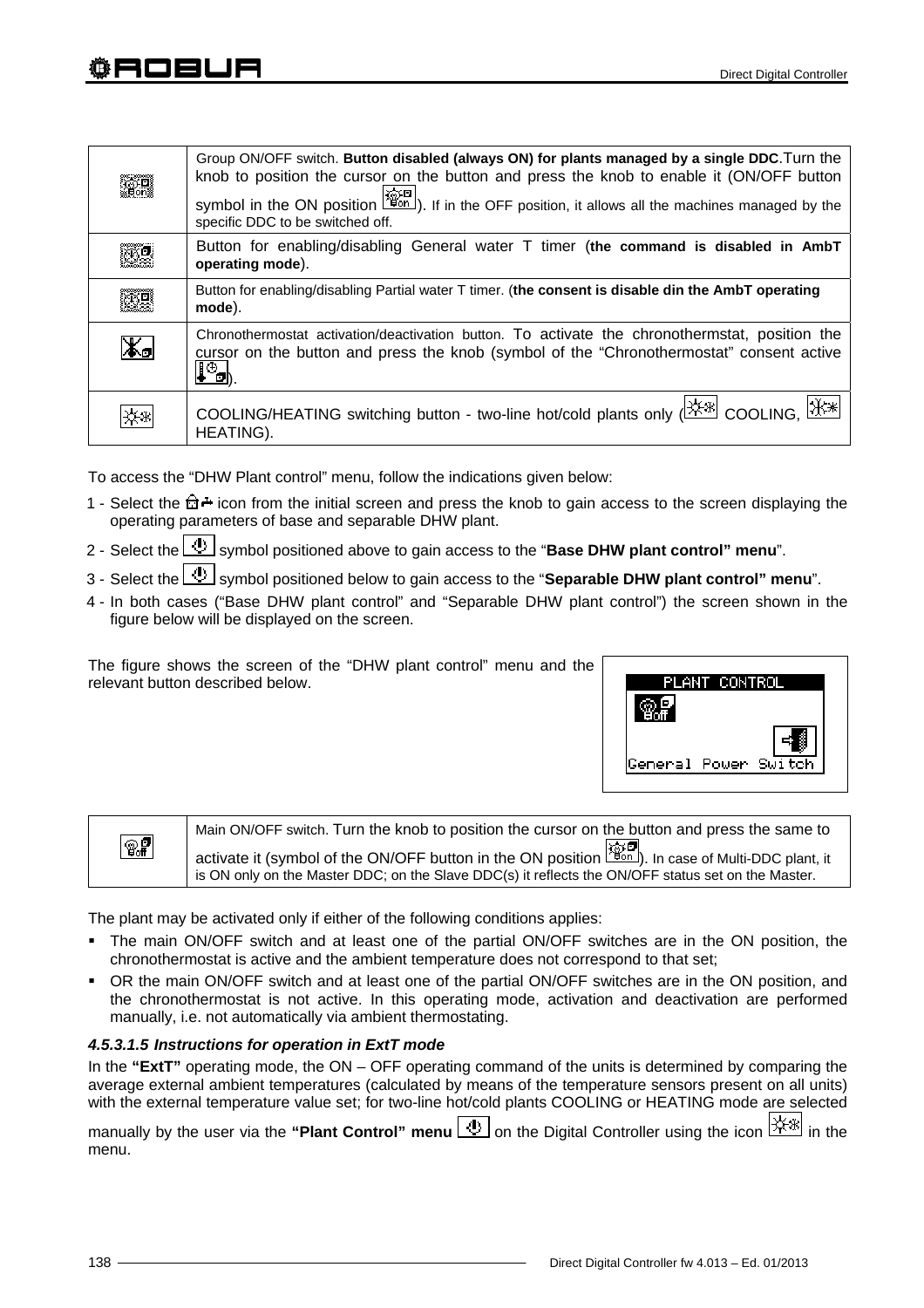| | |
|---|---|
| | Group ON/OFF switch. **Button disabled (always ON) for plants managed by a single DDC**.Turn the knob to position the cursor on the button and press the knob to enable it (ON/OFF button symbol in the ON position ). If in the OFF position, it allows all the machines managed by the specific DDC to be switched off. |
| | Button for enabling/disabling General water T timer (**the command is disabled in AmbT operating mode**). |
| | Button for enabling/disabling Partial water T timer. (**the consent is disable din the AmbT operating mode**). |
| | Chronothermostat activation/deactivation button. To activate the chronothermstat, position the cursor on the button and press the knob (symbol of the "Chronothermostat" consent active ). |
| | COOLING/HEATING switching button - two-line hot/cold plants only ( COOLING,  HEATING). |

To access the "DHW Plant control" menu, follow the indications given below:

1 - Select the icon from the initial screen and press the knob to gain access to the screen displaying the operating parameters of base and separable DHW plant.

2 - Select the symbol positioned above to gain access to the "**Base DHW plant control" menu**".

3 - Select the symbol positioned below to gain access to the "**Separable DHW plant control" menu**".

4 - In both cases ("Base DHW plant control" and "Separable DHW plant control") the screen shown in the figure below will be displayed on the screen.

The figure shows the screen of the "DHW plant control" menu and the relevant button described below.

PLANT CONTROL

General Power Switch

| | |
|---|---|
| | Main ON/OFF switch. Turn the knob to position the cursor on the button and press the same to activate it (symbol of the ON/OFF button in the ON position ). In case of Multi-DDC plant, it is ON only on the Master DDC; on the Slave DDC(s) it reflects the ON/OFF status set on the Master. |

The plant may be activated only if either of the following conditions applies:

- The main ON/OFF switch and at least one of the partial ON/OFF switches are in the ON position, the chronothermostat is active and the ambient temperature does not correspond to that set;
- OR the main ON/OFF switch and at least one of the partial ON/OFF switches are in the ON position, and the chronothermostat is not active. In this operating mode, activation and deactivation are performed manually, i.e. not automatically via ambient thermostating.

#### *4.5.3.1.5 Instructions for operation in ExtT mode*

In the **"ExtT"** operating mode, the ON – OFF operating command of the units is determined by comparing the average external ambient temperatures (calculated by means of the temperature sensors present on all units) with the external temperature value set; for two-line hot/cold plants COOLING or HEATING mode are selected manually by the user via the **"Plant Control" menu** on the Digital Controller using the icon in the menu.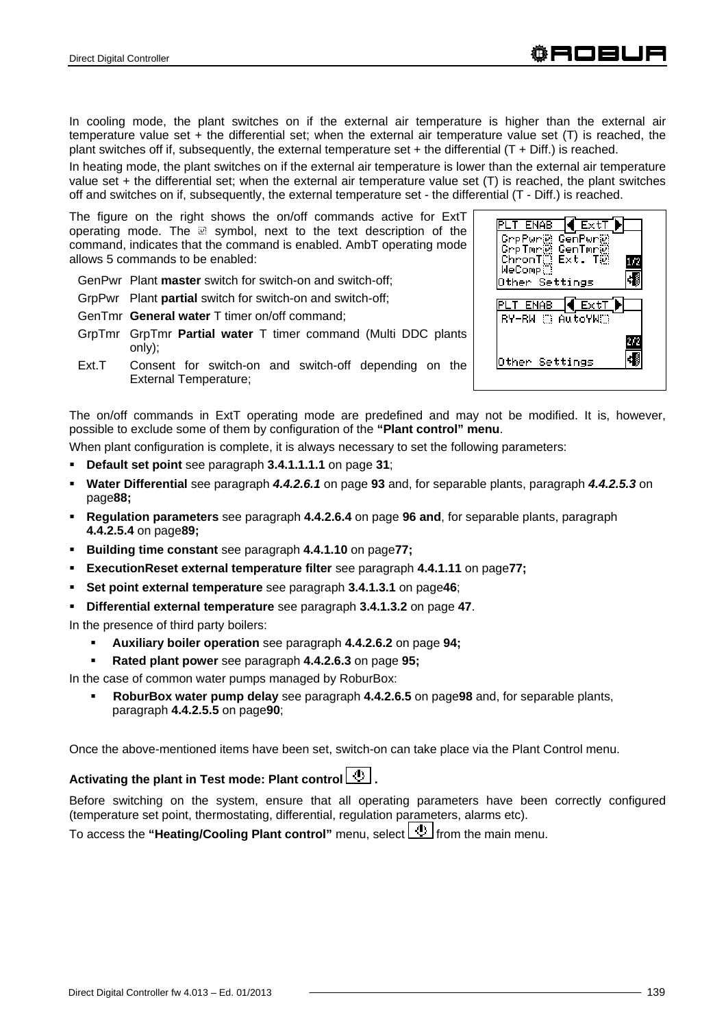In cooling mode, the plant switches on if the external air temperature is higher than the external air temperature value set + the differential set; when the external air temperature value set (T) is reached, the plant switches off if, subsequently, the external temperature set + the differential (T + Diff.) is reached.

In heating mode, the plant switches on if the external air temperature is lower than the external air temperature value set + the differential set; when the external air temperature value set (T) is reached, the plant switches off and switches on if, subsequently, the external temperature set - the differential (T - Diff.) is reached.

The figure on the right shows the on/off commands active for ExtT operating mode. The ☑ symbol, next to the text description of the command, indicates that the command is enabled. AmbT operating mode allows 5 commands to be enabled:

- GenPwr Plant **master** switch for switch-on and switch-off;
- GrpPwr Plant **partial** switch for switch-on and switch-off;
- GenTmr **General water** T timer on/off command;
- GrpTmr GrpTmr **Partial water** T timer command (Multi DDC plants only);
- Ext.T Consent for switch-on and switch-off depending on the External Temperature;

```
PLT ENAB  ◀ ExtT ▶
GrpPwr☑ GenPwr☑
GrpTmr☑ GenTmr☑
ChronT☐ Ext. T☑     1/2
WeComp☐
Other Settings

PLT ENAB  ◀ ExtT ▶
RY-RW ☐ AutoYW☐
                    2/2
Other Settings
```

The on/off commands in ExtT operating mode are predefined and may not be modified. It is, however, possible to exclude some of them by configuration of the **"Plant control" menu**.

When plant configuration is complete, it is always necessary to set the following parameters:

- **Default set point** see paragraph **3.4.1.1.1.1** on page **31**;
- **Water Differential** see paragraph ***4.4.2.6.1*** on page **93** and, for separable plants, paragraph ***4.4.2.5.3*** on page**88;**
- **Regulation parameters** see paragraph **4.4.2.6.4** on page **96 and**, for separable plants, paragraph **4.4.2.5.4** on page**89;**
- **Building time constant** see paragraph **4.4.1.10** on page**77;**
- **ExecutionReset external temperature filter** see paragraph **4.4.1.11** on page**77;**
- **Set point external temperature** see paragraph **3.4.1.3.1** on page**46**;
- **Differential external temperature** see paragraph **3.4.1.3.2** on page **47**.

In the presence of third party boilers:

- **Auxiliary boiler operation** see paragraph **4.4.2.6.2** on page **94;**
- **Rated plant power** see paragraph **4.4.2.6.3** on page **95;**

In the case of common water pumps managed by RoburBox:

- **RoburBox water pump delay** see paragraph **4.4.2.6.5** on page**98** and, for separable plants, paragraph **4.4.2.5.5** on page**90**;

Once the above-mentioned items have been set, switch-on can take place via the Plant Control menu.

**Activating the plant in Test mode: Plant control [⏻] .**

Before switching on the system, ensure that all operating parameters have been correctly configured (temperature set point, thermostating, differential, regulation parameters, alarms etc).

To access the **"Heating/Cooling Plant control"** menu, select [⏻] from the main menu.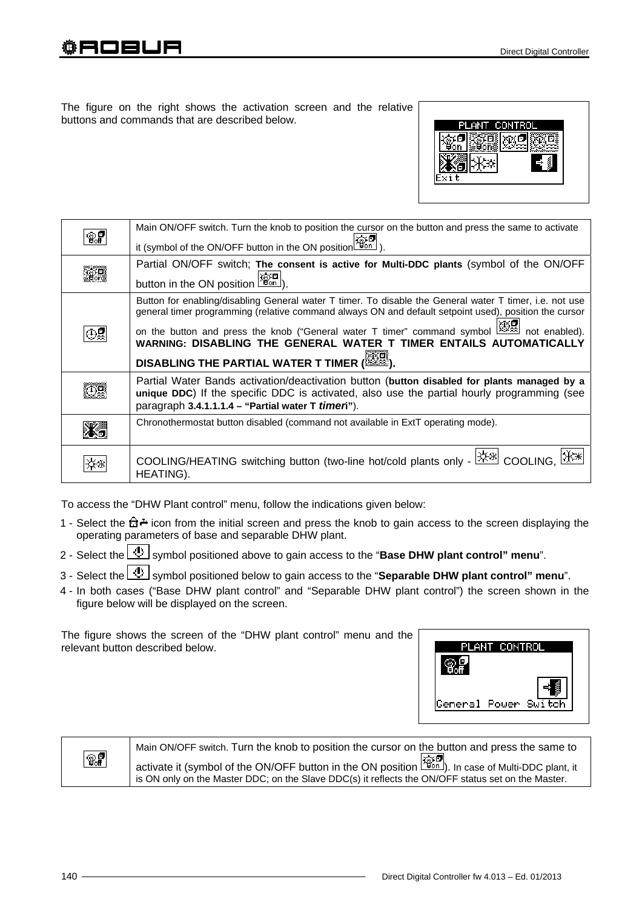The figure on the right shows the activation screen and the relative buttons and commands that are described below.

| | |
|---|---|
| | Main ON/OFF switch. Turn the knob to position the cursor on the button and press the same to activate it (symbol of the ON/OFF button in the ON position ). |
| | Partial ON/OFF switch; **The consent is active for Multi-DDC plants** (symbol of the ON/OFF button in the ON position ). |
| | Button for enabling/disabling General water T timer. To disable the General water T timer, i.e. not use general timer programming (relative command always ON and default setpoint used), position the cursor on the button and press the knob ("General water T timer" command symbol  not enabled). **WARNING: DISABLING THE GENERAL WATER T TIMER ENTAILS AUTOMATICALLY DISABLING THE PARTIAL WATER T TIMER ( ).** |
| | Partial Water Bands activation/deactivation button (**button disabled for plants managed by a unique DDC**) If the specific DDC is activated, also use the partial hourly programming (see paragraph **3.4.1.1.1.4 – "Partial water T *timer*"**). |
| | Chronothermostat button disabled (command not available in ExtT operating mode). |
| | COOLING/HEATING switching button (two-line hot/cold plants only -  COOLING,  HEATING). |

To access the "DHW Plant control" menu, follow the indications given below:

1 - Select the icon from the initial screen and press the knob to gain access to the screen displaying the operating parameters of base and separable DHW plant.
2 - Select the symbol positioned above to gain access to the "**Base DHW plant control" menu**".
3 - Select the symbol positioned below to gain access to the "**Separable DHW plant control" menu**".
4 - In both cases ("Base DHW plant control" and "Separable DHW plant control") the screen shown in the figure below will be displayed on the screen.

The figure shows the screen of the "DHW plant control" menu and the relevant button described below.

| | |
|---|---|
| | Main ON/OFF switch. Turn the knob to position the cursor on the button and press the same to activate it (symbol of the ON/OFF button in the ON position ). In case of Multi-DDC plant, it is ON only on the Master DDC; on the Slave DDC(s) it reflects the ON/OFF status set on the Master. |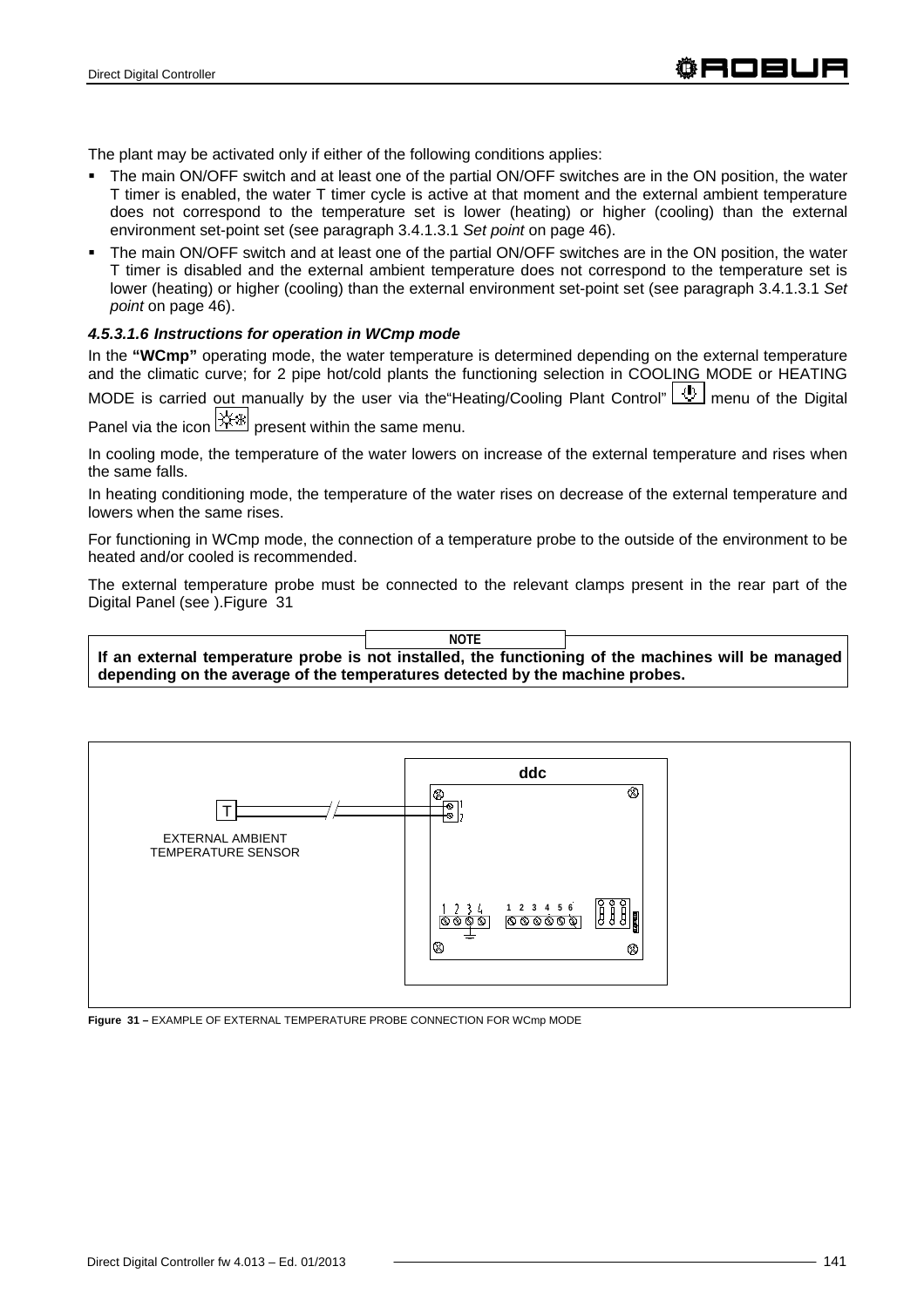The plant may be activated only if either of the following conditions applies:

- The main ON/OFF switch and at least one of the partial ON/OFF switches are in the ON position, the water T timer is enabled, the water T timer cycle is active at that moment and the external ambient temperature does not correspond to the temperature set is lower (heating) or higher (cooling) than the external environment set-point set (see paragraph 3.4.1.3.1 *Set point* on page 46).
- The main ON/OFF switch and at least one of the partial ON/OFF switches are in the ON position, the water T timer is disabled and the external ambient temperature does not correspond to the temperature set is lower (heating) or higher (cooling) than the external environment set-point set (see paragraph 3.4.1.3.1 *Set point* on page 46).

#### *4.5.3.1.6 Instructions for operation in WCmp mode*

In the **"WCmp"** operating mode, the water temperature is determined depending on the external temperature and the climatic curve; for 2 pipe hot/cold plants the functioning selection in COOLING MODE or HEATING MODE is carried out manually by the user via the"Heating/Cooling Plant Control" menu of the Digital Panel via the icon present within the same menu.

In cooling mode, the temperature of the water lowers on increase of the external temperature and rises when the same falls.

In heating conditioning mode, the temperature of the water rises on decrease of the external temperature and lowers when the same rises.

For functioning in WCmp mode, the connection of a temperature probe to the outside of the environment to be heated and/or cooled is recommended.

The external temperature probe must be connected to the relevant clamps present in the rear part of the Digital Panel (see ).Figure 31

**NOTE**

**If an external temperature probe is not installed, the functioning of the machines will be managed depending on the average of the temperatures detected by the machine probes.**

ddc

T

EXTERNAL AMBIENT TEMPERATURE SENSOR

**Figure 31 –** EXAMPLE OF EXTERNAL TEMPERATURE PROBE CONNECTION FOR WCmp MODE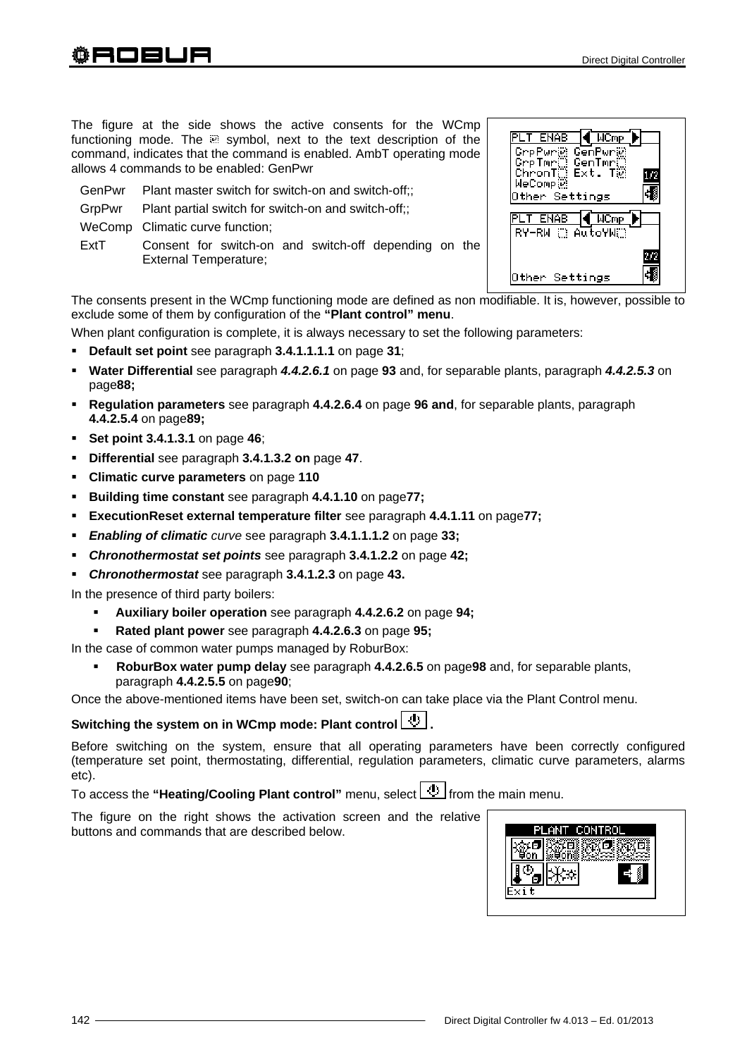The figure at the side shows the active consents for the WCmp functioning mode. The ☑ symbol, next to the text description of the command, indicates that the command is enabled. AmbT operating mode allows 4 commands to be enabled: GenPwr

GenPwr Plant master switch for switch-on and switch-off;;

GrpPwr Plant partial switch for switch-on and switch-off;;

WeComp Climatic curve function;

ExtT Consent for switch-on and switch-off depending on the External Temperature;

The consents present in the WCmp functioning mode are defined as non modifiable. It is, however, possible to exclude some of them by configuration of the **“Plant control” menu**.

When plant configuration is complete, it is always necessary to set the following parameters:

- **Default set point** see paragraph **3.4.1.1.1.1** on page **31**;
- **Water Differential** see paragraph ***4.4.2.6.1*** on page **93** and, for separable plants, paragraph ***4.4.2.5.3*** on page**88;**
- **Regulation parameters** see paragraph **4.4.2.6.4** on page **96 and**, for separable plants, paragraph **4.4.2.5.4** on page**89;**
- **Set point 3.4.1.3.1** on page **46**;
- **Differential** see paragraph **3.4.1.3.2 on** page **47**.
- **Climatic curve parameters** on page **110**
- **Building time constant** see paragraph **4.4.1.10** on page**77;**
- **ExecutionReset external temperature filter** see paragraph **4.4.1.11** on page**77;**
- ***Enabling of climatic*** *curve* see paragraph **3.4.1.1.1.2** on page **33;**
- ***Chronothermostat set points*** see paragraph **3.4.1.2.2** on page **42;**
- ***Chronothermostat*** see paragraph **3.4.1.2.3** on page **43.**

In the presence of third party boilers:

- **Auxiliary boiler operation** see paragraph **4.4.2.6.2** on page **94;**
- **Rated plant power** see paragraph **4.4.2.6.3** on page **95;**

In the case of common water pumps managed by RoburBox:

- **RoburBox water pump delay** see paragraph **4.4.2.6.5** on page**98** and, for separable plants, paragraph **4.4.2.5.5** on page**90**;

Once the above-mentioned items have been set, switch-on can take place via the Plant Control menu.

**Switching the system on in WCmp mode: Plant control .**

Before switching on the system, ensure that all operating parameters have been correctly configured (temperature set point, thermostating, differential, regulation parameters, climatic curve parameters, alarms etc).

To access the **“Heating/Cooling Plant control”** menu, select from the main menu.

The figure on the right shows the activation screen and the relative buttons and commands that are described below.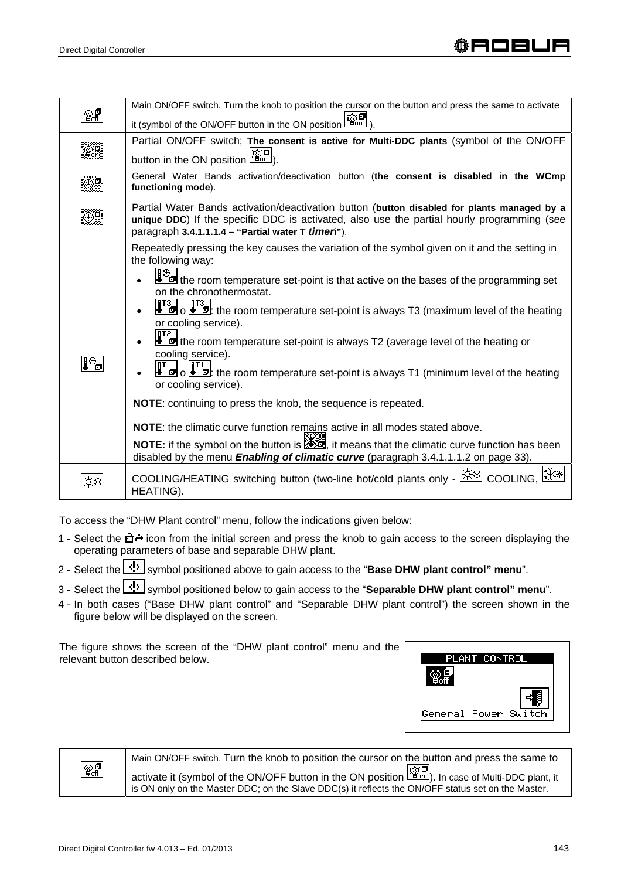| | |
|---|---|
| | Main ON/OFF switch. Turn the knob to position the cursor on the button and press the same to activate it (symbol of the ON/OFF button in the ON position ). |
| | Partial ON/OFF switch; **The consent is active for Multi-DDC plants** (symbol of the ON/OFF button in the ON position ). |
| | General Water Bands activation/deactivation button (**the consent is disabled in the WCmp functioning mode**). |
| | Partial Water Bands activation/deactivation button (**button disabled for plants managed by a unique DDC**) If the specific DDC is activated, also use the partial hourly programming (see paragraph **3.4.1.1.1.4 – "Partial water T *timer*"**). |
| | Repeatedly pressing the key causes the variation of the symbol given on it and the setting in the following way:<br>• the room temperature set-point is that active on the bases of the programming set on the chronothermostat.<br>• o : the room temperature set-point is always T3 (maximum level of the heating or cooling service).<br>• the room temperature set-point is always T2 (average level of the heating or cooling service).<br>• o : the room temperature set-point is always T1 (minimum level of the heating or cooling service).<br>**NOTE**: continuing to press the knob, the sequence is repeated.<br>**NOTE**: the climatic curve function remains active in all modes stated above.<br>**NOTE:** if the symbol on the button is , it means that the climatic curve function has been disabled by the menu ***Enabling of climatic curve*** (paragraph 3.4.1.1.1.2 on page 33). |
| | COOLING/HEATING switching button (two-line hot/cold plants only - COOLING, HEATING). |

To access the "DHW Plant control" menu, follow the indications given below:

1 - Select the icon from the initial screen and press the knob to gain access to the screen displaying the operating parameters of base and separable DHW plant.
2 - Select the symbol positioned above to gain access to the "**Base DHW plant control" menu**".
3 - Select the symbol positioned below to gain access to the "**Separable DHW plant control" menu**".
4 - In both cases ("Base DHW plant control" and "Separable DHW plant control") the screen shown in the figure below will be displayed on the screen.

The figure shows the screen of the "DHW plant control" menu and the relevant button described below.

PLANT CONTROL

General Power Switch

| | |
|---|---|
| | Main ON/OFF switch. Turn the knob to position the cursor on the button and press the same to activate it (symbol of the ON/OFF button in the ON position ). In case of Multi-DDC plant, it is ON only on the Master DDC; on the Slave DDC(s) it reflects the ON/OFF status set on the Master. |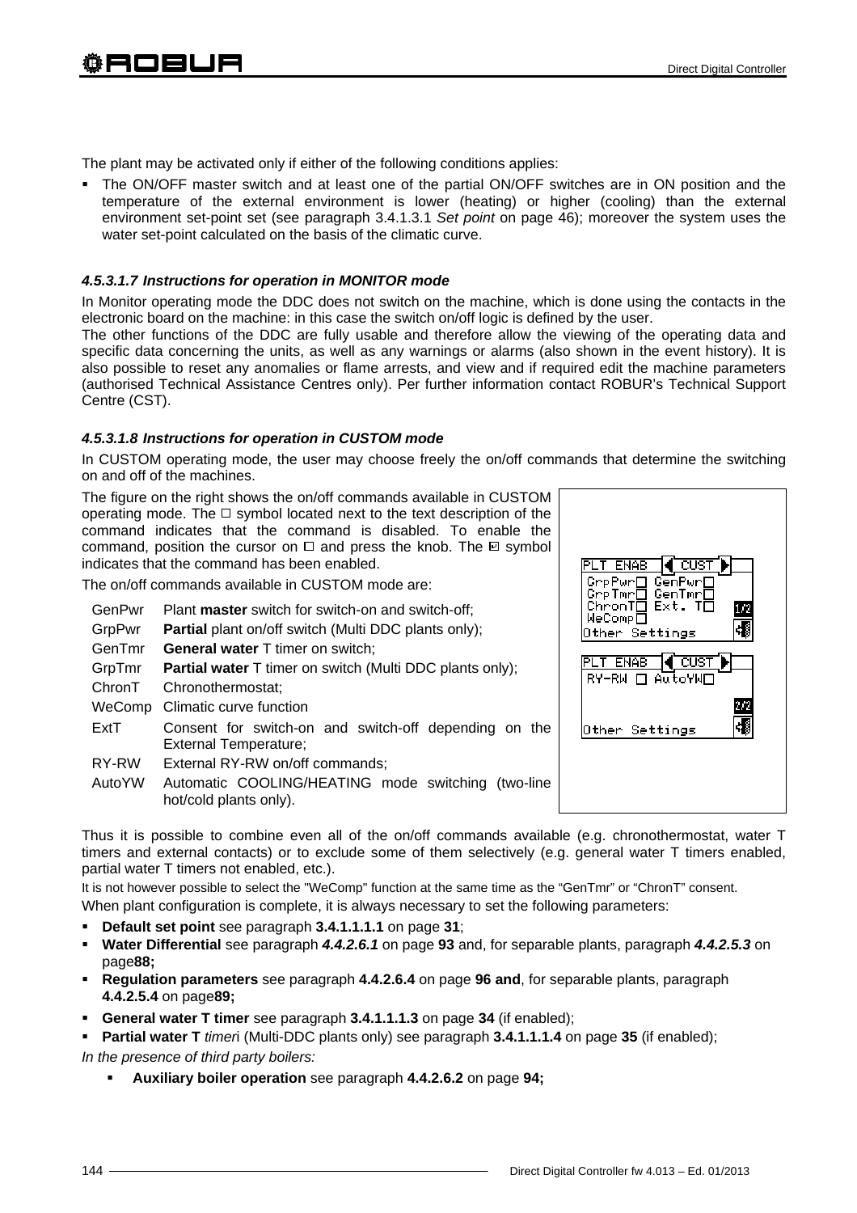The plant may be activated only if either of the following conditions applies:

- The ON/OFF master switch and at least one of the partial ON/OFF switches are in ON position and the temperature of the external environment is lower (heating) or higher (cooling) than the external environment set-point set (see paragraph 3.4.1.3.1 *Set point* on page 46); moreover the system uses the water set-point calculated on the basis of the climatic curve.

#### *4.5.3.1.7 Instructions for operation in MONITOR mode*

In Monitor operating mode the DDC does not switch on the machine, which is done using the contacts in the electronic board on the machine: in this case the switch on/off logic is defined by the user.

The other functions of the DDC are fully usable and therefore allow the viewing of the operating data and specific data concerning the units, as well as any warnings or alarms (also shown in the event history). It is also possible to reset any anomalies or flame arrests, and view and if required edit the machine parameters (authorised Technical Assistance Centres only). Per further information contact ROBUR's Technical Support Centre (CST).

#### *4.5.3.1.8 Instructions for operation in CUSTOM mode*

In CUSTOM operating mode, the user may choose freely the on/off commands that determine the switching on and off of the machines.

The figure on the right shows the on/off commands available in CUSTOM operating mode. The ☐ symbol located next to the text description of the command indicates that the command is disabled. To enable the command, position the cursor on ☐ and press the knob. The ☑ symbol indicates that the command has been enabled.

```
PLT ENAB  ◄ CUST ►
GrpPwr☐ GenPwr☐
GrpTmr☐ GenTmr☐
ChronT☐ Ext. T☐      1/2
WeComp☐
Other Settings

PLT ENAB  ◄ CUST ►
RY-RW ☐ AutoYW☐
                     2/2
Other Settings
```

The on/off commands available in CUSTOM mode are:

| | |
|---|---|
| GenPwr | Plant **master** switch for switch-on and switch-off; |
| GrpPwr | **Partial** plant on/off switch (Multi DDC plants only); |
| GenTmr | **General water** T timer on switch; |
| GrpTmr | **Partial water** T timer on switch (Multi DDC plants only); |
| ChronT | Chronothermostat; |
| WeComp | Climatic curve function |
| ExtT | Consent for switch-on and switch-off depending on the External Temperature; |
| RY-RW | External RY-RW on/off commands; |
| AutoYW | Automatic COOLING/HEATING mode switching (two-line hot/cold plants only). |

Thus it is possible to combine even all of the on/off commands available (e.g. chronothermostat, water T timers and external contacts) or to exclude some of them selectively (e.g. general water T timers enabled, partial water T timers not enabled, etc.).

It is not however possible to select the "WeComp" function at the same time as the "GenTmr" or "ChronT" consent.

When plant configuration is complete, it is always necessary to set the following parameters:

- **Default set point** see paragraph **3.4.1.1.1.1** on page **31**;
- **Water Differential** see paragraph ***4.4.2.6.1*** on page **93** and, for separable plants, paragraph ***4.4.2.5.3*** on page**88;**
- **Regulation parameters** see paragraph **4.4.2.6.4** on page **96 and**, for separable plants, paragraph **4.4.2.5.4** on page**89;**
- **General water T timer** see paragraph **3.4.1.1.1.3** on page **34** (if enabled);
- **Partial water T** *timer*i (Multi-DDC plants only) see paragraph **3.4.1.1.1.4** on page **35** (if enabled);

*In the presence of third party boilers:*

- **Auxiliary boiler operation** see paragraph **4.4.2.6.2** on page **94;**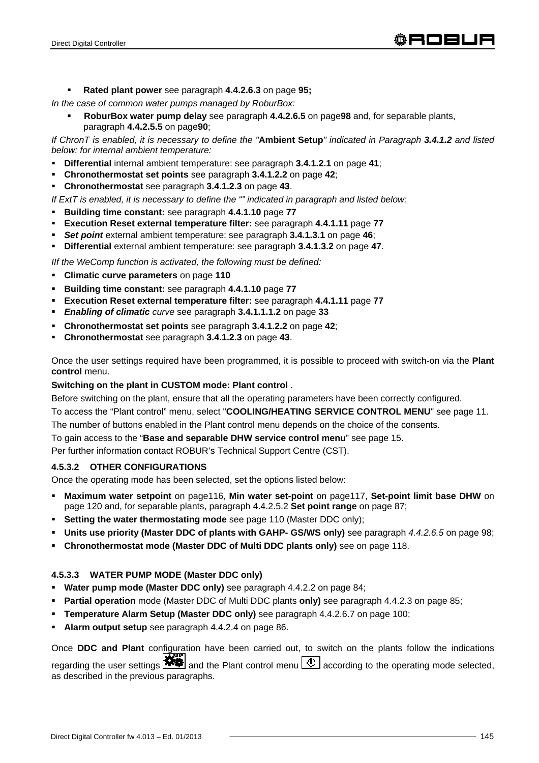- **Rated plant power** see paragraph **4.4.2.6.3** on page **95;**

*In the case of common water pumps managed by RoburBox:*

- **RoburBox water pump delay** see paragraph **4.4.2.6.5** on page**98** and, for separable plants, paragraph **4.4.2.5.5** on page**90**;

*If ChronT is enabled, it is necessary to define the "***Ambient Setup***" indicated in Paragraph* ***3.4.1.2*** *and listed below: for internal ambient temperature:*

- **Differential** internal ambient temperature: see paragraph **3.4.1.2.1** on page **41**;
- **Chronothermostat set points** see paragraph **3.4.1.2.2** on page **42**;
- **Chronothermostat** see paragraph **3.4.1.2.3** on page **43**.

*If ExtT is enabled, it is necessary to define the "" indicated in paragraph and listed below:*

- **Building time constant:** see paragraph **4.4.1.10** page **77**
- **Execution Reset external temperature filter:** see paragraph **4.4.1.11** page **77**
- ***Set point*** external ambient temperature: see paragraph **3.4.1.3.1** on page **46**;
- **Differential** external ambient temperature: see paragraph **3.4.1.3.2** on page **47**.

*IIf the WeComp function is activated, the following must be defined:*

- **Climatic curve parameters** on page **110**
- **Building time constant:** see paragraph **4.4.1.10** page **77**
- **Execution Reset external temperature filter:** see paragraph **4.4.1.11** page **77**
- ***Enabling of climatic*** *curve* see paragraph **3.4.1.1.1.2** on page **33**
- **Chronothermostat set points** see paragraph **3.4.1.2.2** on page **42**;
- **Chronothermostat** see paragraph **3.4.1.2.3** on page **43**.

Once the user settings required have been programmed, it is possible to proceed with switch-on via the **Plant control** menu.

**Switching on the plant in CUSTOM mode: Plant control** .

Before switching on the plant, ensure that all the operating parameters have been correctly configured.

To access the "Plant control" menu, select "**COOLING/HEATING SERVICE CONTROL MENU**" see page 11.

The number of buttons enabled in the Plant control menu depends on the choice of the consents.

To gain access to the "**Base and separable DHW service control menu**" see page 15.

Per further information contact ROBUR's Technical Support Centre (CST).

#### 4.5.3.2 OTHER CONFIGURATIONS

Once the operating mode has been selected, set the options listed below:

- **Maximum water setpoint** on page116, **Min water set-point** on page117, **Set-point limit base DHW** on page 120 and, for separable plants, paragraph 4.4.2.5.2 **Set point range** on page 87;
- **Setting the water thermostating mode** see page 110 (Master DDC only);
- **Units use priority (Master DDC of plants with GAHP- GS/WS only)** see paragraph *4.4.2.6.5* on page 98;
- **Chronothermostat mode (Master DDC of Multi DDC plants only)** see on page 118.

#### 4.5.3.3 WATER PUMP MODE (Master DDC only)

- **Water pump mode (Master DDC only)** see paragraph 4.4.2.2 on page 84;
- **Partial operation** mode (Master DDC of Multi DDC plants **only)** see paragraph 4.4.2.3 on page 85;
- **Temperature Alarm Setup (Master DDC only)** see paragraph 4.4.2.6.7 on page 100;
- **Alarm output setup** see paragraph 4.4.2.4 on page 86.

Once **DDC and Plant** configuration have been carried out, to switch on the plants follow the indications regarding the user settings and the Plant control menu according to the operating mode selected, as described in the previous paragraphs.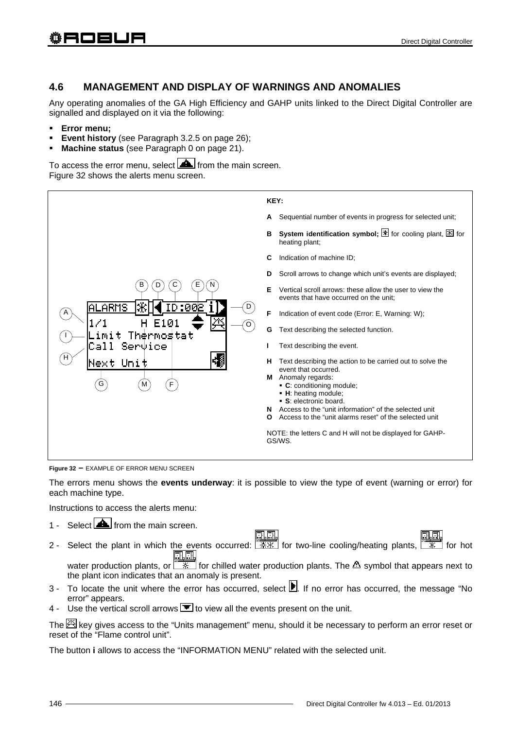## 4.6 MANAGEMENT AND DISPLAY OF WARNINGS AND ANOMALIES

Any operating anomalies of the GA High Efficiency and GAHP units linked to the Direct Digital Controller are signalled and displayed on it via the following:

- **Error menu;**
- **Event history** (see Paragraph 3.2.5 on page 26);
- **Machine status** (see Paragraph 0 on page 21).

To access the error menu, select from the main screen.
Figure 32 shows the alerts menu screen.

```
ALARMS  [B] [D] ID:002 [i][D]
1/1      H E101  [E]  [O]
Limit Thermostat
Call Service
Next Unit
```

**KEY:**

- **A** Sequential number of events in progress for selected unit;
- **B** **System identification symbol;** for cooling plant, for heating plant;
- **C** Indication of machine ID;
- **D** Scroll arrows to change which unit's events are displayed;
- **E** Vertical scroll arrows: these allow the user to view the events that have occurred on the unit;
- **F** Indication of event code (Error: E, Warning: W);
- **G** Text describing the selected function.
- **I** Text describing the event.
- **H** Text describing the action to be carried out to solve the event that occurred.
- **M** Anomaly regards:
  - **C**: conditioning module;
  - **H**: heating module;
  - **S**: electronic board.
- **N** Access to the "unit information" of the selected unit
- **O** Access to the "unit alarms reset" of the selected unit

NOTE: the letters C and H will not be displayed for GAHP-GS/WS.

**Figure 32** – EXAMPLE OF ERROR MENU SCREEN

The errors menu shows the **events underway**: it is possible to view the type of event (warning or error) for each machine type.

Instructions to access the alerts menu:

1 - Select from the main screen.
2 - Select the plant in which the events occurred: for two-line cooling/heating plants, for hot water production plants, or for chilled water production plants. The symbol that appears next to the plant icon indicates that an anomaly is present.
3 - To locate the unit where the error has occurred, select . If no error has occurred, the message "No error" appears.
4 - Use the vertical scroll arrows to view all the events present on the unit.

The key gives access to the "Units management" menu, should it be necessary to perform an error reset or reset of the "Flame control unit".

The button **i** allows to access the "INFORMATION MENU" related with the selected unit.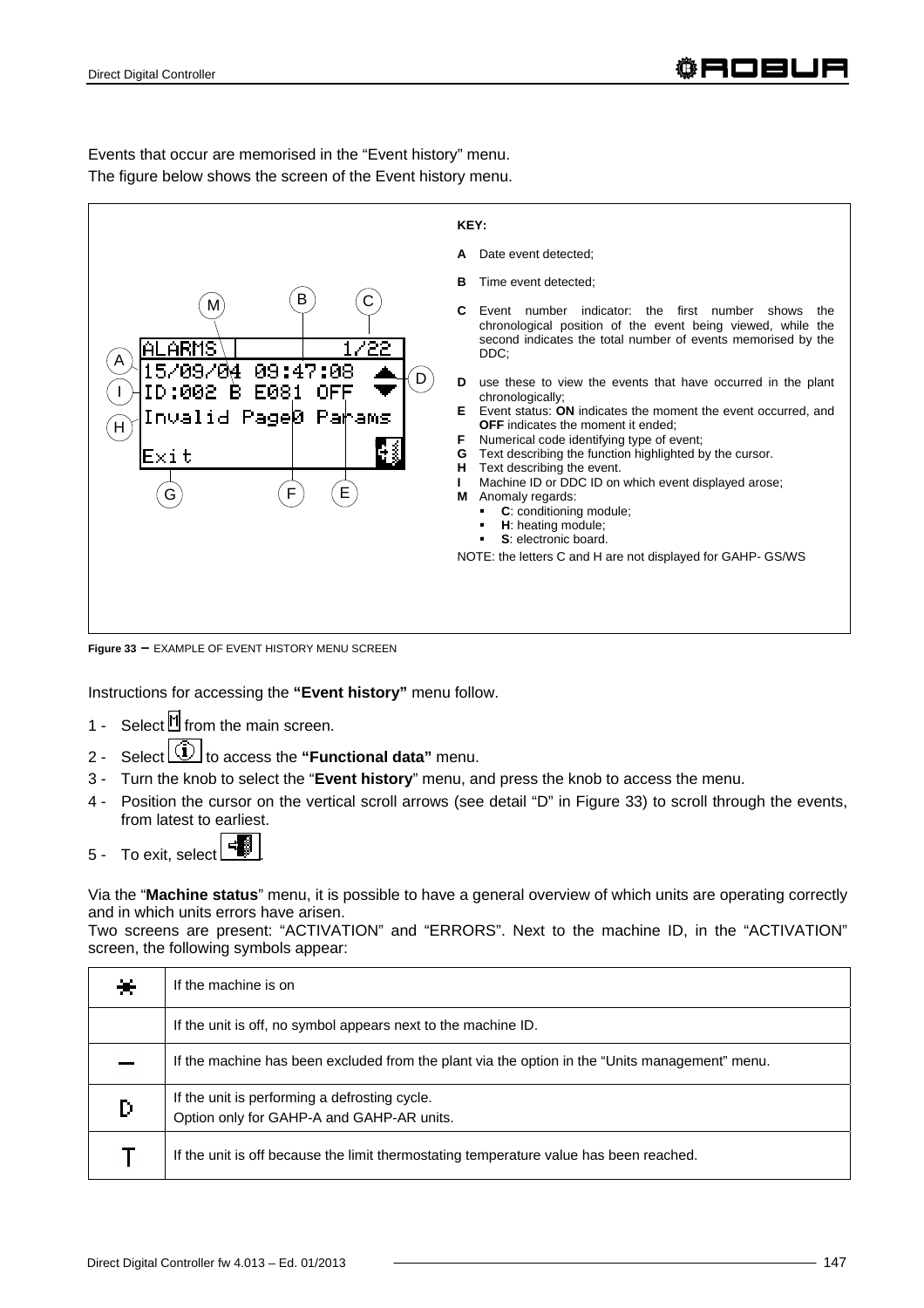Events that occur are memorised in the “Event history” menu.
The figure below shows the screen of the Event history menu.

```
ALARMS            1/22
15/09/04 09:47:08   ▲
ID:002 B E081 OFF   ▼
Invalid Page0 Params
Exit
```

**KEY:**

- **A** Date event detected;
- **B** Time event detected;
- **C** Event number indicator: the first number shows the chronological position of the event being viewed, while the second indicates the total number of events memorised by the DDC;
- **D** use these to view the events that have occurred in the plant chronologically;
- **E** Event status: **ON** indicates the moment the event occurred, and **OFF** indicates the moment it ended;
- **F** Numerical code identifying type of event;
- **G** Text describing the function highlighted by the cursor.
- **H** Text describing the event.
- **I** Machine ID or DDC ID on which event displayed arose;
- **M** Anomaly regards:
  - **C**: conditioning module;
  - **H**: heating module;
  - **S**: electronic board.

NOTE: the letters C and H are not displayed for GAHP- GS/WS

**Figure 33** – EXAMPLE OF EVENT HISTORY MENU SCREEN

Instructions for accessing the **“Event history”** menu follow.

1 - Select [M] from the main screen.
2 - Select [i] to access the **“Functional data”** menu.
3 - Turn the knob to select the “**Event history**” menu, and press the knob to access the menu.
4 - Position the cursor on the vertical scroll arrows (see detail “D” in Figure 33) to scroll through the events, from latest to earliest.
5 - To exit, select [Exit].

Via the “**Machine status**” menu, it is possible to have a general overview of which units are operating correctly and in which units errors have arisen.
Two screens are present: “ACTIVATION” and “ERRORS”. Next to the machine ID, in the “ACTIVATION” screen, the following symbols appear:

| Symbol | Description |
|---|---|
| ☀ | If the machine is on |
| | If the unit is off, no symbol appears next to the machine ID. |
| — | If the machine has been excluded from the plant via the option in the “Units management” menu. |
| D | If the unit is performing a defrosting cycle.<br>Option only for GAHP-A and GAHP-AR units. |
| T | If the unit is off because the limit thermostating temperature value has been reached. |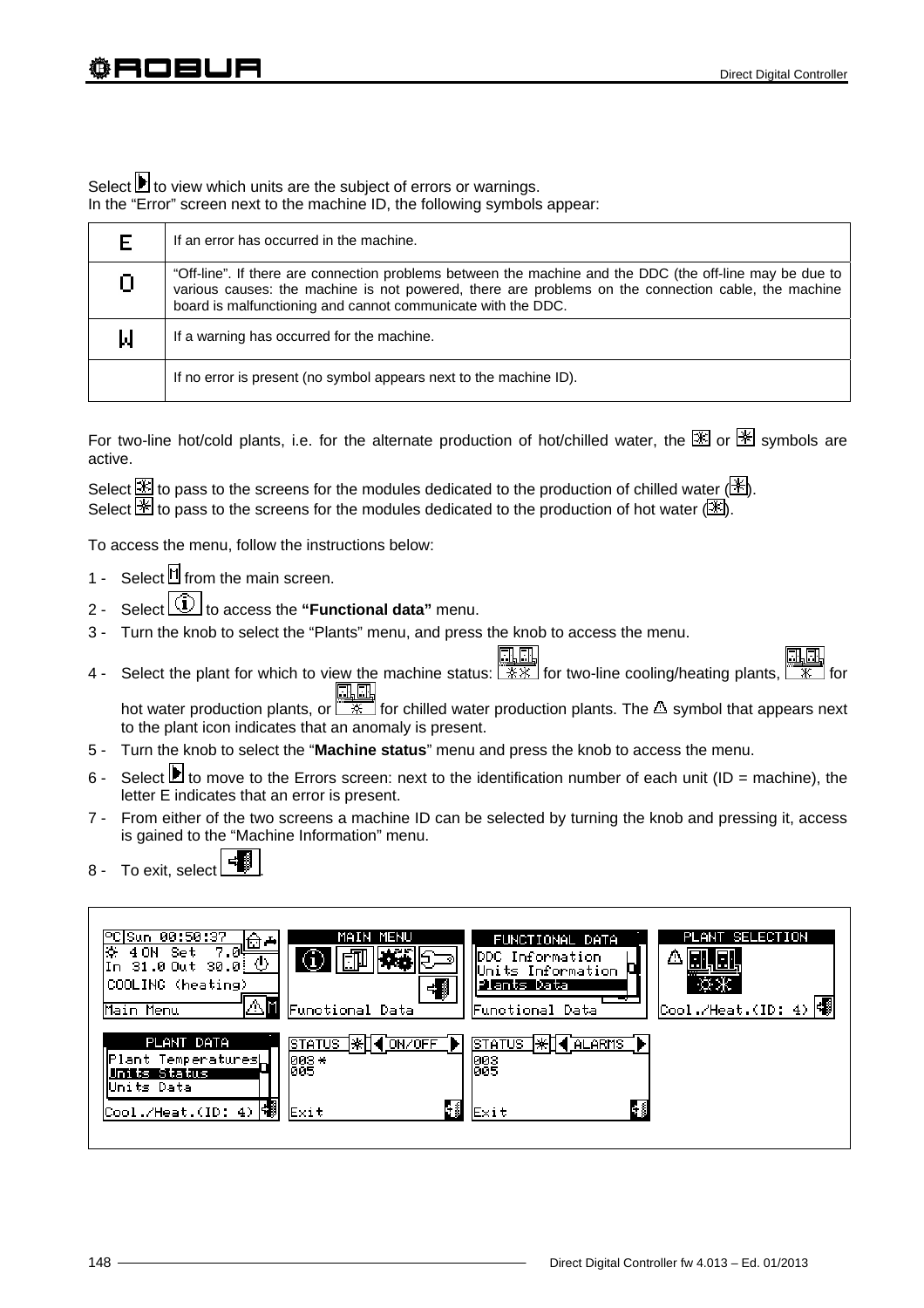Select ▶ to view which units are the subject of errors or warnings.
In the "Error" screen next to the machine ID, the following symbols appear:

| | |
|---|---|
| E | If an error has occurred in the machine. |
| O | "Off-line". If there are connection problems between the machine and the DDC (the off-line may be due to various causes: the machine is not powered, there are problems on the connection cable, the machine board is malfunctioning and cannot communicate with the DDC. |
| W | If a warning has occurred for the machine. |
| | If no error is present (no symbol appears next to the machine ID). |

For two-line hot/cold plants, i.e. for the alternate production of hot/chilled water, the ❄ or ☀ symbols are active.

Select ❄ to pass to the screens for the modules dedicated to the production of chilled water (☀).
Select ☀ to pass to the screens for the modules dedicated to the production of hot water (❄).

To access the menu, follow the instructions below:

1 - Select M from the main screen.
2 - Select ⓘ to access the **"Functional data"** menu.
3 - Turn the knob to select the "Plants" menu, and press the knob to access the menu.
4 - Select the plant for which to view the machine status: ❄☀ for two-line cooling/heating plants, ☀ for hot water production plants, or ❄ for chilled water production plants. The ⚠ symbol that appears next to the plant icon indicates that an anomaly is present.
5 - Turn the knob to select the "**Machine status**" menu and press the knob to access the menu.
6 - Select ▶ to move to the Errors screen: next to the identification number of each unit (ID = machine), the letter E indicates that an error is present.
7 - From either of the two screens a machine ID can be selected by turning the knob and pressing it, access is gained to the "Machine Information" menu.
8 - To exit, select [exit].

```
°C Sun 00:50:37        | MAIN MENU          | FUNCTIONAL DATA     | PLANT SELECTION
☀ 4 ON  Set   7.0      |                    | DDC Information     |
In 31.0 Out  30.0      |                    | Units Information   |
COOLING (heating)      |                    | Plants Data         |
Main Menu              | Functional Data    | Functional Data     | Cool./Heat.(ID: 4)

PLANT DATA             | STATUS  ON/OFF     | STATUS  ALARMS
Plant Temperatures     | 003 *              | 003
Units Status           | 005                | 005
Units Data             |                    |
Cool./Heat.(ID: 4)     | Exit               | Exit
```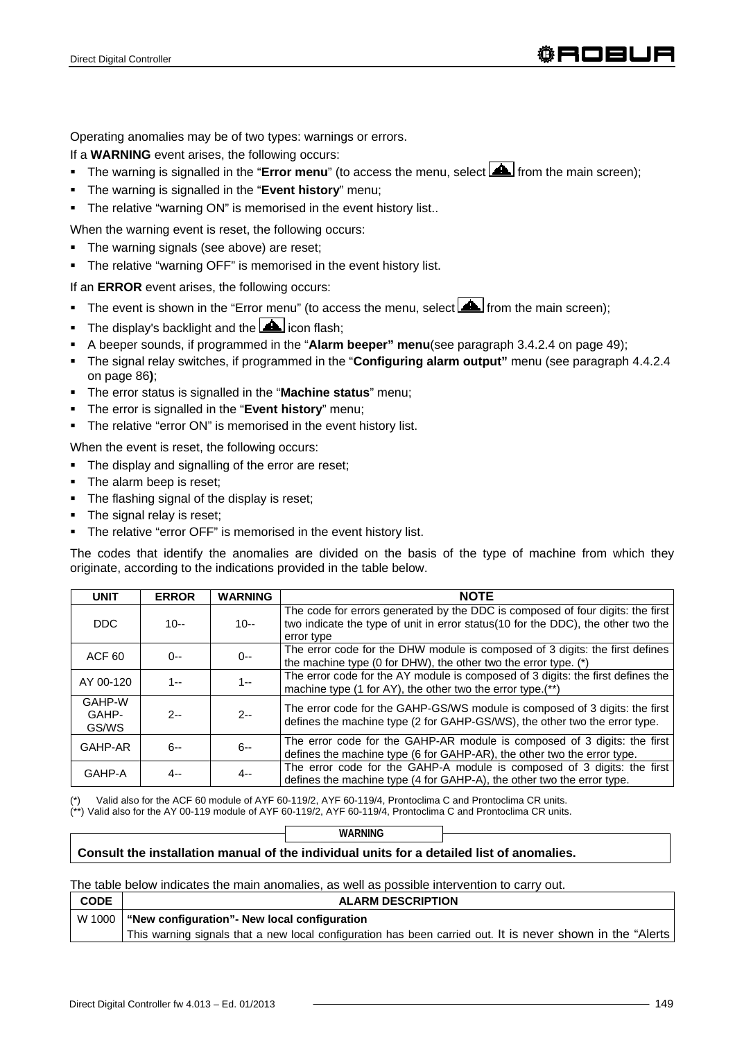Operating anomalies may be of two types: warnings or errors.

If a **WARNING** event arises, the following occurs:

- The warning is signalled in the "**Error menu**" (to access the menu, select [warning icon] from the main screen);
- The warning is signalled in the "**Event history**" menu;
- The relative "warning ON" is memorised in the event history list..

When the warning event is reset, the following occurs:

- The warning signals (see above) are reset;
- The relative "warning OFF" is memorised in the event history list.

If an **ERROR** event arises, the following occurs:

- The event is shown in the "Error menu" (to access the menu, select [warning icon] from the main screen);
- The display's backlight and the [warning icon] icon flash;
- A beeper sounds, if programmed in the "**Alarm beeper" menu**(see paragraph 3.4.2.4 on page 49);
- The signal relay switches, if programmed in the "**Configuring alarm output"** menu (see paragraph 4.4.2.4 on page 86**)**;
- The error status is signalled in the "**Machine status**" menu;
- The error is signalled in the "**Event history**" menu;
- The relative "error ON" is memorised in the event history list.

When the event is reset, the following occurs:

- The display and signalling of the error are reset;
- The alarm beep is reset;
- The flashing signal of the display is reset;
- The signal relay is reset;
- The relative "error OFF" is memorised in the event history list.

The codes that identify the anomalies are divided on the basis of the type of machine from which they originate, according to the indications provided in the table below.

| UNIT | ERROR | WARNING | NOTE |
|---|---|---|---|
| DDC | 10-- | 10-- | The code for errors generated by the DDC is composed of four digits: the first two indicate the type of unit in error status(10 for the DDC), the other two the error type |
| ACF 60 | 0-- | 0-- | The error code for the DHW module is composed of 3 digits: the first defines the machine type (0 for DHW), the other two the error type. (*) |
| AY 00-120 | 1-- | 1-- | The error code for the AY module is composed of 3 digits: the first defines the machine type (1 for AY), the other two the error type.(**) |
| GAHP-W GAHP-GS/WS | 2-- | 2-- | The error code for the GAHP-GS/WS module is composed of 3 digits: the first defines the machine type (2 for GAHP-GS/WS), the other two the error type. |
| GAHP-AR | 6-- | 6-- | The error code for the GAHP-AR module is composed of 3 digits: the first defines the machine type (6 for GAHP-AR), the other two the error type. |
| GAHP-A | 4-- | 4-- | The error code for the GAHP-A module is composed of 3 digits: the first defines the machine type (4 for GAHP-A), the other two the error type. |

(*) Valid also for the ACF 60 module of AYF 60-119/2, AYF 60-119/4, Prontoclima C and Prontoclima CR units.

(**) Valid also for the AY 00-119 module of AYF 60-119/2, AYF 60-119/4, Prontoclima C and Prontoclima CR units.

**WARNING**

**Consult the installation manual of the individual units for a detailed list of anomalies.**

The table below indicates the main anomalies, as well as possible intervention to carry out.

| CODE | ALARM DESCRIPTION |
|---|---|
| W 1000 | **"New configuration"- New local configuration**<br>This warning signals that a new local configuration has been carried out. It is never shown in the "Alerts |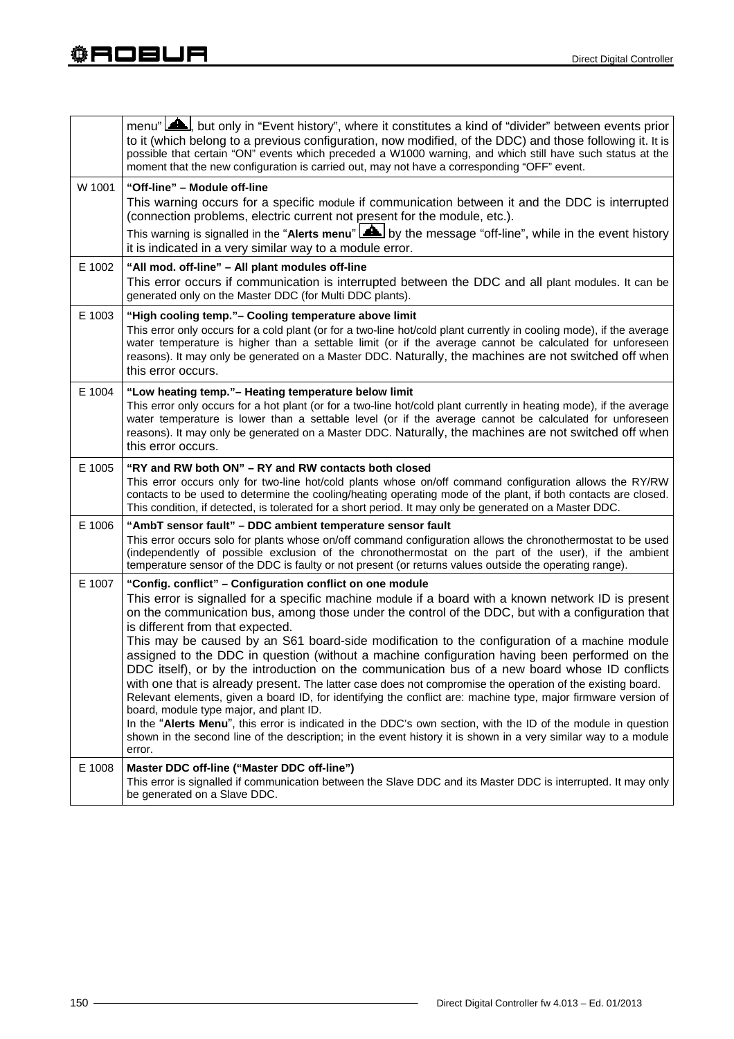| | |
|---|---|
| | menu" ⚠, but only in "Event history", where it constitutes a kind of "divider" between events prior to it (which belong to a previous configuration, now modified, of the DDC) and those following it. It is possible that certain "ON" events which preceded a W1000 warning, and which still have such status at the moment that the new configuration is carried out, may not have a corresponding "OFF" event. |
| W 1001 | **"Off-line" – Module off-line**<br>This warning occurs for a specific module if communication between it and the DDC is interrupted (connection problems, electric current not present for the module, etc.).<br>This warning is signalled in the "**Alerts menu**" ⚠ by the message "off-line", while in the event history it is indicated in a very similar way to a module error. |
| E 1002 | **"All mod. off-line" – All plant modules off-line**<br>This error occurs if communication is interrupted between the DDC and all plant modules. It can be generated only on the Master DDC (for Multi DDC plants). |
| E 1003 | **"High cooling temp."– Cooling temperature above limit**<br>This error only occurs for a cold plant (or for a two-line hot/cold plant currently in cooling mode), if the average water temperature is higher than a settable limit (or if the average cannot be calculated for unforeseen reasons). It may only be generated on a Master DDC. Naturally, the machines are not switched off when this error occurs. |
| E 1004 | **"Low heating temp."– Heating temperature below limit**<br>This error only occurs for a hot plant (or for a two-line hot/cold plant currently in heating mode), if the average water temperature is lower than a settable level (or if the average cannot be calculated for unforeseen reasons). It may only be generated on a Master DDC. Naturally, the machines are not switched off when this error occurs. |
| E 1005 | **"RY and RW both ON" – RY and RW contacts both closed**<br>This error occurs only for two-line hot/cold plants whose on/off command configuration allows the RY/RW contacts to be used to determine the cooling/heating operating mode of the plant, if both contacts are closed. This condition, if detected, is tolerated for a short period. It may only be generated on a Master DDC. |
| E 1006 | **"AmbT sensor fault" – DDC ambient temperature sensor fault**<br>This error occurs solo for plants whose on/off command configuration allows the chronothermostat to be used (independently of possible exclusion of the chronothermostat on the part of the user), if the ambient temperature sensor of the DDC is faulty or not present (or returns values outside the operating range). |
| E 1007 | **"Config. conflict" – Configuration conflict on one module**<br>This error is signalled for a specific machine module if a board with a known network ID is present on the communication bus, among those under the control of the DDC, but with a configuration that is different from that expected.<br>This may be caused by an S61 board-side modification to the configuration of a machine module assigned to the DDC in question (without a machine configuration having been performed on the DDC itself), or by the introduction on the communication bus of a new board whose ID conflicts with one that is already present. The latter case does not compromise the operation of the existing board. Relevant elements, given a board ID, for identifying the conflict are: machine type, major firmware version of board, module type major, and plant ID.<br>In the "**Alerts Menu**", this error is indicated in the DDC's own section, with the ID of the module in question shown in the second line of the description; in the event history it is shown in a very similar way to a module error. |
| E 1008 | **Master DDC off-line ("Master DDC off-line")**<br>This error is signalled if communication between the Slave DDC and its Master DDC is interrupted. It may only be generated on a Slave DDC. |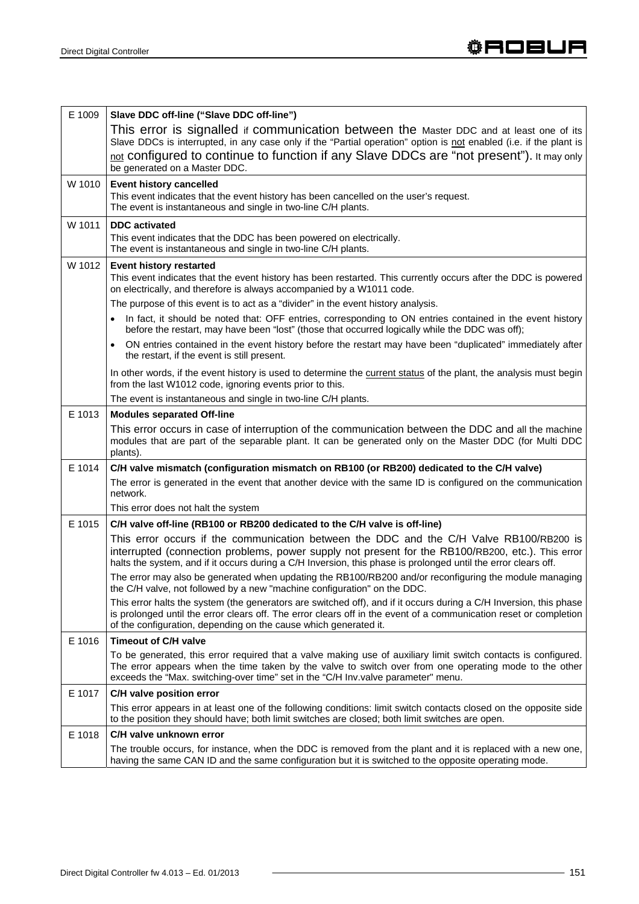| | |
|---|---|
| E 1009 | **Slave DDC off-line ("Slave DDC off-line")**<br>This error is signalled if communication between the Master DDC and at least one of its Slave DDCs is interrupted, in any case only if the "Partial operation" option is not enabled (i.e. if the plant is not configured to continue to function if any Slave DDCs are "not present"). It may only be generated on a Master DDC. |
| W 1010 | **Event history cancelled**<br>This event indicates that the event history has been cancelled on the user's request.<br>The event is instantaneous and single in two-line C/H plants. |
| W 1011 | **DDC activated**<br>This event indicates that the DDC has been powered on electrically.<br>The event is instantaneous and single in two-line C/H plants. |
| W 1012 | **Event history restarted**<br>This event indicates that the event history has been restarted. This currently occurs after the DDC is powered on electrically, and therefore is always accompanied by a W1011 code.<br>The purpose of this event is to act as a "divider" in the event history analysis.<br>• In fact, it should be noted that: OFF entries, corresponding to ON entries contained in the event history before the restart, may have been "lost" (those that occurred logically while the DDC was off);<br>• ON entries contained in the event history before the restart may have been "duplicated" immediately after the restart, if the event is still present.<br>In other words, if the event history is used to determine the current status of the plant, the analysis must begin from the last W1012 code, ignoring events prior to this.<br>The event is instantaneous and single in two-line C/H plants. |
| E 1013 | **Modules separated Off-line**<br>This error occurs in case of interruption of the communication between the DDC and all the machine modules that are part of the separable plant. It can be generated only on the Master DDC (for Multi DDC plants). |
| E 1014 | **C/H valve mismatch (configuration mismatch on RB100 (or RB200) dedicated to the C/H valve)**<br>The error is generated in the event that another device with the same ID is configured on the communication network.<br>This error does not halt the system |
| E 1015 | **C/H valve off-line (RB100 or RB200 dedicated to the C/H valve is off-line)**<br>This error occurs if the communication between the DDC and the C/H Valve RB100/RB200 is interrupted (connection problems, power supply not present for the RB100/RB200, etc.). This error halts the system, and if it occurs during a C/H Inversion, this phase is prolonged until the error clears off.<br>The error may also be generated when updating the RB100/RB200 and/or reconfiguring the module managing the C/H valve, not followed by a new "machine configuration" on the DDC.<br>This error halts the system (the generators are switched off), and if it occurs during a C/H Inversion, this phase is prolonged until the error clears off. The error clears off in the event of a communication reset or completion of the configuration, depending on the cause which generated it. |
| E 1016 | **Timeout of C/H valve**<br>To be generated, this error required that a valve making use of auxiliary limit switch contacts is configured. The error appears when the time taken by the valve to switch over from one operating mode to the other exceeds the "Max. switching-over time" set in the "C/H Inv.valve parameter" menu. |
| E 1017 | **C/H valve position error**<br>This error appears in at least one of the following conditions: limit switch contacts closed on the opposite side to the position they should have; both limit switches are closed; both limit switches are open. |
| E 1018 | **C/H valve unknown error**<br>The trouble occurs, for instance, when the DDC is removed from the plant and it is replaced with a new one, having the same CAN ID and the same configuration but it is switched to the opposite operating mode. |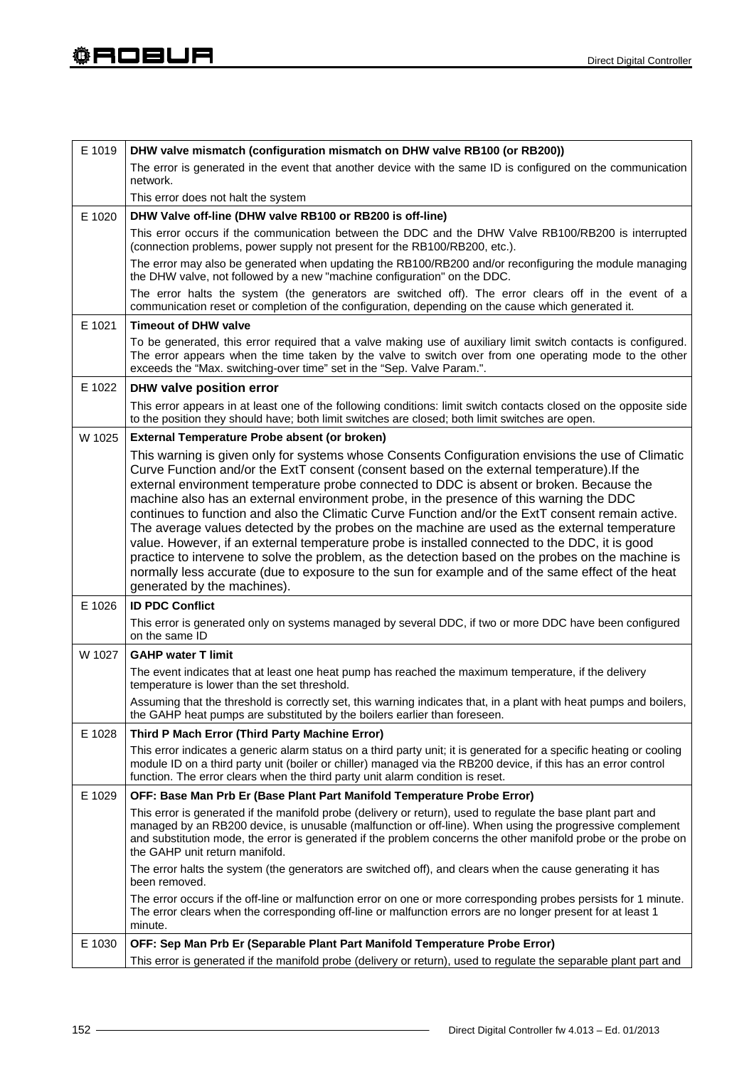| Code | Description |
|---|---|
| E 1019 | **DHW valve mismatch (configuration mismatch on DHW valve RB100 (or RB200))** |
| | The error is generated in the event that another device with the same ID is configured on the communication network. |
| | This error does not halt the system |
| E 1020 | **DHW Valve off-line (DHW valve RB100 or RB200 is off-line)** |
| | This error occurs if the communication between the DDC and the DHW Valve RB100/RB200 is interrupted (connection problems, power supply not present for the RB100/RB200, etc.). |
| | The error may also be generated when updating the RB100/RB200 and/or reconfiguring the module managing the DHW valve, not followed by a new "machine configuration" on the DDC. |
| | The error halts the system (the generators are switched off). The error clears off in the event of a communication reset or completion of the configuration, depending on the cause which generated it. |
| E 1021 | **Timeout of DHW valve** |
| | To be generated, this error required that a valve making use of auxiliary limit switch contacts is configured. The error appears when the time taken by the valve to switch over from one operating mode to the other exceeds the "Max. switching-over time" set in the "Sep. Valve Param.". |
| E 1022 | **DHW valve position error** |
| | This error appears in at least one of the following conditions: limit switch contacts closed on the opposite side to the position they should have; both limit switches are closed; both limit switches are open. |
| W 1025 | **External Temperature Probe absent (or broken)** |
| | This warning is given only for systems whose Consents Configuration envisions the use of Climatic Curve Function and/or the ExtT consent (consent based on the external temperature).If the external environment temperature probe connected to DDC is absent or broken. Because the machine also has an external environment probe, in the presence of this warning the DDC continues to function and also the Climatic Curve Function and/or the ExtT consent remain active. The average values detected by the probes on the machine are used as the external temperature value. However, if an external temperature probe is installed connected to the DDC, it is good practice to intervene to solve the problem, as the detection based on the probes on the machine is normally less accurate (due to exposure to the sun for example and of the same effect of the heat generated by the machines). |
| E 1026 | **ID PDC Conflict** |
| | This error is generated only on systems managed by several DDC, if two or more DDC have been configured on the same ID |
| W 1027 | **GAHP water T limit** |
| | The event indicates that at least one heat pump has reached the maximum temperature, if the delivery temperature is lower than the set threshold. |
| | Assuming that the threshold is correctly set, this warning indicates that, in a plant with heat pumps and boilers, the GAHP heat pumps are substituted by the boilers earlier than foreseen. |
| E 1028 | **Third P Mach Error (Third Party Machine Error)** |
| | This error indicates a generic alarm status on a third party unit; it is generated for a specific heating or cooling module ID on a third party unit (boiler or chiller) managed via the RB200 device, if this has an error control function. The error clears when the third party unit alarm condition is reset. |
| E 1029 | **OFF: Base Man Prb Er (Base Plant Part Manifold Temperature Probe Error)** |
| | This error is generated if the manifold probe (delivery or return), used to regulate the base plant part and managed by an RB200 device, is unusable (malfunction or off-line). When using the progressive complement and substitution mode, the error is generated if the problem concerns the other manifold probe or the probe on the GAHP unit return manifold. |
| | The error halts the system (the generators are switched off), and clears when the cause generating it has been removed. |
| | The error occurs if the off-line or malfunction error on one or more corresponding probes persists for 1 minute. The error clears when the corresponding off-line or malfunction errors are no longer present for at least 1 minute. |
| E 1030 | **OFF: Sep Man Prb Er (Separable Plant Part Manifold Temperature Probe Error)** |
| | This error is generated if the manifold probe (delivery or return), used to regulate the separable plant part and |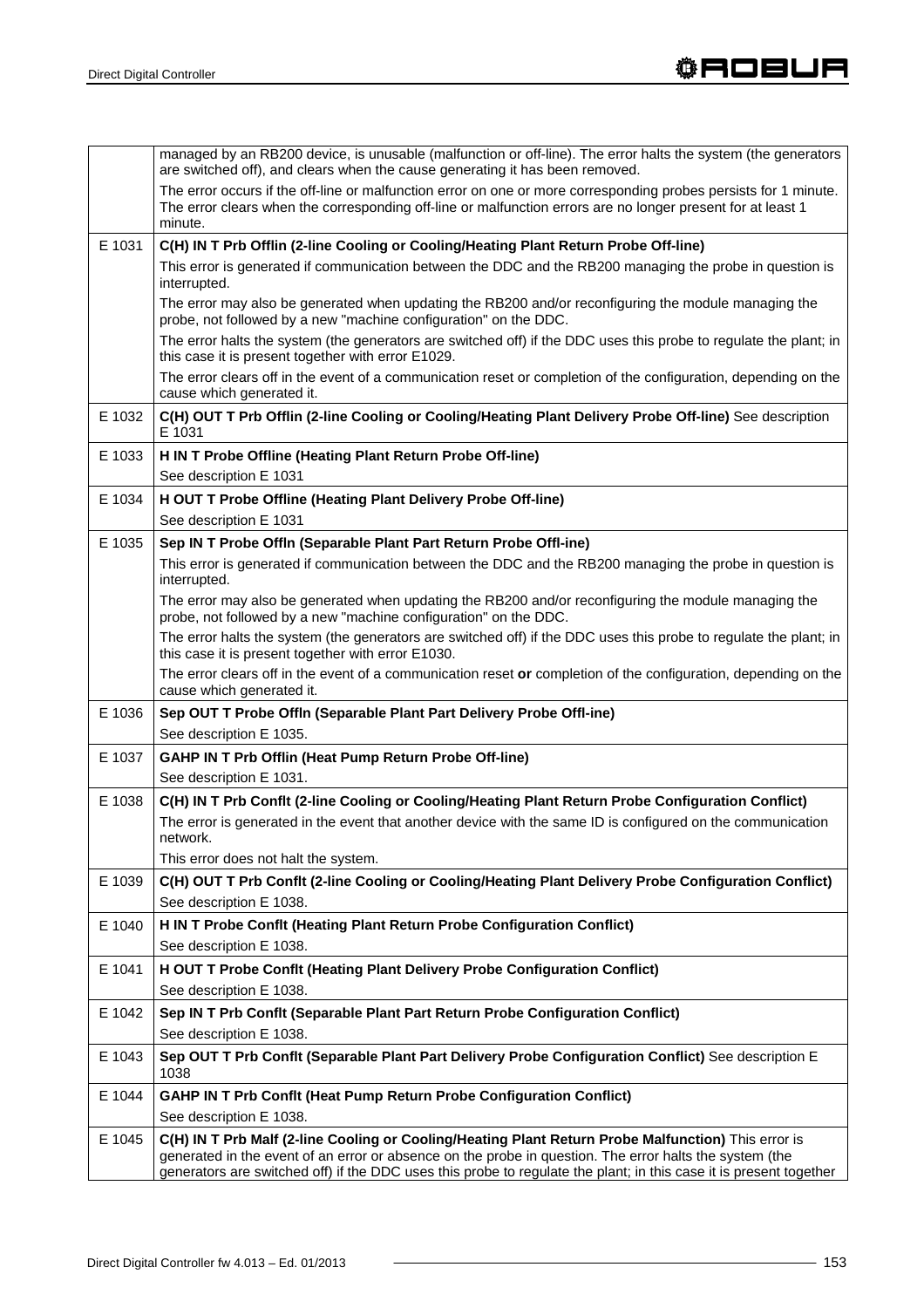| | |
|---|---|
| | managed by an RB200 device, is unusable (malfunction or off-line). The error halts the system (the generators are switched off), and clears when the cause generating it has been removed.<br>The error occurs if the off-line or malfunction error on one or more corresponding probes persists for 1 minute. The error clears when the corresponding off-line or malfunction errors are no longer present for at least 1 minute. |
| E 1031 | **C(H) IN T Prb Offlin (2-line Cooling or Cooling/Heating Plant Return Probe Off-line)**<br>This error is generated if communication between the DDC and the RB200 managing the probe in question is interrupted.<br>The error may also be generated when updating the RB200 and/or reconfiguring the module managing the probe, not followed by a new "machine configuration" on the DDC.<br>The error halts the system (the generators are switched off) if the DDC uses this probe to regulate the plant; in this case it is present together with error E1029.<br>The error clears off in the event of a communication reset or completion of the configuration, depending on the cause which generated it. |
| E 1032 | **C(H) OUT T Prb Offlin (2-line Cooling or Cooling/Heating Plant Delivery Probe Off-line)** See description E 1031 |
| E 1033 | **H IN T Probe Offline (Heating Plant Return Probe Off-line)**<br>See description E 1031 |
| E 1034 | **H OUT T Probe Offline (Heating Plant Delivery Probe Off-line)**<br>See description E 1031 |
| E 1035 | **Sep IN T Probe Offln (Separable Plant Part Return Probe Offl-ine)**<br>This error is generated if communication between the DDC and the RB200 managing the probe in question is interrupted.<br>The error may also be generated when updating the RB200 and/or reconfiguring the module managing the probe, not followed by a new "machine configuration" on the DDC.<br>The error halts the system (the generators are switched off) if the DDC uses this probe to regulate the plant; in this case it is present together with error E1030.<br>The error clears off in the event of a communication reset **or** completion of the configuration, depending on the cause which generated it. |
| E 1036 | **Sep OUT T Probe Offln (Separable Plant Part Delivery Probe Offl-ine)**<br>See description E 1035. |
| E 1037 | **GAHP IN T Prb Offlin (Heat Pump Return Probe Off-line)**<br>See description E 1031. |
| E 1038 | **C(H) IN T Prb Conflt (2-line Cooling or Cooling/Heating Plant Return Probe Configuration Conflict)**<br>The error is generated in the event that another device with the same ID is configured on the communication network.<br>This error does not halt the system. |
| E 1039 | **C(H) OUT T Prb Conflt (2-line Cooling or Cooling/Heating Plant Delivery Probe Configuration Conflict)**<br>See description E 1038. |
| E 1040 | **H IN T Probe Conflt (Heating Plant Return Probe Configuration Conflict)**<br>See description E 1038. |
| E 1041 | **H OUT T Probe Conflt (Heating Plant Delivery Probe Configuration Conflict)**<br>See description E 1038. |
| E 1042 | **Sep IN T Prb Conflt (Separable Plant Part Return Probe Configuration Conflict)**<br>See description E 1038. |
| E 1043 | **Sep OUT T Prb Conflt (Separable Plant Part Delivery Probe Configuration Conflict)** See description E 1038 |
| E 1044 | **GAHP IN T Prb Conflt (Heat Pump Return Probe Configuration Conflict)**<br>See description E 1038. |
| E 1045 | **C(H) IN T Prb Malf (2-line Cooling or Cooling/Heating Plant Return Probe Malfunction)** This error is generated in the event of an error or absence on the probe in question. The error halts the system (the generators are switched off) if the DDC uses this probe to regulate the plant; in this case it is present together |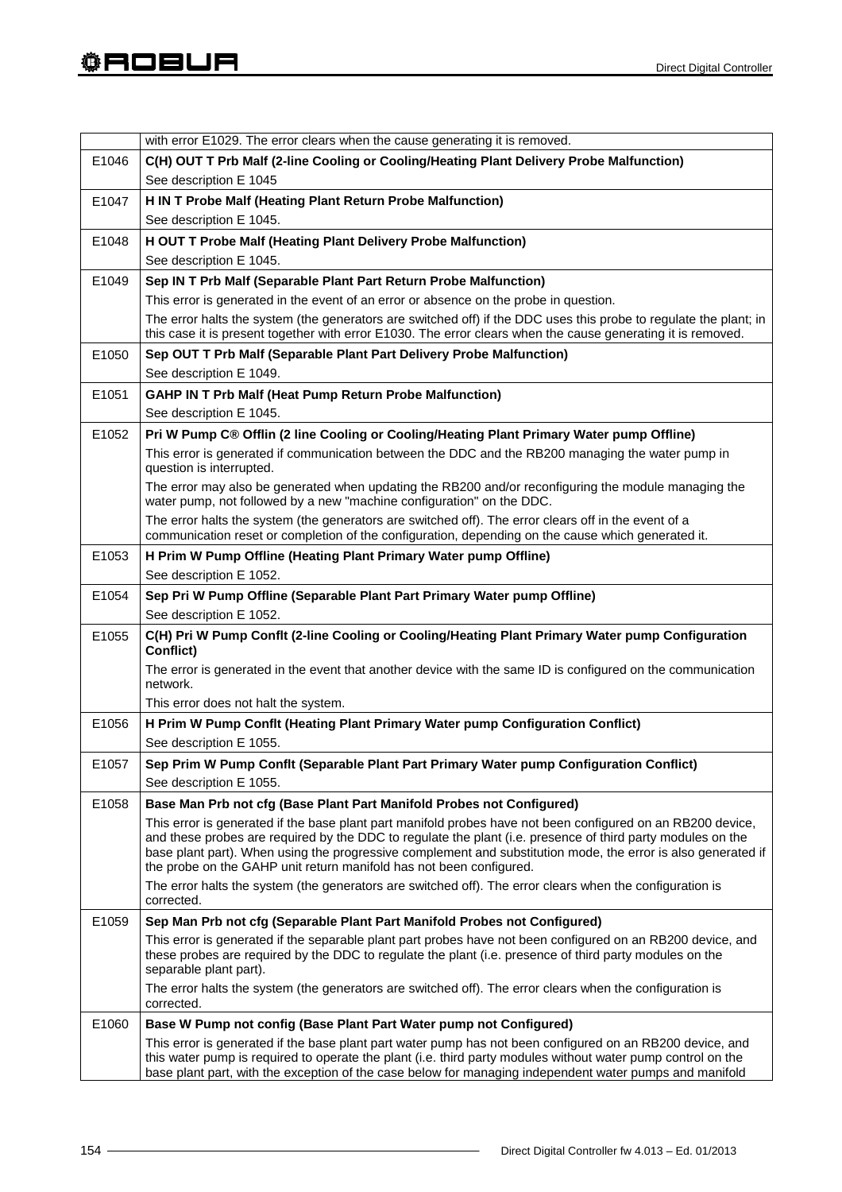| | |
|---|---|
| | with error E1029. The error clears when the cause generating it is removed. |
| E1046 | **C(H) OUT T Prb Malf (2-line Cooling or Cooling/Heating Plant Delivery Probe Malfunction)** |
| | See description E 1045 |
| E1047 | **H IN T Probe Malf (Heating Plant Return Probe Malfunction)** |
| | See description E 1045. |
| E1048 | **H OUT T Probe Malf (Heating Plant Delivery Probe Malfunction)** |
| | See description E 1045. |
| E1049 | **Sep IN T Prb Malf (Separable Plant Part Return Probe Malfunction)** |
| | This error is generated in the event of an error or absence on the probe in question. |
| | The error halts the system (the generators are switched off) if the DDC uses this probe to regulate the plant; in this case it is present together with error E1030. The error clears when the cause generating it is removed. |
| E1050 | **Sep OUT T Prb Malf (Separable Plant Part Delivery Probe Malfunction)** |
| | See description E 1049. |
| E1051 | **GAHP IN T Prb Malf (Heat Pump Return Probe Malfunction)** |
| | See description E 1045. |
| E1052 | **Pri W Pump C® Offlin (2 line Cooling or Cooling/Heating Plant Primary Water pump Offline)** |
| | This error is generated if communication between the DDC and the RB200 managing the water pump in question is interrupted. |
| | The error may also be generated when updating the RB200 and/or reconfiguring the module managing the water pump, not followed by a new "machine configuration" on the DDC. |
| | The error halts the system (the generators are switched off). The error clears off in the event of a communication reset or completion of the configuration, depending on the cause which generated it. |
| E1053 | **H Prim W Pump Offline (Heating Plant Primary Water pump Offline)** |
| | See description E 1052. |
| E1054 | **Sep Pri W Pump Offline (Separable Plant Part Primary Water pump Offline)** |
| | See description E 1052. |
| E1055 | **C(H) Pri W Pump Conflt (2-line Cooling or Cooling/Heating Plant Primary Water pump Configuration Conflict)** |
| | The error is generated in the event that another device with the same ID is configured on the communication network. |
| | This error does not halt the system. |
| E1056 | **H Prim W Pump Conflt (Heating Plant Primary Water pump Configuration Conflict)** |
| | See description E 1055. |
| E1057 | **Sep Prim W Pump Conflt (Separable Plant Part Primary Water pump Configuration Conflict)** |
| | See description E 1055. |
| E1058 | **Base Man Prb not cfg (Base Plant Part Manifold Probes not Configured)** |
| | This error is generated if the base plant part manifold probes have not been configured on an RB200 device, and these probes are required by the DDC to regulate the plant (i.e. presence of third party modules on the base plant part). When using the progressive complement and substitution mode, the error is also generated if the probe on the GAHP unit return manifold has not been configured. |
| | The error halts the system (the generators are switched off). The error clears when the configuration is corrected. |
| E1059 | **Sep Man Prb not cfg (Separable Plant Part Manifold Probes not Configured)** |
| | This error is generated if the separable plant part probes have not been configured on an RB200 device, and these probes are required by the DDC to regulate the plant (i.e. presence of third party modules on the separable plant part). |
| | The error halts the system (the generators are switched off). The error clears when the configuration is corrected. |
| E1060 | **Base W Pump not config (Base Plant Part Water pump not Configured)** |
| | This error is generated if the base plant part water pump has not been configured on an RB200 device, and this water pump is required to operate the plant (i.e. third party modules without water pump control on the base plant part, with the exception of the case below for managing independent water pumps and manifold |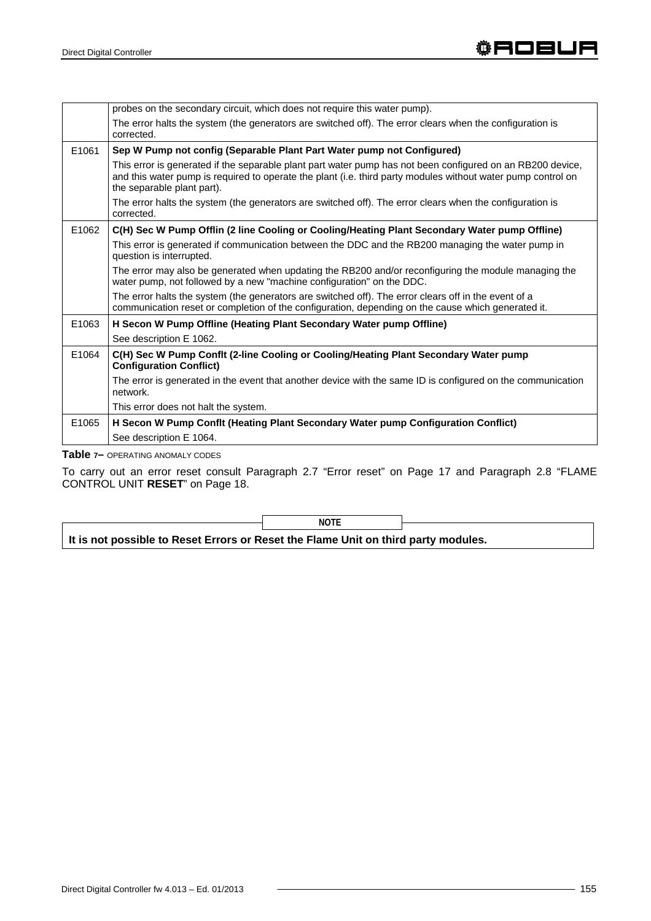| | |
|---|---|
| | probes on the secondary circuit, which does not require this water pump). |
| | The error halts the system (the generators are switched off). The error clears when the configuration is corrected. |
| E1061 | **Sep W Pump not config (Separable Plant Part Water pump not Configured)** |
| | This error is generated if the separable plant part water pump has not been configured on an RB200 device, and this water pump is required to operate the plant (i.e. third party modules without water pump control on the separable plant part). |
| | The error halts the system (the generators are switched off). The error clears when the configuration is corrected. |
| E1062 | **C(H) Sec W Pump Offlin (2 line Cooling or Cooling/Heating Plant Secondary Water pump Offline)** |
| | This error is generated if communication between the DDC and the RB200 managing the water pump in question is interrupted. |
| | The error may also be generated when updating the RB200 and/or reconfiguring the module managing the water pump, not followed by a new "machine configuration" on the DDC. |
| | The error halts the system (the generators are switched off). The error clears off in the event of a communication reset or completion of the configuration, depending on the cause which generated it. |
| E1063 | **H Secon W Pump Offline (Heating Plant Secondary Water pump Offline)** |
| | See description E 1062. |
| E1064 | **C(H) Sec W Pump Conflt (2-line Cooling or Cooling/Heating Plant Secondary Water pump Configuration Conflict)** |
| | The error is generated in the event that another device with the same ID is configured on the communication network. |
| | This error does not halt the system. |
| E1065 | **H Secon W Pump Conflt (Heating Plant Secondary Water pump Configuration Conflict)** |
| | See description E 1064. |

**Table 7–** OPERATING ANOMALY CODES

To carry out an error reset consult Paragraph 2.7 "Error reset" on Page 17 and Paragraph 2.8 "FLAME CONTROL UNIT **RESET**" on Page 18.

**NOTE**

**It is not possible to Reset Errors or Reset the Flame Unit on third party modules.**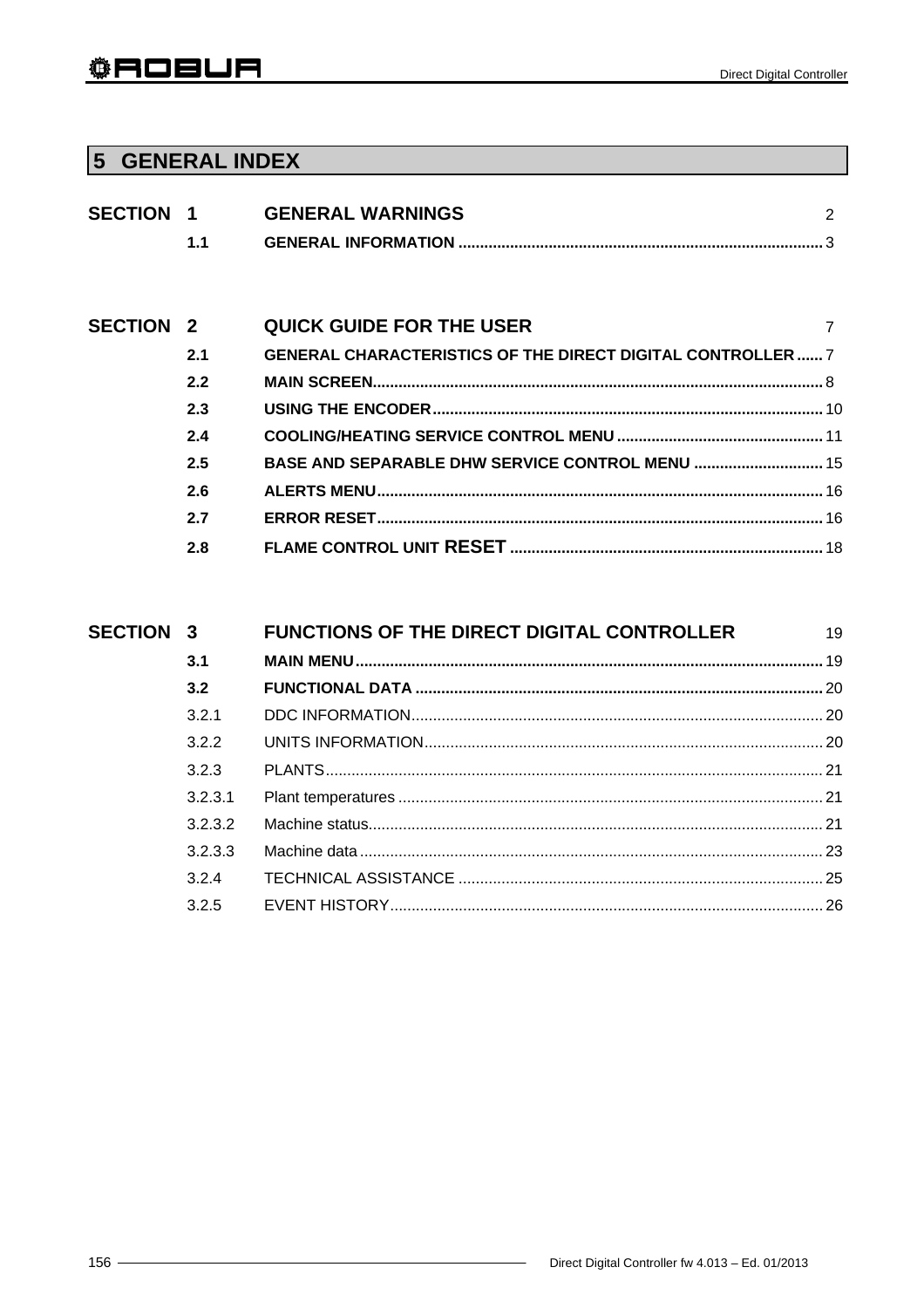# 5 GENERAL INDEX

| | | | |
|---|---|---|---|
| **SECTION 1** | | **GENERAL WARNINGS** | 2 |
| | **1.1** | **GENERAL INFORMATION** | 3 |
| **SECTION 2** | | **QUICK GUIDE FOR THE USER** | 7 |
| | **2.1** | **GENERAL CHARACTERISTICS OF THE DIRECT DIGITAL CONTROLLER** | 7 |
| | **2.2** | **MAIN SCREEN** | 8 |
| | **2.3** | **USING THE ENCODER** | 10 |
| | **2.4** | **COOLING/HEATING SERVICE CONTROL MENU** | 11 |
| | **2.5** | **BASE AND SEPARABLE DHW SERVICE CONTROL MENU** | 15 |
| | **2.6** | **ALERTS MENU** | 16 |
| | **2.7** | **ERROR RESET** | 16 |
| | **2.8** | **FLAME CONTROL UNIT RESET** | 18 |
| **SECTION 3** | | **FUNCTIONS OF THE DIRECT DIGITAL CONTROLLER** | 19 |
| | **3.1** | **MAIN MENU** | 19 |
| | **3.2** | **FUNCTIONAL DATA** | 20 |
| | 3.2.1 | DDC INFORMATION | 20 |
| | 3.2.2 | UNITS INFORMATION | 20 |
| | 3.2.3 | PLANTS | 21 |
| | 3.2.3.1 | Plant temperatures | 21 |
| | 3.2.3.2 | Machine status | 21 |
| | 3.2.3.3 | Machine data | 23 |
| | 3.2.4 | TECHNICAL ASSISTANCE | 25 |
| | 3.2.5 | EVENT HISTORY | 26 |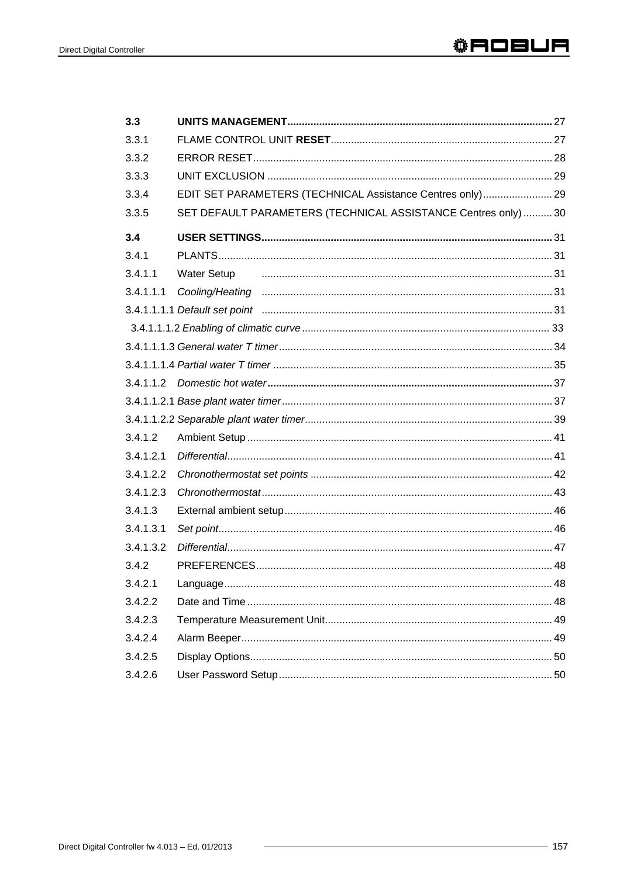| | | |
|---|---|---|
| **3.3** | **UNITS MANAGEMENT** | **27** |
| 3.3.1 | FLAME CONTROL UNIT **RESET** | 27 |
| 3.3.2 | ERROR RESET | 28 |
| 3.3.3 | UNIT EXCLUSION | 29 |
| 3.3.4 | EDIT SET PARAMETERS (TECHNICAL Assistance Centres only) | 29 |
| 3.3.5 | SET DEFAULT PARAMETERS (TECHNICAL ASSISTANCE Centres only) | 30 |
| **3.4** | **USER SETTINGS** | **31** |
| 3.4.1 | PLANTS | 31 |
| 3.4.1.1 | Water Setup | 31 |
| 3.4.1.1.1 | *Cooling/Heating* | 31 |
| 3.4.1.1.1.1 | *Default set point* | 31 |
| 3.4.1.1.1.2 | *Enabling of climatic curve* | 33 |
| 3.4.1.1.1.3 | *General water T timer* | 34 |
| 3.4.1.1.1.4 | *Partial water T timer* | 35 |
| 3.4.1.1.2 | *Domestic hot water* | 37 |
| 3.4.1.1.2.1 | *Base plant water timer* | 37 |
| 3.4.1.1.2.2 | *Separable plant water timer* | 39 |
| 3.4.1.2 | Ambient Setup | 41 |
| 3.4.1.2.1 | *Differential* | 41 |
| 3.4.1.2.2 | *Chronothermostat set points* | 42 |
| 3.4.1.2.3 | *Chronothermostat* | 43 |
| 3.4.1.3 | External ambient setup | 46 |
| 3.4.1.3.1 | *Set point* | 46 |
| 3.4.1.3.2 | *Differential* | 47 |
| 3.4.2 | PREFERENCES | 48 |
| 3.4.2.1 | Language | 48 |
| 3.4.2.2 | Date and Time | 48 |
| 3.4.2.3 | Temperature Measurement Unit | 49 |
| 3.4.2.4 | Alarm Beeper | 49 |
| 3.4.2.5 | Display Options | 50 |
| 3.4.2.6 | User Password Setup | 50 |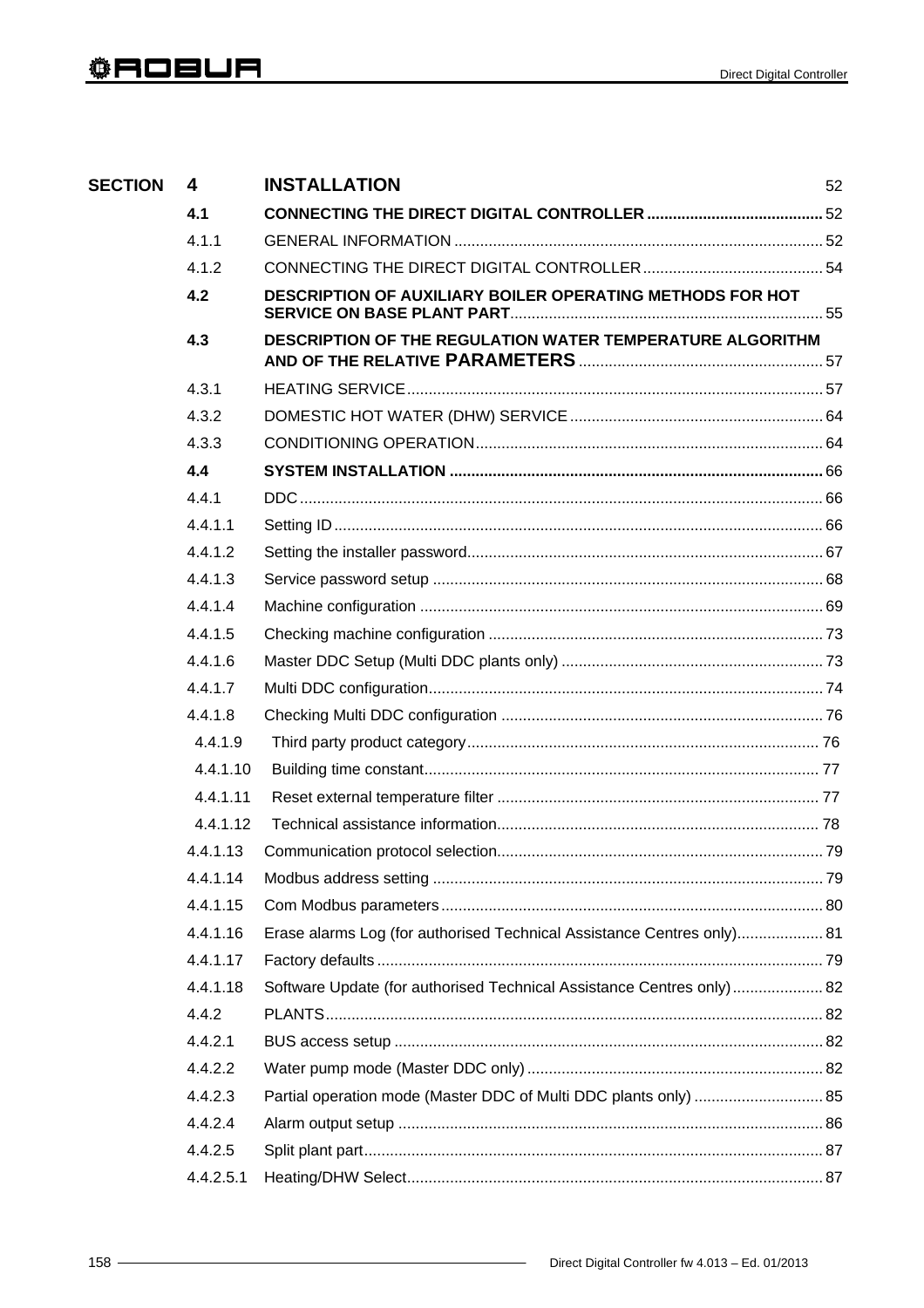| SECTION | 4 | **INSTALLATION** | 52 |
|---|---|---|---|
| | **4.1** | **CONNECTING THE DIRECT DIGITAL CONTROLLER** | 52 |
| | 4.1.1 | GENERAL INFORMATION | 52 |
| | 4.1.2 | CONNECTING THE DIRECT DIGITAL CONTROLLER | 54 |
| | **4.2** | **DESCRIPTION OF AUXILIARY BOILER OPERATING METHODS FOR HOT SERVICE ON BASE PLANT PART** | 55 |
| | **4.3** | **DESCRIPTION OF THE REGULATION WATER TEMPERATURE ALGORITHM AND OF THE RELATIVE PARAMETERS** | 57 |
| | 4.3.1 | HEATING SERVICE | 57 |
| | 4.3.2 | DOMESTIC HOT WATER (DHW) SERVICE | 64 |
| | 4.3.3 | CONDITIONING OPERATION | 64 |
| | **4.4** | **SYSTEM INSTALLATION** | 66 |
| | 4.4.1 | DDC | 66 |
| | 4.4.1.1 | Setting ID | 66 |
| | 4.4.1.2 | Setting the installer password | 67 |
| | 4.4.1.3 | Service password setup | 68 |
| | 4.4.1.4 | Machine configuration | 69 |
| | 4.4.1.5 | Checking machine configuration | 73 |
| | 4.4.1.6 | Master DDC Setup (Multi DDC plants only) | 73 |
| | 4.4.1.7 | Multi DDC configuration | 74 |
| | 4.4.1.8 | Checking Multi DDC configuration | 76 |
| | 4.4.1.9 | Third party product category | 76 |
| | 4.4.1.10 | Building time constant | 77 |
| | 4.4.1.11 | Reset external temperature filter | 77 |
| | 4.4.1.12 | Technical assistance information | 78 |
| | 4.4.1.13 | Communication protocol selection | 79 |
| | 4.4.1.14 | Modbus address setting | 79 |
| | 4.4.1.15 | Com Modbus parameters | 80 |
| | 4.4.1.16 | Erase alarms Log (for authorised Technical Assistance Centres only) | 81 |
| | 4.4.1.17 | Factory defaults | 79 |
| | 4.4.1.18 | Software Update (for authorised Technical Assistance Centres only) | 82 |
| | 4.4.2 | PLANTS | 82 |
| | 4.4.2.1 | BUS access setup | 82 |
| | 4.4.2.2 | Water pump mode (Master DDC only) | 82 |
| | 4.4.2.3 | Partial operation mode (Master DDC of Multi DDC plants only) | 85 |
| | 4.4.2.4 | Alarm output setup | 86 |
| | 4.4.2.5 | Split plant part | 87 |
| | 4.4.2.5.1 | Heating/DHW Select | 87 |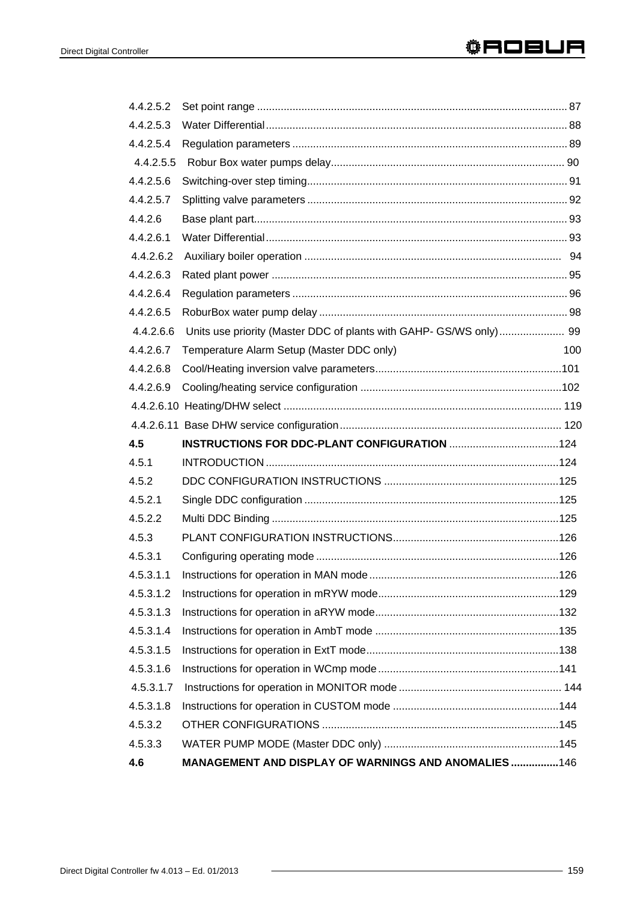| | | |
|---|---|---|
| 4.4.2.5.2 | Set point range | 87 |
| 4.4.2.5.3 | Water Differential | 88 |
| 4.4.2.5.4 | Regulation parameters | 89 |
| 4.4.2.5.5 | Robur Box water pumps delay | 90 |
| 4.4.2.5.6 | Switching-over step timing | 91 |
| 4.4.2.5.7 | Splitting valve parameters | 92 |
| 4.4.2.6 | Base plant part | 93 |
| 4.4.2.6.1 | Water Differential | 93 |
| 4.4.2.6.2 | Auxiliary boiler operation | 94 |
| 4.4.2.6.3 | Rated plant power | 95 |
| 4.4.2.6.4 | Regulation parameters | 96 |
| 4.4.2.6.5 | RoburBox water pump delay | 98 |
| 4.4.2.6.6 | Units use priority (Master DDC of plants with GAHP- GS/WS only) | 99 |
| 4.4.2.6.7 | Temperature Alarm Setup (Master DDC only) | 100 |
| 4.4.2.6.8 | Cool/Heating inversion valve parameters | 101 |
| 4.4.2.6.9 | Cooling/heating service configuration | 102 |
| 4.4.2.6.10 | Heating/DHW select | 119 |
| 4.4.2.6.11 | Base DHW service configuration | 120 |
| **4.5** | **INSTRUCTIONS FOR DDC-PLANT CONFIGURATION** | 124 |
| 4.5.1 | INTRODUCTION | 124 |
| 4.5.2 | DDC CONFIGURATION INSTRUCTIONS | 125 |
| 4.5.2.1 | Single DDC configuration | 125 |
| 4.5.2.2 | Multi DDC Binding | 125 |
| 4.5.3 | PLANT CONFIGURATION INSTRUCTIONS | 126 |
| 4.5.3.1 | Configuring operating mode | 126 |
| 4.5.3.1.1 | Instructions for operation in MAN mode | 126 |
| 4.5.3.1.2 | Instructions for operation in mRYW mode | 129 |
| 4.5.3.1.3 | Instructions for operation in aRYW mode | 132 |
| 4.5.3.1.4 | Instructions for operation in AmbT mode | 135 |
| 4.5.3.1.5 | Instructions for operation in ExtT mode | 138 |
| 4.5.3.1.6 | Instructions for operation in WCmp mode | 141 |
| 4.5.3.1.7 | Instructions for operation in MONITOR mode | 144 |
| 4.5.3.1.8 | Instructions for operation in CUSTOM mode | 144 |
| 4.5.3.2 | OTHER CONFIGURATIONS | 145 |
| 4.5.3.3 | WATER PUMP MODE (Master DDC only) | 145 |
| **4.6** | **MANAGEMENT AND DISPLAY OF WARNINGS AND ANOMALIES** | 146 |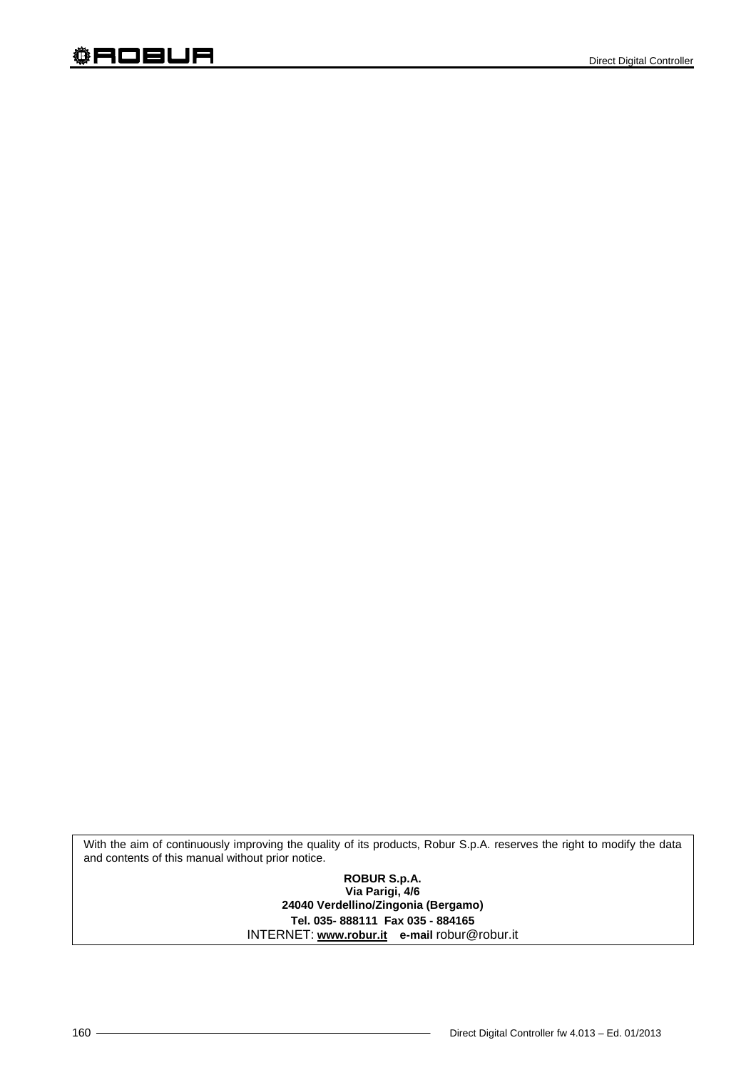With the aim of continuously improving the quality of its products, Robur S.p.A. reserves the right to modify the data and contents of this manual without prior notice.

**ROBUR S.p.A.**
**Via Parigi, 4/6**
**24040 Verdellino/Zingonia (Bergamo)**
**Tel. 035- 888111 Fax 035 - 884165**
INTERNET: **www.robur.it** **e-mail** robur@robur.it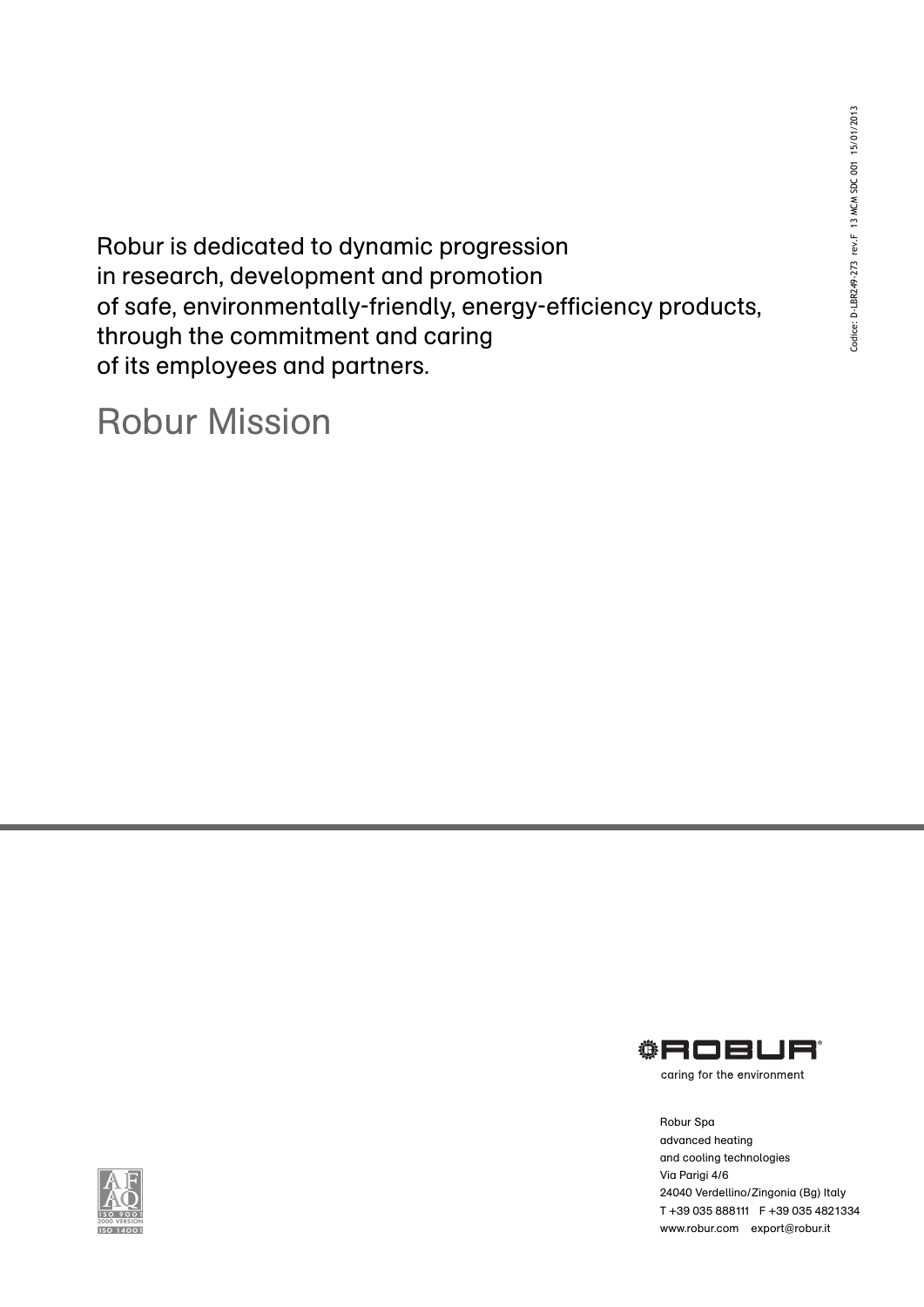Robur is dedicated to dynamic progression
in research, development and promotion
of safe, environmentally-friendly, energy-efficiency products,
through the commitment and caring
of its employees and partners.

Robur Mission

Codice: D-LBR249-273 rev. F 13 MCM SDC 001 15/01/2013

ROBUR®

caring for the environment

Robur Spa
advanced heating
and cooling technologies
Via Parigi 4/6
24040 Verdellino/Zingonia (Bg) Italy
T +39 035 888111 F +39 035 4821334
www.robur.com export@robur.it

AFAQ
ISO 9001
2000 VERSION
ISO 14001